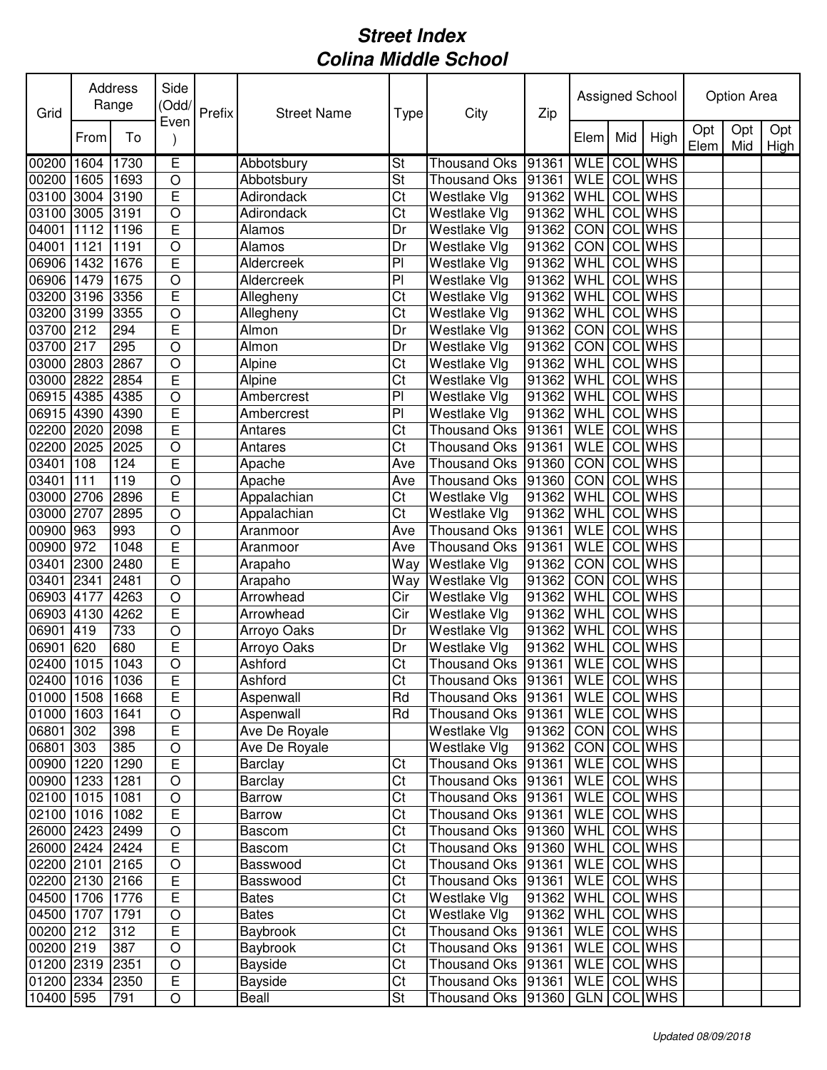# Street Index
# Colina Middle School

| Grid | Address Range | | Side (Odd/ Even) | Prefix | Street Name | Type | City | Zip | Assigned School | | | Option Area | | |
|---|---|---|---|---|---|---|---|---|---|---|---|---|---|---|
| | From | To | | | | | | | Elem | Mid | High | Opt Elem | Opt Mid | Opt High |
| 00200 | 1604 | 1730 | E | | Abbotsbury | St | Thousand Oks | 91361 | WLE | COL | WHS | | | |
| 00200 | 1605 | 1693 | O | | Abbotsbury | St | Thousand Oks | 91361 | WLE | COL | WHS | | | |
| 03100 | 3004 | 3190 | E | | Adirondack | Ct | Westlake Vlg | 91362 | WHL | COL | WHS | | | |
| 03100 | 3005 | 3191 | O | | Adirondack | Ct | Westlake Vlg | 91362 | WHL | COL | WHS | | | |
| 04001 | 1112 | 1196 | E | | Alamos | Dr | Westlake Vlg | 91362 | CON | COL | WHS | | | |
| 04001 | 1121 | 1191 | O | | Alamos | Dr | Westlake Vlg | 91362 | CON | COL | WHS | | | |
| 06906 | 1432 | 1676 | E | | Aldercreek | Pl | Westlake Vlg | 91362 | WHL | COL | WHS | | | |
| 06906 | 1479 | 1675 | O | | Aldercreek | Pl | Westlake Vlg | 91362 | WHL | COL | WHS | | | |
| 03200 | 3196 | 3356 | E | | Allegheny | Ct | Westlake Vlg | 91362 | WHL | COL | WHS | | | |
| 03200 | 3199 | 3355 | O | | Allegheny | Ct | Westlake Vlg | 91362 | WHL | COL | WHS | | | |
| 03700 | 212 | 294 | E | | Almon | Dr | Westlake Vlg | 91362 | CON | COL | WHS | | | |
| 03700 | 217 | 295 | O | | Almon | Dr | Westlake Vlg | 91362 | CON | COL | WHS | | | |
| 03000 | 2803 | 2867 | O | | Alpine | Ct | Westlake Vlg | 91362 | WHL | COL | WHS | | | |
| 03000 | 2822 | 2854 | E | | Alpine | Ct | Westlake Vlg | 91362 | WHL | COL | WHS | | | |
| 06915 | 4385 | 4385 | O | | Ambercrest | Pl | Westlake Vlg | 91362 | WHL | COL | WHS | | | |
| 06915 | 4390 | 4390 | E | | Ambercrest | Pl | Westlake Vlg | 91362 | WHL | COL | WHS | | | |
| 02200 | 2020 | 2098 | E | | Antares | Ct | Thousand Oks | 91361 | WLE | COL | WHS | | | |
| 02200 | 2025 | 2025 | O | | Antares | Ct | Thousand Oks | 91361 | WLE | COL | WHS | | | |
| 03401 | 108 | 124 | E | | Apache | Ave | Thousand Oks | 91360 | CON | COL | WHS | | | |
| 03401 | 111 | 119 | O | | Apache | Ave | Thousand Oks | 91360 | CON | COL | WHS | | | |
| 03000 | 2706 | 2896 | E | | Appalachian | Ct | Westlake Vlg | 91362 | WHL | COL | WHS | | | |
| 03000 | 2707 | 2895 | O | | Appalachian | Ct | Westlake Vlg | 91362 | WHL | COL | WHS | | | |
| 00900 | 963 | 993 | O | | Aranmoor | Ave | Thousand Oks | 91361 | WLE | COL | WHS | | | |
| 00900 | 972 | 1048 | E | | Aranmoor | Ave | Thousand Oks | 91361 | WLE | COL | WHS | | | |
| 03401 | 2300 | 2480 | E | | Arapaho | Way | Westlake Vlg | 91362 | CON | COL | WHS | | | |
| 03401 | 2341 | 2481 | O | | Arapaho | Way | Westlake Vlg | 91362 | CON | COL | WHS | | | |
| 06903 | 4177 | 4263 | O | | Arrowhead | Cir | Westlake Vlg | 91362 | WHL | COL | WHS | | | |
| 06903 | 4130 | 4262 | E | | Arrowhead | Cir | Westlake Vlg | 91362 | WHL | COL | WHS | | | |
| 06901 | 419 | 733 | O | | Arroyo Oaks | Dr | Westlake Vlg | 91362 | WHL | COL | WHS | | | |
| 06901 | 620 | 680 | E | | Arroyo Oaks | Dr | Westlake Vlg | 91362 | WHL | COL | WHS | | | |
| 02400 | 1015 | 1043 | O | | Ashford | Ct | Thousand Oks | 91361 | WLE | COL | WHS | | | |
| 02400 | 1016 | 1036 | E | | Ashford | Ct | Thousand Oks | 91361 | WLE | COL | WHS | | | |
| 01000 | 1508 | 1668 | E | | Aspenwall | Rd | Thousand Oks | 91361 | WLE | COL | WHS | | | |
| 01000 | 1603 | 1641 | O | | Aspenwall | Rd | Thousand Oks | 91361 | WLE | COL | WHS | | | |
| 06801 | 302 | 398 | E | | Ave De Royale | | Westlake Vlg | 91362 | CON | COL | WHS | | | |
| 06801 | 303 | 385 | O | | Ave De Royale | | Westlake Vlg | 91362 | CON | COL | WHS | | | |
| 00900 | 1220 | 1290 | E | | Barclay | Ct | Thousand Oks | 91361 | WLE | COL | WHS | | | |
| 00900 | 1233 | 1281 | O | | Barclay | Ct | Thousand Oks | 91361 | WLE | COL | WHS | | | |
| 02100 | 1015 | 1081 | O | | Barrow | Ct | Thousand Oks | 91361 | WLE | COL | WHS | | | |
| 02100 | 1016 | 1082 | E | | Barrow | Ct | Thousand Oks | 91361 | WLE | COL | WHS | | | |
| 26000 | 2423 | 2499 | O | | Bascom | Ct | Thousand Oks | 91360 | WHL | COL | WHS | | | |
| 26000 | 2424 | 2424 | E | | Bascom | Ct | Thousand Oks | 91360 | WHL | COL | WHS | | | |
| 02200 | 2101 | 2165 | O | | Basswood | Ct | Thousand Oks | 91361 | WLE | COL | WHS | | | |
| 02200 | 2130 | 2166 | E | | Basswood | Ct | Thousand Oks | 91361 | WLE | COL | WHS | | | |
| 04500 | 1706 | 1776 | E | | Bates | Ct | Westlake Vlg | 91362 | WHL | COL | WHS | | | |
| 04500 | 1707 | 1791 | O | | Bates | Ct | Westlake Vlg | 91362 | WHL | COL | WHS | | | |
| 00200 | 212 | 312 | E | | Baybrook | Ct | Thousand Oks | 91361 | WLE | COL | WHS | | | |
| 00200 | 219 | 387 | O | | Baybrook | Ct | Thousand Oks | 91361 | WLE | COL | WHS | | | |
| 01200 | 2319 | 2351 | O | | Bayside | Ct | Thousand Oks | 91361 | WLE | COL | WHS | | | |
| 01200 | 2334 | 2350 | E | | Bayside | Ct | Thousand Oks | 91361 | WLE | COL | WHS | | | |
| 10400 | 595 | 791 | O | | Beall | St | Thousand Oks | 91360 | GLN | COL | WHS | | | |

*Updated 08/09/2018*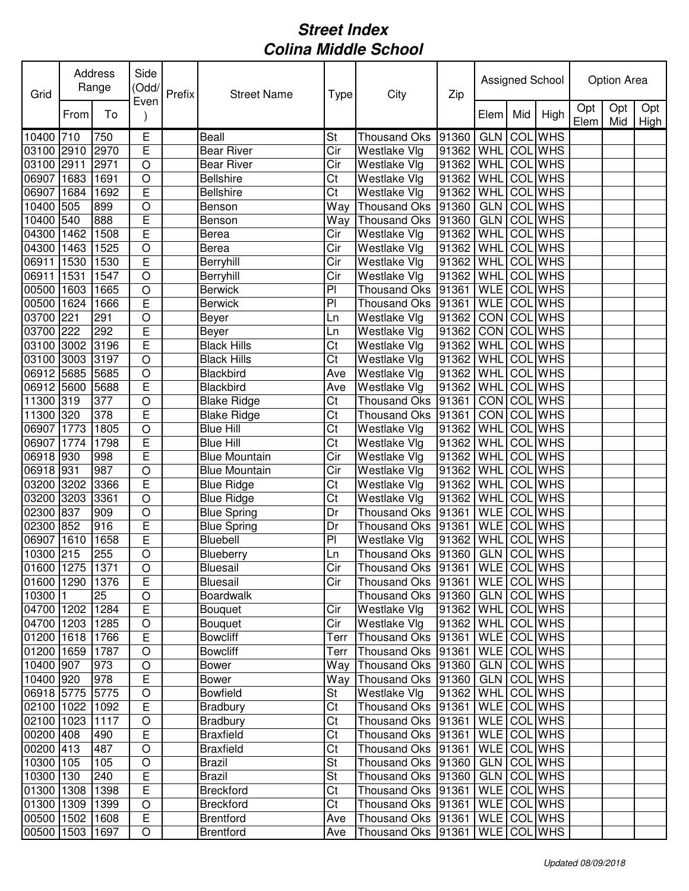# Street Index
# Colina Middle School

| Grid | Address Range | | Side (Odd/ Even) | Prefix | Street Name | Type | City | Zip | Assigned School | | | Option Area | | |
|---|---|---|---|---|---|---|---|---|---|---|---|---|---|---|
| | From | To | | | | | | | Elem | Mid | High | Opt Elem | Opt Mid | Opt High |
| 10400 | 710 | 750 | E | | Beall | St | Thousand Oks | 91360 | GLN | COL | WHS | | | |
| 03100 | 2910 | 2970 | E | | Bear River | Cir | Westlake Vlg | 91362 | WHL | COL | WHS | | | |
| 03100 | 2911 | 2971 | O | | Bear River | Cir | Westlake Vlg | 91362 | WHL | COL | WHS | | | |
| 06907 | 1683 | 1691 | O | | Bellshire | Ct | Westlake Vlg | 91362 | WHL | COL | WHS | | | |
| 06907 | 1684 | 1692 | E | | Bellshire | Ct | Westlake Vlg | 91362 | WHL | COL | WHS | | | |
| 10400 | 505 | 899 | O | | Benson | Way | Thousand Oks | 91360 | GLN | COL | WHS | | | |
| 10400 | 540 | 888 | E | | Benson | Way | Thousand Oks | 91360 | GLN | COL | WHS | | | |
| 04300 | 1462 | 1508 | E | | Berea | Cir | Westlake Vlg | 91362 | WHL | COL | WHS | | | |
| 04300 | 1463 | 1525 | O | | Berea | Cir | Westlake Vlg | 91362 | WHL | COL | WHS | | | |
| 06911 | 1530 | 1530 | E | | Berryhill | Cir | Westlake Vlg | 91362 | WHL | COL | WHS | | | |
| 06911 | 1531 | 1547 | O | | Berryhill | Cir | Westlake Vlg | 91362 | WHL | COL | WHS | | | |
| 00500 | 1603 | 1665 | O | | Berwick | Pl | Thousand Oks | 91361 | WLE | COL | WHS | | | |
| 00500 | 1624 | 1666 | E | | Berwick | Pl | Thousand Oks | 91361 | WLE | COL | WHS | | | |
| 03700 | 221 | 291 | O | | Beyer | Ln | Westlake Vlg | 91362 | CON | COL | WHS | | | |
| 03700 | 222 | 292 | E | | Beyer | Ln | Westlake Vlg | 91362 | CON | COL | WHS | | | |
| 03100 | 3002 | 3196 | E | | Black Hills | Ct | Westlake Vlg | 91362 | WHL | COL | WHS | | | |
| 03100 | 3003 | 3197 | O | | Black Hills | Ct | Westlake Vlg | 91362 | WHL | COL | WHS | | | |
| 06912 | 5685 | 5685 | O | | Blackbird | Ave | Westlake Vlg | 91362 | WHL | COL | WHS | | | |
| 06912 | 5600 | 5688 | E | | Blackbird | Ave | Westlake Vlg | 91362 | WHL | COL | WHS | | | |
| 11300 | 319 | 377 | O | | Blake Ridge | Ct | Thousand Oks | 91361 | CON | COL | WHS | | | |
| 11300 | 320 | 378 | E | | Blake Ridge | Ct | Thousand Oks | 91361 | CON | COL | WHS | | | |
| 06907 | 1773 | 1805 | O | | Blue Hill | Ct | Westlake Vlg | 91362 | WHL | COL | WHS | | | |
| 06907 | 1774 | 1798 | E | | Blue Hill | Ct | Westlake Vlg | 91362 | WHL | COL | WHS | | | |
| 06918 | 930 | 998 | E | | Blue Mountain | Cir | Westlake Vlg | 91362 | WHL | COL | WHS | | | |
| 06918 | 931 | 987 | O | | Blue Mountain | Cir | Westlake Vlg | 91362 | WHL | COL | WHS | | | |
| 03200 | 3202 | 3366 | E | | Blue Ridge | Ct | Westlake Vlg | 91362 | WHL | COL | WHS | | | |
| 03200 | 3203 | 3361 | O | | Blue Ridge | Ct | Westlake Vlg | 91362 | WHL | COL | WHS | | | |
| 02300 | 837 | 909 | O | | Blue Spring | Dr | Thousand Oks | 91361 | WLE | COL | WHS | | | |
| 02300 | 852 | 916 | E | | Blue Spring | Dr | Thousand Oks | 91361 | WLE | COL | WHS | | | |
| 06907 | 1610 | 1658 | E | | Bluebell | Pl | Westlake Vlg | 91362 | WHL | COL | WHS | | | |
| 10300 | 215 | 255 | O | | Blueberry | Ln | Thousand Oks | 91360 | GLN | COL | WHS | | | |
| 01600 | 1275 | 1371 | O | | Bluesail | Cir | Thousand Oks | 91361 | WLE | COL | WHS | | | |
| 01600 | 1290 | 1376 | E | | Bluesail | Cir | Thousand Oks | 91361 | WLE | COL | WHS | | | |
| 10300 | 1 | 25 | O | | Boardwalk | | Thousand Oks | 91360 | GLN | COL | WHS | | | |
| 04700 | 1202 | 1284 | E | | Bouquet | Cir | Westlake Vlg | 91362 | WHL | COL | WHS | | | |
| 04700 | 1203 | 1285 | O | | Bouquet | Cir | Westlake Vlg | 91362 | WHL | COL | WHS | | | |
| 01200 | 1618 | 1766 | E | | Bowcliff | Terr | Thousand Oks | 91361 | WLE | COL | WHS | | | |
| 01200 | 1659 | 1787 | O | | Bowcliff | Terr | Thousand Oks | 91361 | WLE | COL | WHS | | | |
| 10400 | 907 | 973 | O | | Bower | Way | Thousand Oks | 91360 | GLN | COL | WHS | | | |
| 10400 | 920 | 978 | E | | Bower | Way | Thousand Oks | 91360 | GLN | COL | WHS | | | |
| 06918 | 5775 | 5775 | O | | Bowfield | St | Westlake Vlg | 91362 | WHL | COL | WHS | | | |
| 02100 | 1022 | 1092 | E | | Bradbury | Ct | Thousand Oks | 91361 | WLE | COL | WHS | | | |
| 02100 | 1023 | 1117 | O | | Bradbury | Ct | Thousand Oks | 91361 | WLE | COL | WHS | | | |
| 00200 | 408 | 490 | E | | Braxfield | Ct | Thousand Oks | 91361 | WLE | COL | WHS | | | |
| 00200 | 413 | 487 | O | | Braxfield | Ct | Thousand Oks | 91361 | WLE | COL | WHS | | | |
| 10300 | 105 | 105 | O | | Brazil | St | Thousand Oks | 91360 | GLN | COL | WHS | | | |
| 10300 | 130 | 240 | E | | Brazil | St | Thousand Oks | 91360 | GLN | COL | WHS | | | |
| 01300 | 1308 | 1398 | E | | Breckford | Ct | Thousand Oks | 91361 | WLE | COL | WHS | | | |
| 01300 | 1309 | 1399 | O | | Breckford | Ct | Thousand Oks | 91361 | WLE | COL | WHS | | | |
| 00500 | 1502 | 1608 | E | | Brentford | Ave | Thousand Oks | 91361 | WLE | COL | WHS | | | |
| 00500 | 1503 | 1697 | O | | Brentford | Ave | Thousand Oks | 91361 | WLE | COL | WHS | | | |

*Updated 08/09/2018*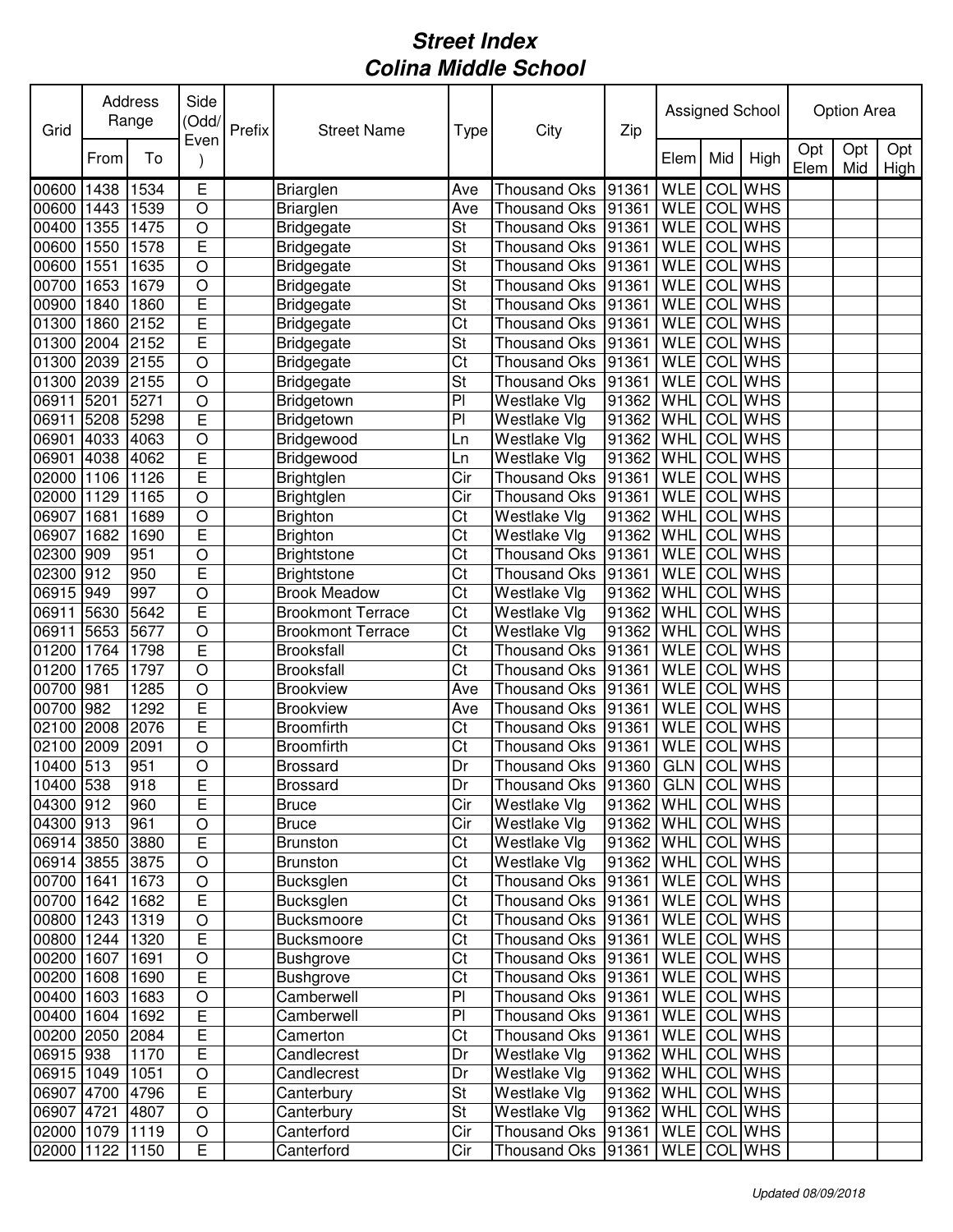# Street Index
# Colina Middle School

| Grid | Address Range | | Side (Odd/ Even) | Prefix | Street Name | Type | City | Zip | Assigned School | | | Option Area | | |
|---|---|---|---|---|---|---|---|---|---|---|---|---|---|---|
| | From | To | | | | | | | Elem | Mid | High | Opt Elem | Opt Mid | Opt High |
| 00600 | 1438 | 1534 | E | | Briarglen | Ave | Thousand Oks | 91361 | WLE | COL | WHS | | | |
| 00600 | 1443 | 1539 | O | | Briarglen | Ave | Thousand Oks | 91361 | WLE | COL | WHS | | | |
| 00400 | 1355 | 1475 | O | | Bridgegate | St | Thousand Oks | 91361 | WLE | COL | WHS | | | |
| 00600 | 1550 | 1578 | E | | Bridgegate | St | Thousand Oks | 91361 | WLE | COL | WHS | | | |
| 00600 | 1551 | 1635 | O | | Bridgegate | St | Thousand Oks | 91361 | WLE | COL | WHS | | | |
| 00700 | 1653 | 1679 | O | | Bridgegate | St | Thousand Oks | 91361 | WLE | COL | WHS | | | |
| 00900 | 1840 | 1860 | E | | Bridgegate | St | Thousand Oks | 91361 | WLE | COL | WHS | | | |
| 01300 | 1860 | 2152 | E | | Bridgegate | Ct | Thousand Oks | 91361 | WLE | COL | WHS | | | |
| 01300 | 2004 | 2152 | E | | Bridgegate | St | Thousand Oks | 91361 | WLE | COL | WHS | | | |
| 01300 | 2039 | 2155 | O | | Bridgegate | Ct | Thousand Oks | 91361 | WLE | COL | WHS | | | |
| 01300 | 2039 | 2155 | O | | Bridgegate | St | Thousand Oks | 91361 | WLE | COL | WHS | | | |
| 06911 | 5201 | 5271 | O | | Bridgetown | Pl | Westlake Vlg | 91362 | WHL | COL | WHS | | | |
| 06911 | 5208 | 5298 | E | | Bridgetown | Pl | Westlake Vlg | 91362 | WHL | COL | WHS | | | |
| 06901 | 4033 | 4063 | O | | Bridgewood | Ln | Westlake Vlg | 91362 | WHL | COL | WHS | | | |
| 06901 | 4038 | 4062 | E | | Bridgewood | Ln | Westlake Vlg | 91362 | WHL | COL | WHS | | | |
| 02000 | 1106 | 1126 | E | | Brightglen | Cir | Thousand Oks | 91361 | WLE | COL | WHS | | | |
| 02000 | 1129 | 1165 | O | | Brightglen | Cir | Thousand Oks | 91361 | WLE | COL | WHS | | | |
| 06907 | 1681 | 1689 | O | | Brighton | Ct | Westlake Vlg | 91362 | WHL | COL | WHS | | | |
| 06907 | 1682 | 1690 | E | | Brighton | Ct | Westlake Vlg | 91362 | WHL | COL | WHS | | | |
| 02300 | 909 | 951 | O | | Brightstone | Ct | Thousand Oks | 91361 | WLE | COL | WHS | | | |
| 02300 | 912 | 950 | E | | Brightstone | Ct | Thousand Oks | 91361 | WLE | COL | WHS | | | |
| 06915 | 949 | 997 | O | | Brook Meadow | Ct | Westlake Vlg | 91362 | WHL | COL | WHS | | | |
| 06911 | 5630 | 5642 | E | | Brookmont Terrace | Ct | Westlake Vlg | 91362 | WHL | COL | WHS | | | |
| 06911 | 5653 | 5677 | O | | Brookmont Terrace | Ct | Westlake Vlg | 91362 | WHL | COL | WHS | | | |
| 01200 | 1764 | 1798 | E | | Brooksfall | Ct | Thousand Oks | 91361 | WLE | COL | WHS | | | |
| 01200 | 1765 | 1797 | O | | Brooksfall | Ct | Thousand Oks | 91361 | WLE | COL | WHS | | | |
| 00700 | 981 | 1285 | O | | Brookview | Ave | Thousand Oks | 91361 | WLE | COL | WHS | | | |
| 00700 | 982 | 1292 | E | | Brookview | Ave | Thousand Oks | 91361 | WLE | COL | WHS | | | |
| 02100 | 2008 | 2076 | E | | Broomfirth | Ct | Thousand Oks | 91361 | WLE | COL | WHS | | | |
| 02100 | 2009 | 2091 | O | | Broomfirth | Ct | Thousand Oks | 91361 | WLE | COL | WHS | | | |
| 10400 | 513 | 951 | O | | Brossard | Dr | Thousand Oks | 91360 | GLN | COL | WHS | | | |
| 10400 | 538 | 918 | E | | Brossard | Dr | Thousand Oks | 91360 | GLN | COL | WHS | | | |
| 04300 | 912 | 960 | E | | Bruce | Cir | Westlake Vlg | 91362 | WHL | COL | WHS | | | |
| 04300 | 913 | 961 | O | | Bruce | Cir | Westlake Vlg | 91362 | WHL | COL | WHS | | | |
| 06914 | 3850 | 3880 | E | | Brunston | Ct | Westlake Vlg | 91362 | WHL | COL | WHS | | | |
| 06914 | 3855 | 3875 | O | | Brunston | Ct | Westlake Vlg | 91362 | WHL | COL | WHS | | | |
| 00700 | 1641 | 1673 | O | | Bucksglen | Ct | Thousand Oks | 91361 | WLE | COL | WHS | | | |
| 00700 | 1642 | 1682 | E | | Bucksglen | Ct | Thousand Oks | 91361 | WLE | COL | WHS | | | |
| 00800 | 1243 | 1319 | O | | Bucksmoore | Ct | Thousand Oks | 91361 | WLE | COL | WHS | | | |
| 00800 | 1244 | 1320 | E | | Bucksmoore | Ct | Thousand Oks | 91361 | WLE | COL | WHS | | | |
| 00200 | 1607 | 1691 | O | | Bushgrove | Ct | Thousand Oks | 91361 | WLE | COL | WHS | | | |
| 00200 | 1608 | 1690 | E | | Bushgrove | Ct | Thousand Oks | 91361 | WLE | COL | WHS | | | |
| 00400 | 1603 | 1683 | O | | Camberwell | Pl | Thousand Oks | 91361 | WLE | COL | WHS | | | |
| 00400 | 1604 | 1692 | E | | Camberwell | Pl | Thousand Oks | 91361 | WLE | COL | WHS | | | |
| 00200 | 2050 | 2084 | E | | Camerton | Ct | Thousand Oks | 91361 | WLE | COL | WHS | | | |
| 06915 | 938 | 1170 | E | | Candlecrest | Dr | Westlake Vlg | 91362 | WHL | COL | WHS | | | |
| 06915 | 1049 | 1051 | O | | Candlecrest | Dr | Westlake Vlg | 91362 | WHL | COL | WHS | | | |
| 06907 | 4700 | 4796 | E | | Canterbury | St | Westlake Vlg | 91362 | WHL | COL | WHS | | | |
| 06907 | 4721 | 4807 | O | | Canterbury | St | Westlake Vlg | 91362 | WHL | COL | WHS | | | |
| 02000 | 1079 | 1119 | O | | Canterford | Cir | Thousand Oks | 91361 | WLE | COL | WHS | | | |
| 02000 | 1122 | 1150 | E | | Canterford | Cir | Thousand Oks | 91361 | WLE | COL | WHS | | | |

*Updated 08/09/2018*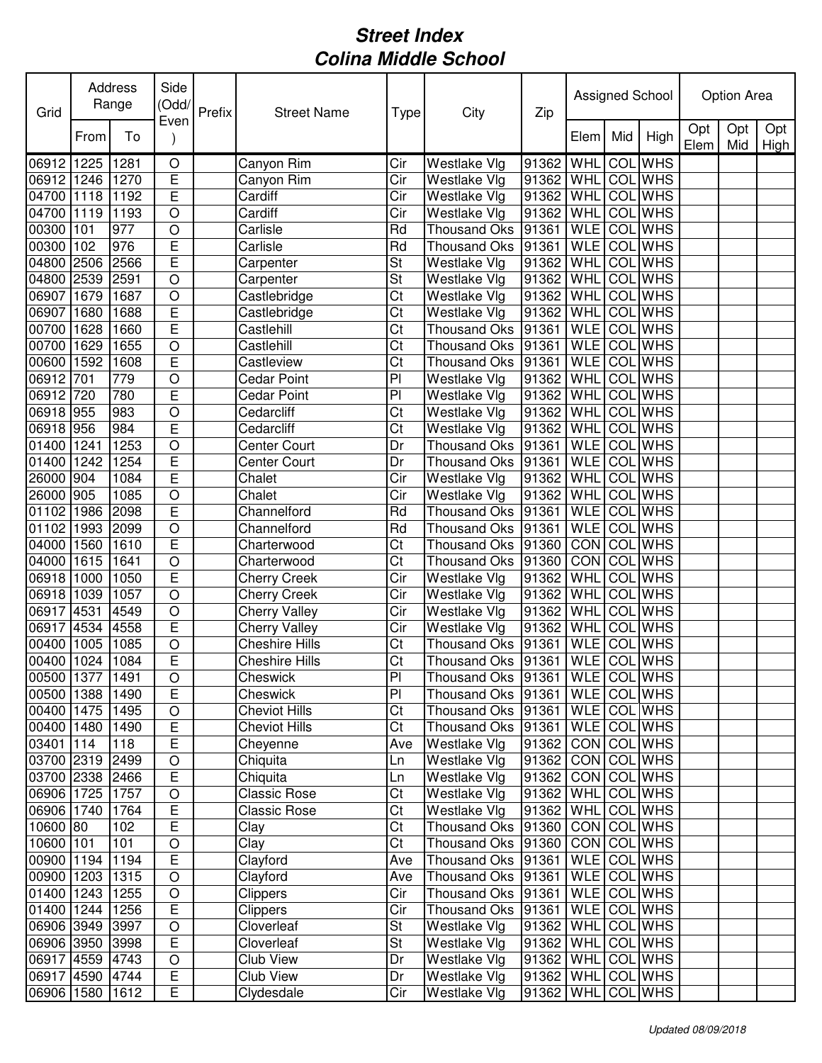# Street Index
# Colina Middle School

| Grid | Address Range | | Side (Odd/ Even) | Prefix | Street Name | Type | City | Zip | Assigned School | | | Option Area | | |
|---|---|---|---|---|---|---|---|---|---|---|---|---|---|---|
| | From | To | | | | | | | Elem | Mid | High | Opt Elem | Opt Mid | Opt High |
| 06912 | 1225 | 1281 | O | | Canyon Rim | Cir | Westlake Vlg | 91362 | WHL | COL | WHS | | | |
| 06912 | 1246 | 1270 | E | | Canyon Rim | Cir | Westlake Vlg | 91362 | WHL | COL | WHS | | | |
| 04700 | 1118 | 1192 | E | | Cardiff | Cir | Westlake Vlg | 91362 | WHL | COL | WHS | | | |
| 04700 | 1119 | 1193 | O | | Cardiff | Cir | Westlake Vlg | 91362 | WHL | COL | WHS | | | |
| 00300 | 101 | 977 | O | | Carlisle | Rd | Thousand Oks | 91361 | WLE | COL | WHS | | | |
| 00300 | 102 | 976 | E | | Carlisle | Rd | Thousand Oks | 91361 | WLE | COL | WHS | | | |
| 04800 | 2506 | 2566 | E | | Carpenter | St | Westlake Vlg | 91362 | WHL | COL | WHS | | | |
| 04800 | 2539 | 2591 | O | | Carpenter | St | Westlake Vlg | 91362 | WHL | COL | WHS | | | |
| 06907 | 1679 | 1687 | O | | Castlebridge | Ct | Westlake Vlg | 91362 | WHL | COL | WHS | | | |
| 06907 | 1680 | 1688 | E | | Castlebridge | Ct | Westlake Vlg | 91362 | WHL | COL | WHS | | | |
| 00700 | 1628 | 1660 | E | | Castlehill | Ct | Thousand Oks | 91361 | WLE | COL | WHS | | | |
| 00700 | 1629 | 1655 | O | | Castlehill | Ct | Thousand Oks | 91361 | WLE | COL | WHS | | | |
| 00600 | 1592 | 1608 | E | | Castleview | Ct | Thousand Oks | 91361 | WLE | COL | WHS | | | |
| 06912 | 701 | 779 | O | | Cedar Point | Pl | Westlake Vlg | 91362 | WHL | COL | WHS | | | |
| 06912 | 720 | 780 | E | | Cedar Point | Pl | Westlake Vlg | 91362 | WHL | COL | WHS | | | |
| 06918 | 955 | 983 | O | | Cedarcliff | Ct | Westlake Vlg | 91362 | WHL | COL | WHS | | | |
| 06918 | 956 | 984 | E | | Cedarcliff | Ct | Westlake Vlg | 91362 | WHL | COL | WHS | | | |
| 01400 | 1241 | 1253 | O | | Center Court | Dr | Thousand Oks | 91361 | WLE | COL | WHS | | | |
| 01400 | 1242 | 1254 | E | | Center Court | Dr | Thousand Oks | 91361 | WLE | COL | WHS | | | |
| 26000 | 904 | 1084 | E | | Chalet | Cir | Westlake Vlg | 91362 | WHL | COL | WHS | | | |
| 26000 | 905 | 1085 | O | | Chalet | Cir | Westlake Vlg | 91362 | WHL | COL | WHS | | | |
| 01102 | 1986 | 2098 | E | | Channelford | Rd | Thousand Oks | 91361 | WLE | COL | WHS | | | |
| 01102 | 1993 | 2099 | O | | Channelford | Rd | Thousand Oks | 91361 | WLE | COL | WHS | | | |
| 04000 | 1560 | 1610 | E | | Charterwood | Ct | Thousand Oks | 91360 | CON | COL | WHS | | | |
| 04000 | 1615 | 1641 | O | | Charterwood | Ct | Thousand Oks | 91360 | CON | COL | WHS | | | |
| 06918 | 1000 | 1050 | E | | Cherry Creek | Cir | Westlake Vlg | 91362 | WHL | COL | WHS | | | |
| 06918 | 1039 | 1057 | O | | Cherry Creek | Cir | Westlake Vlg | 91362 | WHL | COL | WHS | | | |
| 06917 | 4531 | 4549 | O | | Cherry Valley | Cir | Westlake Vlg | 91362 | WHL | COL | WHS | | | |
| 06917 | 4534 | 4558 | E | | Cherry Valley | Cir | Westlake Vlg | 91362 | WHL | COL | WHS | | | |
| 00400 | 1005 | 1085 | O | | Cheshire Hills | Ct | Thousand Oks | 91361 | WLE | COL | WHS | | | |
| 00400 | 1024 | 1084 | E | | Cheshire Hills | Ct | Thousand Oks | 91361 | WLE | COL | WHS | | | |
| 00500 | 1377 | 1491 | O | | Cheswick | Pl | Thousand Oks | 91361 | WLE | COL | WHS | | | |
| 00500 | 1388 | 1490 | E | | Cheswick | Pl | Thousand Oks | 91361 | WLE | COL | WHS | | | |
| 00400 | 1475 | 1495 | O | | Cheviot Hills | Ct | Thousand Oks | 91361 | WLE | COL | WHS | | | |
| 00400 | 1480 | 1490 | E | | Cheviot Hills | Ct | Thousand Oks | 91361 | WLE | COL | WHS | | | |
| 03401 | 114 | 118 | E | | Cheyenne | Ave | Westlake Vlg | 91362 | CON | COL | WHS | | | |
| 03700 | 2319 | 2499 | O | | Chiquita | Ln | Westlake Vlg | 91362 | CON | COL | WHS | | | |
| 03700 | 2338 | 2466 | E | | Chiquita | Ln | Westlake Vlg | 91362 | CON | COL | WHS | | | |
| 06906 | 1725 | 1757 | O | | Classic Rose | Ct | Westlake Vlg | 91362 | WHL | COL | WHS | | | |
| 06906 | 1740 | 1764 | E | | Classic Rose | Ct | Westlake Vlg | 91362 | WHL | COL | WHS | | | |
| 10600 | 80 | 102 | E | | Clay | Ct | Thousand Oks | 91360 | CON | COL | WHS | | | |
| 10600 | 101 | 101 | O | | Clay | Ct | Thousand Oks | 91360 | CON | COL | WHS | | | |
| 00900 | 1194 | 1194 | E | | Clayford | Ave | Thousand Oks | 91361 | WLE | COL | WHS | | | |
| 00900 | 1203 | 1315 | O | | Clayford | Ave | Thousand Oks | 91361 | WLE | COL | WHS | | | |
| 01400 | 1243 | 1255 | O | | Clippers | Cir | Thousand Oks | 91361 | WLE | COL | WHS | | | |
| 01400 | 1244 | 1256 | E | | Clippers | Cir | Thousand Oks | 91361 | WLE | COL | WHS | | | |
| 06906 | 3949 | 3997 | O | | Cloverleaf | St | Westlake Vlg | 91362 | WHL | COL | WHS | | | |
| 06906 | 3950 | 3998 | E | | Cloverleaf | St | Westlake Vlg | 91362 | WHL | COL | WHS | | | |
| 06917 | 4559 | 4743 | O | | Club View | Dr | Westlake Vlg | 91362 | WHL | COL | WHS | | | |
| 06917 | 4590 | 4744 | E | | Club View | Dr | Westlake Vlg | 91362 | WHL | COL | WHS | | | |
| 06906 | 1580 | 1612 | E | | Clydesdale | Cir | Westlake Vlg | 91362 | WHL | COL | WHS | | | |

*Updated 08/09/2018*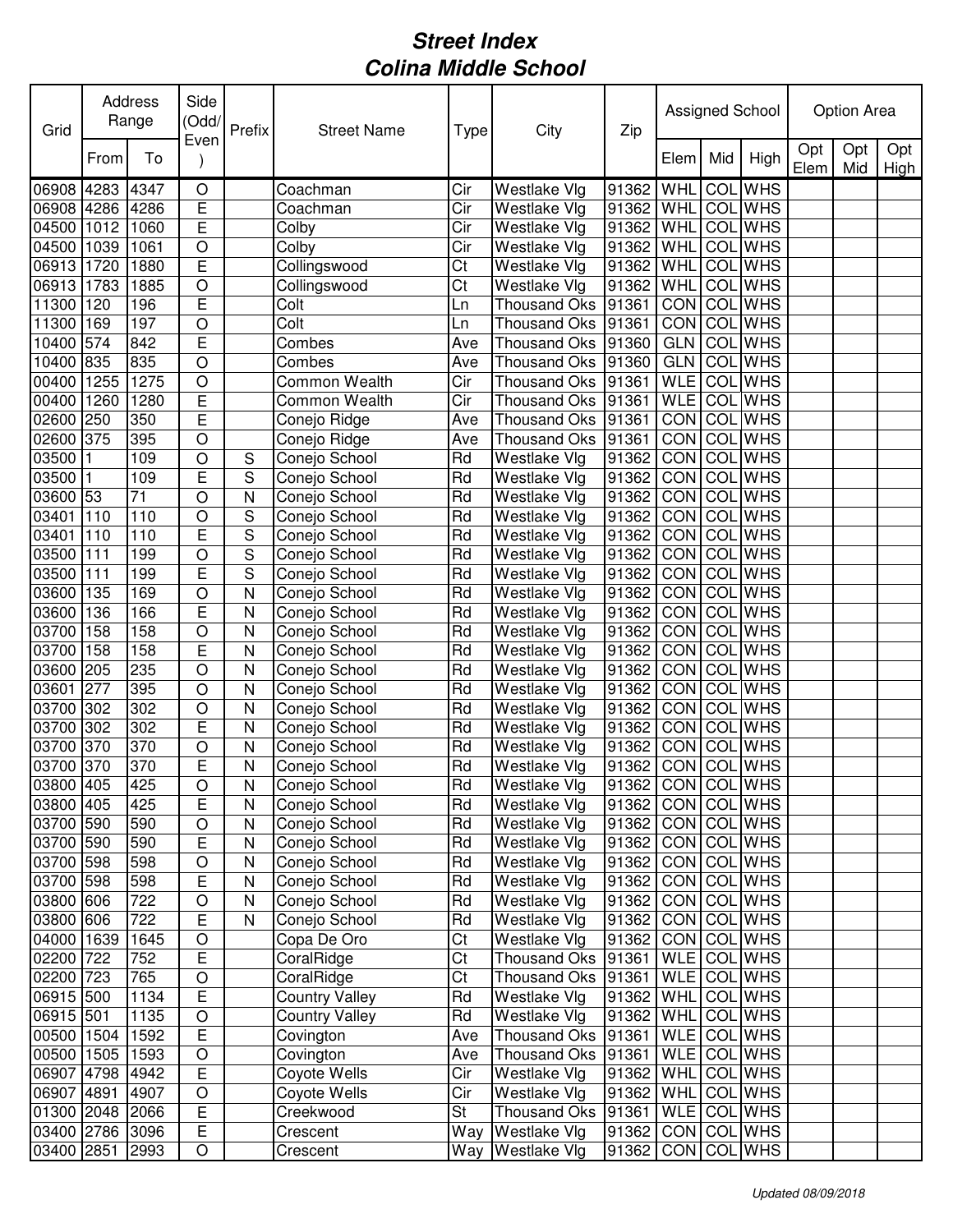# *Street Index*
# *Colina Middle School*

| Grid | Address Range | | Side (Odd/Even) | Prefix | Street Name | Type | City | Zip | Assigned School | | | Option Area | | |
|---|---|---|---|---|---|---|---|---|---|---|---|---|---|---|
| | From | To | | | | | | | Elem | Mid | High | Opt Elem | Opt Mid | Opt High |
| 06908 | 4283 | 4347 | O | | Coachman | Cir | Westlake Vlg | 91362 | WHL | COL | WHS | | | |
| 06908 | 4286 | 4286 | E | | Coachman | Cir | Westlake Vlg | 91362 | WHL | COL | WHS | | | |
| 04500 | 1012 | 1060 | E | | Colby | Cir | Westlake Vlg | 91362 | WHL | COL | WHS | | | |
| 04500 | 1039 | 1061 | O | | Colby | Cir | Westlake Vlg | 91362 | WHL | COL | WHS | | | |
| 06913 | 1720 | 1880 | E | | Collingswood | Ct | Westlake Vlg | 91362 | WHL | COL | WHS | | | |
| 06913 | 1783 | 1885 | O | | Collingswood | Ct | Westlake Vlg | 91362 | WHL | COL | WHS | | | |
| 11300 | 120 | 196 | E | | Colt | Ln | Thousand Oks | 91361 | CON | COL | WHS | | | |
| 11300 | 169 | 197 | O | | Colt | Ln | Thousand Oks | 91361 | CON | COL | WHS | | | |
| 10400 | 574 | 842 | E | | Combes | Ave | Thousand Oks | 91360 | GLN | COL | WHS | | | |
| 10400 | 835 | 835 | O | | Combes | Ave | Thousand Oks | 91360 | GLN | COL | WHS | | | |
| 00400 | 1255 | 1275 | O | | Common Wealth | Cir | Thousand Oks | 91361 | WLE | COL | WHS | | | |
| 00400 | 1260 | 1280 | E | | Common Wealth | Cir | Thousand Oks | 91361 | WLE | COL | WHS | | | |
| 02600 | 250 | 350 | E | | Conejo Ridge | Ave | Thousand Oks | 91361 | CON | COL | WHS | | | |
| 02600 | 375 | 395 | O | | Conejo Ridge | Ave | Thousand Oks | 91361 | CON | COL | WHS | | | |
| 03500 | 1 | 109 | O | S | Conejo School | Rd | Westlake Vlg | 91362 | CON | COL | WHS | | | |
| 03500 | 1 | 109 | E | S | Conejo School | Rd | Westlake Vlg | 91362 | CON | COL | WHS | | | |
| 03600 | 53 | 71 | O | N | Conejo School | Rd | Westlake Vlg | 91362 | CON | COL | WHS | | | |
| 03401 | 110 | 110 | O | S | Conejo School | Rd | Westlake Vlg | 91362 | CON | COL | WHS | | | |
| 03401 | 110 | 110 | E | S | Conejo School | Rd | Westlake Vlg | 91362 | CON | COL | WHS | | | |
| 03500 | 111 | 199 | O | S | Conejo School | Rd | Westlake Vlg | 91362 | CON | COL | WHS | | | |
| 03500 | 111 | 199 | E | S | Conejo School | Rd | Westlake Vlg | 91362 | CON | COL | WHS | | | |
| 03600 | 135 | 169 | O | N | Conejo School | Rd | Westlake Vlg | 91362 | CON | COL | WHS | | | |
| 03600 | 136 | 166 | E | N | Conejo School | Rd | Westlake Vlg | 91362 | CON | COL | WHS | | | |
| 03700 | 158 | 158 | O | N | Conejo School | Rd | Westlake Vlg | 91362 | CON | COL | WHS | | | |
| 03700 | 158 | 158 | E | N | Conejo School | Rd | Westlake Vlg | 91362 | CON | COL | WHS | | | |
| 03600 | 205 | 235 | O | N | Conejo School | Rd | Westlake Vlg | 91362 | CON | COL | WHS | | | |
| 03601 | 277 | 395 | O | N | Conejo School | Rd | Westlake Vlg | 91362 | CON | COL | WHS | | | |
| 03700 | 302 | 302 | O | N | Conejo School | Rd | Westlake Vlg | 91362 | CON | COL | WHS | | | |
| 03700 | 302 | 302 | E | N | Conejo School | Rd | Westlake Vlg | 91362 | CON | COL | WHS | | | |
| 03700 | 370 | 370 | O | N | Conejo School | Rd | Westlake Vlg | 91362 | CON | COL | WHS | | | |
| 03700 | 370 | 370 | E | N | Conejo School | Rd | Westlake Vlg | 91362 | CON | COL | WHS | | | |
| 03800 | 405 | 425 | O | N | Conejo School | Rd | Westlake Vlg | 91362 | CON | COL | WHS | | | |
| 03800 | 405 | 425 | E | N | Conejo School | Rd | Westlake Vlg | 91362 | CON | COL | WHS | | | |
| 03700 | 590 | 590 | O | N | Conejo School | Rd | Westlake Vlg | 91362 | CON | COL | WHS | | | |
| 03700 | 590 | 590 | E | N | Conejo School | Rd | Westlake Vlg | 91362 | CON | COL | WHS | | | |
| 03700 | 598 | 598 | O | N | Conejo School | Rd | Westlake Vlg | 91362 | CON | COL | WHS | | | |
| 03700 | 598 | 598 | E | N | Conejo School | Rd | Westlake Vlg | 91362 | CON | COL | WHS | | | |
| 03800 | 606 | 722 | O | N | Conejo School | Rd | Westlake Vlg | 91362 | CON | COL | WHS | | | |
| 03800 | 606 | 722 | E | N | Conejo School | Rd | Westlake Vlg | 91362 | CON | COL | WHS | | | |
| 04000 | 1639 | 1645 | O | | Copa De Oro | Ct | Westlake Vlg | 91362 | CON | COL | WHS | | | |
| 02200 | 722 | 752 | E | | CoralRidge | Ct | Thousand Oks | 91361 | WLE | COL | WHS | | | |
| 02200 | 723 | 765 | O | | CoralRidge | Ct | Thousand Oks | 91361 | WLE | COL | WHS | | | |
| 06915 | 500 | 1134 | E | | Country Valley | Rd | Westlake Vlg | 91362 | WHL | COL | WHS | | | |
| 06915 | 501 | 1135 | O | | Country Valley | Rd | Westlake Vlg | 91362 | WHL | COL | WHS | | | |
| 00500 | 1504 | 1592 | E | | Covington | Ave | Thousand Oks | 91361 | WLE | COL | WHS | | | |
| 00500 | 1505 | 1593 | O | | Covington | Ave | Thousand Oks | 91361 | WLE | COL | WHS | | | |
| 06907 | 4798 | 4942 | E | | Coyote Wells | Cir | Westlake Vlg | 91362 | WHL | COL | WHS | | | |
| 06907 | 4891 | 4907 | O | | Coyote Wells | Cir | Westlake Vlg | 91362 | WHL | COL | WHS | | | |
| 01300 | 2048 | 2066 | E | | Creekwood | St | Thousand Oks | 91361 | WLE | COL | WHS | | | |
| 03400 | 2786 | 3096 | E | | Crescent | Way | Westlake Vlg | 91362 | CON | COL | WHS | | | |
| 03400 | 2851 | 2993 | O | | Crescent | Way | Westlake Vlg | 91362 | CON | COL | WHS | | | |

*Updated 08/09/2018*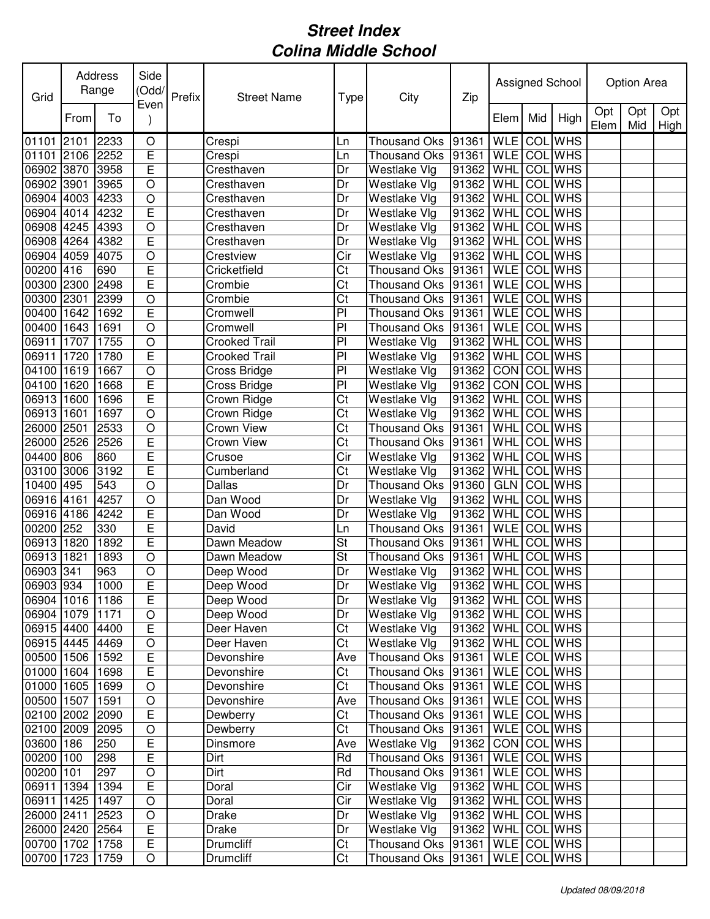# Street Index
# Colina Middle School

| Grid | Address Range | | Side (Odd/ Even) | Prefix | Street Name | Type | City | Zip | Assigned School | | | Option Area | | |
|---|---|---|---|---|---|---|---|---|---|---|---|---|---|---|
| | From | To | | | | | | | Elem | Mid | High | Opt Elem | Opt Mid | Opt High |
| 01101 | 2101 | 2233 | O | | Crespi | Ln | Thousand Oks | 91361 | WLE | COL | WHS | | | |
| 01101 | 2106 | 2252 | E | | Crespi | Ln | Thousand Oks | 91361 | WLE | COL | WHS | | | |
| 06902 | 3870 | 3958 | E | | Cresthaven | Dr | Westlake Vlg | 91362 | WHL | COL | WHS | | | |
| 06902 | 3901 | 3965 | O | | Cresthaven | Dr | Westlake Vlg | 91362 | WHL | COL | WHS | | | |
| 06904 | 4003 | 4233 | O | | Cresthaven | Dr | Westlake Vlg | 91362 | WHL | COL | WHS | | | |
| 06904 | 4014 | 4232 | E | | Cresthaven | Dr | Westlake Vlg | 91362 | WHL | COL | WHS | | | |
| 06908 | 4245 | 4393 | O | | Cresthaven | Dr | Westlake Vlg | 91362 | WHL | COL | WHS | | | |
| 06908 | 4264 | 4382 | E | | Cresthaven | Dr | Westlake Vlg | 91362 | WHL | COL | WHS | | | |
| 06904 | 4059 | 4075 | O | | Crestview | Cir | Westlake Vlg | 91362 | WHL | COL | WHS | | | |
| 00200 | 416 | 690 | E | | Cricketfield | Ct | Thousand Oks | 91361 | WLE | COL | WHS | | | |
| 00300 | 2300 | 2498 | E | | Crombie | Ct | Thousand Oks | 91361 | WLE | COL | WHS | | | |
| 00300 | 2301 | 2399 | O | | Crombie | Ct | Thousand Oks | 91361 | WLE | COL | WHS | | | |
| 00400 | 1642 | 1692 | E | | Cromwell | Pl | Thousand Oks | 91361 | WLE | COL | WHS | | | |
| 00400 | 1643 | 1691 | O | | Cromwell | Pl | Thousand Oks | 91361 | WLE | COL | WHS | | | |
| 06911 | 1707 | 1755 | O | | Crooked Trail | Pl | Westlake Vlg | 91362 | WHL | COL | WHS | | | |
| 06911 | 1720 | 1780 | E | | Crooked Trail | Pl | Westlake Vlg | 91362 | WHL | COL | WHS | | | |
| 04100 | 1619 | 1667 | O | | Cross Bridge | Pl | Westlake Vlg | 91362 | CON | COL | WHS | | | |
| 04100 | 1620 | 1668 | E | | Cross Bridge | Pl | Westlake Vlg | 91362 | CON | COL | WHS | | | |
| 06913 | 1600 | 1696 | E | | Crown Ridge | Ct | Westlake Vlg | 91362 | WHL | COL | WHS | | | |
| 06913 | 1601 | 1697 | O | | Crown Ridge | Ct | Westlake Vlg | 91362 | WHL | COL | WHS | | | |
| 26000 | 2501 | 2533 | O | | Crown View | Ct | Thousand Oks | 91361 | WHL | COL | WHS | | | |
| 26000 | 2526 | 2526 | E | | Crown View | Ct | Thousand Oks | 91361 | WHL | COL | WHS | | | |
| 04400 | 806 | 860 | E | | Crusoe | Cir | Westlake Vlg | 91362 | WHL | COL | WHS | | | |
| 03100 | 3006 | 3192 | E | | Cumberland | Ct | Westlake Vlg | 91362 | WHL | COL | WHS | | | |
| 10400 | 495 | 543 | O | | Dallas | Dr | Thousand Oks | 91360 | GLN | COL | WHS | | | |
| 06916 | 4161 | 4257 | O | | Dan Wood | Dr | Westlake Vlg | 91362 | WHL | COL | WHS | | | |
| 06916 | 4186 | 4242 | E | | Dan Wood | Dr | Westlake Vlg | 91362 | WHL | COL | WHS | | | |
| 00200 | 252 | 330 | E | | David | Ln | Thousand Oks | 91361 | WLE | COL | WHS | | | |
| 06913 | 1820 | 1892 | E | | Dawn Meadow | St | Thousand Oks | 91361 | WHL | COL | WHS | | | |
| 06913 | 1821 | 1893 | O | | Dawn Meadow | St | Thousand Oks | 91361 | WHL | COL | WHS | | | |
| 06903 | 341 | 963 | O | | Deep Wood | Dr | Westlake Vlg | 91362 | WHL | COL | WHS | | | |
| 06903 | 934 | 1000 | E | | Deep Wood | Dr | Westlake Vlg | 91362 | WHL | COL | WHS | | | |
| 06904 | 1016 | 1186 | E | | Deep Wood | Dr | Westlake Vlg | 91362 | WHL | COL | WHS | | | |
| 06904 | 1079 | 1171 | O | | Deep Wood | Dr | Westlake Vlg | 91362 | WHL | COL | WHS | | | |
| 06915 | 4400 | 4400 | E | | Deer Haven | Ct | Westlake Vlg | 91362 | WHL | COL | WHS | | | |
| 06915 | 4445 | 4469 | O | | Deer Haven | Ct | Westlake Vlg | 91362 | WHL | COL | WHS | | | |
| 00500 | 1506 | 1592 | E | | Devonshire | Ave | Thousand Oks | 91361 | WLE | COL | WHS | | | |
| 01000 | 1604 | 1698 | E | | Devonshire | Ct | Thousand Oks | 91361 | WLE | COL | WHS | | | |
| 01000 | 1605 | 1699 | O | | Devonshire | Ct | Thousand Oks | 91361 | WLE | COL | WHS | | | |
| 00500 | 1507 | 1591 | O | | Devonshire | Ave | Thousand Oks | 91361 | WLE | COL | WHS | | | |
| 02100 | 2002 | 2090 | E | | Dewberry | Ct | Thousand Oks | 91361 | WLE | COL | WHS | | | |
| 02100 | 2009 | 2095 | O | | Dewberry | Ct | Thousand Oks | 91361 | WLE | COL | WHS | | | |
| 03600 | 186 | 250 | E | | Dinsmore | Ave | Westlake Vlg | 91362 | CON | COL | WHS | | | |
| 00200 | 100 | 298 | E | | Dirt | Rd | Thousand Oks | 91361 | WLE | COL | WHS | | | |
| 00200 | 101 | 297 | O | | Dirt | Rd | Thousand Oks | 91361 | WLE | COL | WHS | | | |
| 06911 | 1394 | 1394 | E | | Doral | Cir | Westlake Vlg | 91362 | WHL | COL | WHS | | | |
| 06911 | 1425 | 1497 | O | | Doral | Cir | Westlake Vlg | 91362 | WHL | COL | WHS | | | |
| 26000 | 2411 | 2523 | O | | Drake | Dr | Westlake Vlg | 91362 | WHL | COL | WHS | | | |
| 26000 | 2420 | 2564 | E | | Drake | Dr | Westlake Vlg | 91362 | WHL | COL | WHS | | | |
| 00700 | 1702 | 1758 | E | | Drumcliff | Ct | Thousand Oks | 91361 | WLE | COL | WHS | | | |
| 00700 | 1723 | 1759 | O | | Drumcliff | Ct | Thousand Oks | 91361 | WLE | COL | WHS | | | |

*Updated 08/09/2018*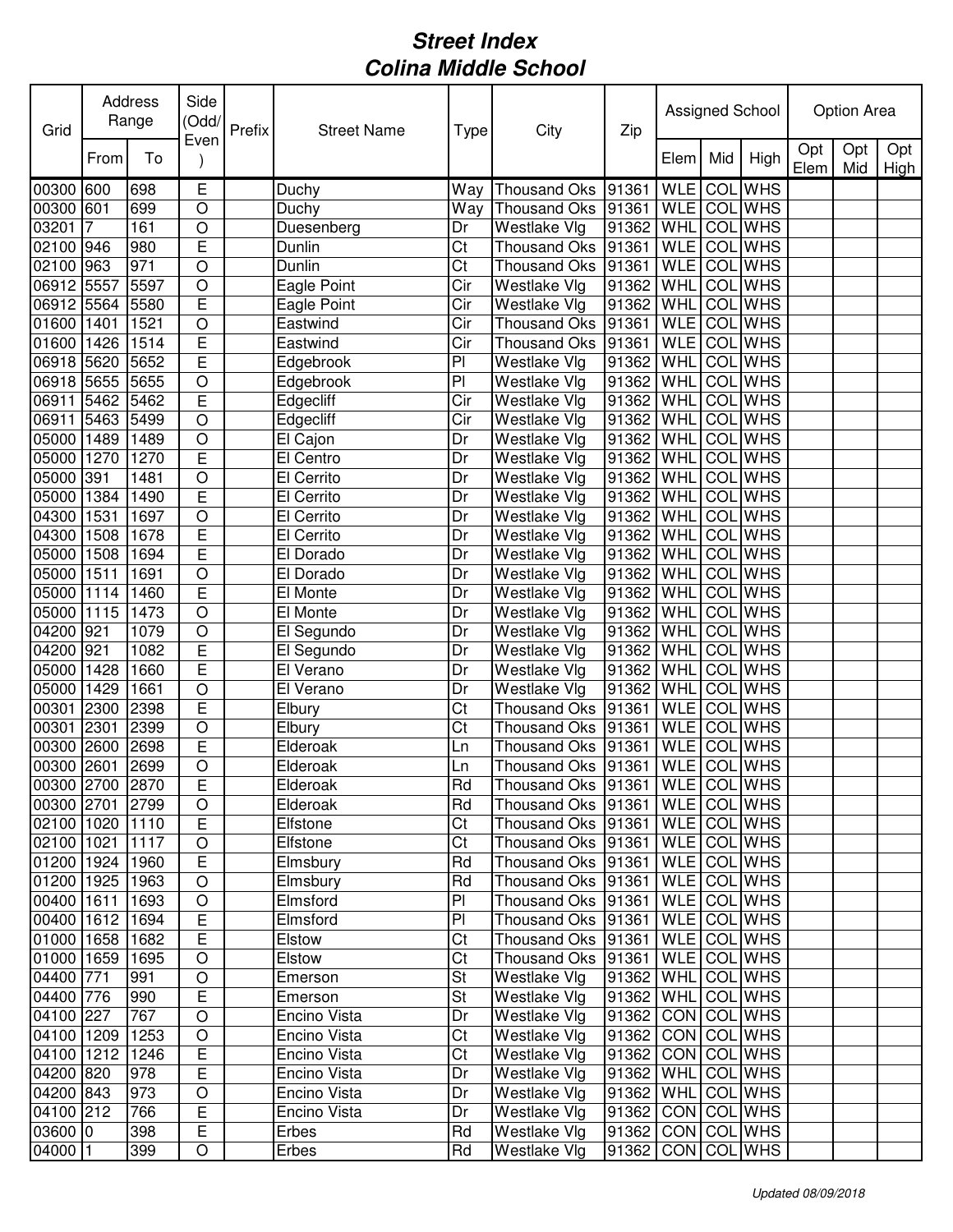# Street Index
# Colina Middle School

| Grid | Address Range | | Side (Odd/Even) | Prefix | Street Name | Type | City | Zip | Assigned School | | | Option Area | | |
|---|---|---|---|---|---|---|---|---|---|---|---|---|---|---|
| | From | To | | | | | | | Elem | Mid | High | Opt Elem | Opt Mid | Opt High |
| 00300 | 600 | 698 | E | | Duchy | Way | Thousand Oks | 91361 | WLE | COL | WHS | | | |
| 00300 | 601 | 699 | O | | Duchy | Way | Thousand Oks | 91361 | WLE | COL | WHS | | | |
| 03201 | 7 | 161 | O | | Duesenberg | Dr | Westlake Vlg | 91362 | WHL | COL | WHS | | | |
| 02100 | 946 | 980 | E | | Dunlin | Ct | Thousand Oks | 91361 | WLE | COL | WHS | | | |
| 02100 | 963 | 971 | O | | Dunlin | Ct | Thousand Oks | 91361 | WLE | COL | WHS | | | |
| 06912 | 5557 | 5597 | O | | Eagle Point | Cir | Westlake Vlg | 91362 | WHL | COL | WHS | | | |
| 06912 | 5564 | 5580 | E | | Eagle Point | Cir | Westlake Vlg | 91362 | WHL | COL | WHS | | | |
| 01600 | 1401 | 1521 | O | | Eastwind | Cir | Thousand Oks | 91361 | WLE | COL | WHS | | | |
| 01600 | 1426 | 1514 | E | | Eastwind | Cir | Thousand Oks | 91361 | WLE | COL | WHS | | | |
| 06918 | 5620 | 5652 | E | | Edgebrook | Pl | Westlake Vlg | 91362 | WHL | COL | WHS | | | |
| 06918 | 5655 | 5655 | O | | Edgebrook | Pl | Westlake Vlg | 91362 | WHL | COL | WHS | | | |
| 06911 | 5462 | 5462 | E | | Edgecliff | Cir | Westlake Vlg | 91362 | WHL | COL | WHS | | | |
| 06911 | 5463 | 5499 | O | | Edgecliff | Cir | Westlake Vlg | 91362 | WHL | COL | WHS | | | |
| 05000 | 1489 | 1489 | O | | El Cajon | Dr | Westlake Vlg | 91362 | WHL | COL | WHS | | | |
| 05000 | 1270 | 1270 | E | | El Centro | Dr | Westlake Vlg | 91362 | WHL | COL | WHS | | | |
| 05000 | 391 | 1481 | O | | El Cerrito | Dr | Westlake Vlg | 91362 | WHL | COL | WHS | | | |
| 05000 | 1384 | 1490 | E | | El Cerrito | Dr | Westlake Vlg | 91362 | WHL | COL | WHS | | | |
| 04300 | 1531 | 1697 | O | | El Cerrito | Dr | Westlake Vlg | 91362 | WHL | COL | WHS | | | |
| 04300 | 1508 | 1678 | E | | El Cerrito | Dr | Westlake Vlg | 91362 | WHL | COL | WHS | | | |
| 05000 | 1508 | 1694 | E | | El Dorado | Dr | Westlake Vlg | 91362 | WHL | COL | WHS | | | |
| 05000 | 1511 | 1691 | O | | El Dorado | Dr | Westlake Vlg | 91362 | WHL | COL | WHS | | | |
| 05000 | 1114 | 1460 | E | | El Monte | Dr | Westlake Vlg | 91362 | WHL | COL | WHS | | | |
| 05000 | 1115 | 1473 | O | | El Monte | Dr | Westlake Vlg | 91362 | WHL | COL | WHS | | | |
| 04200 | 921 | 1079 | O | | El Segundo | Dr | Westlake Vlg | 91362 | WHL | COL | WHS | | | |
| 04200 | 921 | 1082 | E | | El Segundo | Dr | Westlake Vlg | 91362 | WHL | COL | WHS | | | |
| 05000 | 1428 | 1660 | E | | El Verano | Dr | Westlake Vlg | 91362 | WHL | COL | WHS | | | |
| 05000 | 1429 | 1661 | O | | El Verano | Dr | Westlake Vlg | 91362 | WHL | COL | WHS | | | |
| 00301 | 2300 | 2398 | E | | Elbury | Ct | Thousand Oks | 91361 | WLE | COL | WHS | | | |
| 00301 | 2301 | 2399 | O | | Elbury | Ct | Thousand Oks | 91361 | WLE | COL | WHS | | | |
| 00300 | 2600 | 2698 | E | | Elderoak | Ln | Thousand Oks | 91361 | WLE | COL | WHS | | | |
| 00300 | 2601 | 2699 | O | | Elderoak | Ln | Thousand Oks | 91361 | WLE | COL | WHS | | | |
| 00300 | 2700 | 2870 | E | | Elderoak | Rd | Thousand Oks | 91361 | WLE | COL | WHS | | | |
| 00300 | 2701 | 2799 | O | | Elderoak | Rd | Thousand Oks | 91361 | WLE | COL | WHS | | | |
| 02100 | 1020 | 1110 | E | | Elfstone | Ct | Thousand Oks | 91361 | WLE | COL | WHS | | | |
| 02100 | 1021 | 1117 | O | | Elfstone | Ct | Thousand Oks | 91361 | WLE | COL | WHS | | | |
| 01200 | 1924 | 1960 | E | | Elmsbury | Rd | Thousand Oks | 91361 | WLE | COL | WHS | | | |
| 01200 | 1925 | 1963 | O | | Elmsbury | Rd | Thousand Oks | 91361 | WLE | COL | WHS | | | |
| 00400 | 1611 | 1693 | O | | Elmsford | Pl | Thousand Oks | 91361 | WLE | COL | WHS | | | |
| 00400 | 1612 | 1694 | E | | Elmsford | Pl | Thousand Oks | 91361 | WLE | COL | WHS | | | |
| 01000 | 1658 | 1682 | E | | Elstow | Ct | Thousand Oks | 91361 | WLE | COL | WHS | | | |
| 01000 | 1659 | 1695 | O | | Elstow | Ct | Thousand Oks | 91361 | WLE | COL | WHS | | | |
| 04400 | 771 | 991 | O | | Emerson | St | Westlake Vlg | 91362 | WHL | COL | WHS | | | |
| 04400 | 776 | 990 | E | | Emerson | St | Westlake Vlg | 91362 | WHL | COL | WHS | | | |
| 04100 | 227 | 767 | O | | Encino Vista | Dr | Westlake Vlg | 91362 | CON | COL | WHS | | | |
| 04100 | 1209 | 1253 | O | | Encino Vista | Ct | Westlake Vlg | 91362 | CON | COL | WHS | | | |
| 04100 | 1212 | 1246 | E | | Encino Vista | Ct | Westlake Vlg | 91362 | CON | COL | WHS | | | |
| 04200 | 820 | 978 | E | | Encino Vista | Dr | Westlake Vlg | 91362 | WHL | COL | WHS | | | |
| 04200 | 843 | 973 | O | | Encino Vista | Dr | Westlake Vlg | 91362 | WHL | COL | WHS | | | |
| 04100 | 212 | 766 | E | | Encino Vista | Dr | Westlake Vlg | 91362 | CON | COL | WHS | | | |
| 03600 | 0 | 398 | E | | Erbes | Rd | Westlake Vlg | 91362 | CON | COL | WHS | | | |
| 04000 | 1 | 399 | O | | Erbes | Rd | Westlake Vlg | 91362 | CON | COL | WHS | | | |

*Updated 08/09/2018*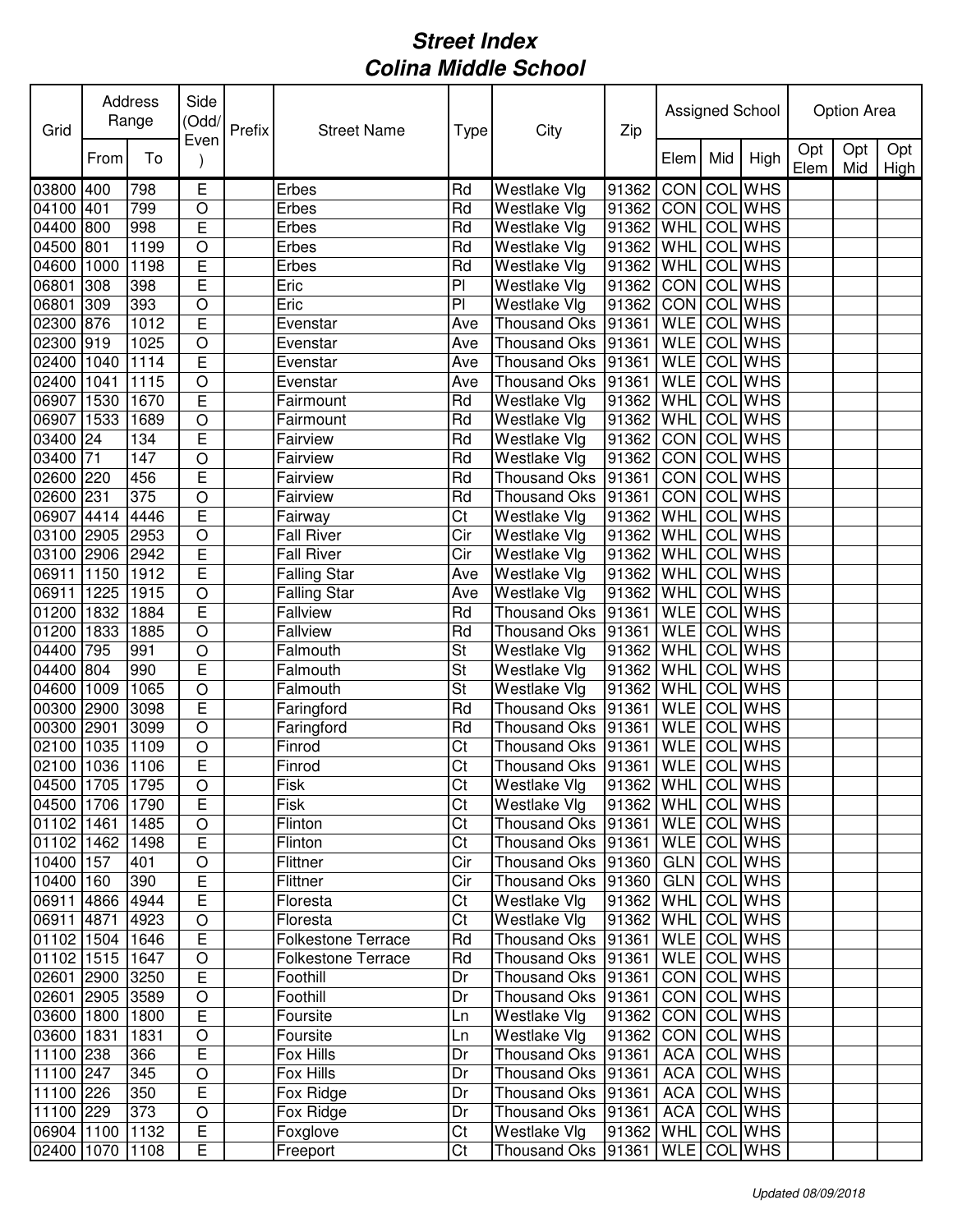# *Street Index*
# *Colina Middle School*

| Grid | Address Range | | Side (Odd/Even) | Prefix | Street Name | Type | City | Zip | Assigned School | | | Option Area | | |
|---|---|---|---|---|---|---|---|---|---|---|---|---|---|---|
| | From | To | | | | | | | Elem | Mid | High | Opt Elem | Opt Mid | Opt High |
| 03800 | 400 | 798 | E | | Erbes | Rd | Westlake Vlg | 91362 | CON | COL | WHS | | | |
| 04100 | 401 | 799 | O | | Erbes | Rd | Westlake Vlg | 91362 | CON | COL | WHS | | | |
| 04400 | 800 | 998 | E | | Erbes | Rd | Westlake Vlg | 91362 | WHL | COL | WHS | | | |
| 04500 | 801 | 1199 | O | | Erbes | Rd | Westlake Vlg | 91362 | WHL | COL | WHS | | | |
| 04600 | 1000 | 1198 | E | | Erbes | Rd | Westlake Vlg | 91362 | WHL | COL | WHS | | | |
| 06801 | 308 | 398 | E | | Eric | Pl | Westlake Vlg | 91362 | CON | COL | WHS | | | |
| 06801 | 309 | 393 | O | | Eric | Pl | Westlake Vlg | 91362 | CON | COL | WHS | | | |
| 02300 | 876 | 1012 | E | | Evenstar | Ave | Thousand Oks | 91361 | WLE | COL | WHS | | | |
| 02300 | 919 | 1025 | O | | Evenstar | Ave | Thousand Oks | 91361 | WLE | COL | WHS | | | |
| 02400 | 1040 | 1114 | E | | Evenstar | Ave | Thousand Oks | 91361 | WLE | COL | WHS | | | |
| 02400 | 1041 | 1115 | O | | Evenstar | Ave | Thousand Oks | 91361 | WLE | COL | WHS | | | |
| 06907 | 1530 | 1670 | E | | Fairmount | Rd | Westlake Vlg | 91362 | WHL | COL | WHS | | | |
| 06907 | 1533 | 1689 | O | | Fairmount | Rd | Westlake Vlg | 91362 | WHL | COL | WHS | | | |
| 03400 | 24 | 134 | E | | Fairview | Rd | Westlake Vlg | 91362 | CON | COL | WHS | | | |
| 03400 | 71 | 147 | O | | Fairview | Rd | Westlake Vlg | 91362 | CON | COL | WHS | | | |
| 02600 | 220 | 456 | E | | Fairview | Rd | Thousand Oks | 91361 | CON | COL | WHS | | | |
| 02600 | 231 | 375 | O | | Fairview | Rd | Thousand Oks | 91361 | CON | COL | WHS | | | |
| 06907 | 4414 | 4446 | E | | Fairway | Ct | Westlake Vlg | 91362 | WHL | COL | WHS | | | |
| 03100 | 2905 | 2953 | O | | Fall River | Cir | Westlake Vlg | 91362 | WHL | COL | WHS | | | |
| 03100 | 2906 | 2942 | E | | Fall River | Cir | Westlake Vlg | 91362 | WHL | COL | WHS | | | |
| 06911 | 1150 | 1912 | E | | Falling Star | Ave | Westlake Vlg | 91362 | WHL | COL | WHS | | | |
| 06911 | 1225 | 1915 | O | | Falling Star | Ave | Westlake Vlg | 91362 | WHL | COL | WHS | | | |
| 01200 | 1832 | 1884 | E | | Fallview | Rd | Thousand Oks | 91361 | WLE | COL | WHS | | | |
| 01200 | 1833 | 1885 | O | | Fallview | Rd | Thousand Oks | 91361 | WLE | COL | WHS | | | |
| 04400 | 795 | 991 | O | | Falmouth | St | Westlake Vlg | 91362 | WHL | COL | WHS | | | |
| 04400 | 804 | 990 | E | | Falmouth | St | Westlake Vlg | 91362 | WHL | COL | WHS | | | |
| 04600 | 1009 | 1065 | O | | Falmouth | St | Westlake Vlg | 91362 | WHL | COL | WHS | | | |
| 00300 | 2900 | 3098 | E | | Faringford | Rd | Thousand Oks | 91361 | WLE | COL | WHS | | | |
| 00300 | 2901 | 3099 | O | | Faringford | Rd | Thousand Oks | 91361 | WLE | COL | WHS | | | |
| 02100 | 1035 | 1109 | O | | Finrod | Ct | Thousand Oks | 91361 | WLE | COL | WHS | | | |
| 02100 | 1036 | 1106 | E | | Finrod | Ct | Thousand Oks | 91361 | WLE | COL | WHS | | | |
| 04500 | 1705 | 1795 | O | | Fisk | Ct | Westlake Vlg | 91362 | WHL | COL | WHS | | | |
| 04500 | 1706 | 1790 | E | | Fisk | Ct | Westlake Vlg | 91362 | WHL | COL | WHS | | | |
| 01102 | 1461 | 1485 | O | | Flinton | Ct | Thousand Oks | 91361 | WLE | COL | WHS | | | |
| 01102 | 1462 | 1498 | E | | Flinton | Ct | Thousand Oks | 91361 | WLE | COL | WHS | | | |
| 10400 | 157 | 401 | O | | Flittner | Cir | Thousand Oks | 91360 | GLN | COL | WHS | | | |
| 10400 | 160 | 390 | E | | Flittner | Cir | Thousand Oks | 91360 | GLN | COL | WHS | | | |
| 06911 | 4866 | 4944 | E | | Floresta | Ct | Westlake Vlg | 91362 | WHL | COL | WHS | | | |
| 06911 | 4871 | 4923 | O | | Floresta | Ct | Westlake Vlg | 91362 | WHL | COL | WHS | | | |
| 01102 | 1504 | 1646 | E | | Folkestone Terrace | Rd | Thousand Oks | 91361 | WLE | COL | WHS | | | |
| 01102 | 1515 | 1647 | O | | Folkestone Terrace | Rd | Thousand Oks | 91361 | WLE | COL | WHS | | | |
| 02601 | 2900 | 3250 | E | | Foothill | Dr | Thousand Oks | 91361 | CON | COL | WHS | | | |
| 02601 | 2905 | 3589 | O | | Foothill | Dr | Thousand Oks | 91361 | CON | COL | WHS | | | |
| 03600 | 1800 | 1800 | E | | Foursite | Ln | Westlake Vlg | 91362 | CON | COL | WHS | | | |
| 03600 | 1831 | 1831 | O | | Foursite | Ln | Westlake Vlg | 91362 | CON | COL | WHS | | | |
| 11100 | 238 | 366 | E | | Fox Hills | Dr | Thousand Oks | 91361 | ACA | COL | WHS | | | |
| 11100 | 247 | 345 | O | | Fox Hills | Dr | Thousand Oks | 91361 | ACA | COL | WHS | | | |
| 11100 | 226 | 350 | E | | Fox Ridge | Dr | Thousand Oks | 91361 | ACA | COL | WHS | | | |
| 11100 | 229 | 373 | O | | Fox Ridge | Dr | Thousand Oks | 91361 | ACA | COL | WHS | | | |
| 06904 | 1100 | 1132 | E | | Foxglove | Ct | Westlake Vlg | 91362 | WHL | COL | WHS | | | |
| 02400 | 1070 | 1108 | E | | Freeport | Ct | Thousand Oks | 91361 | WLE | COL | WHS | | | |

*Updated 08/09/2018*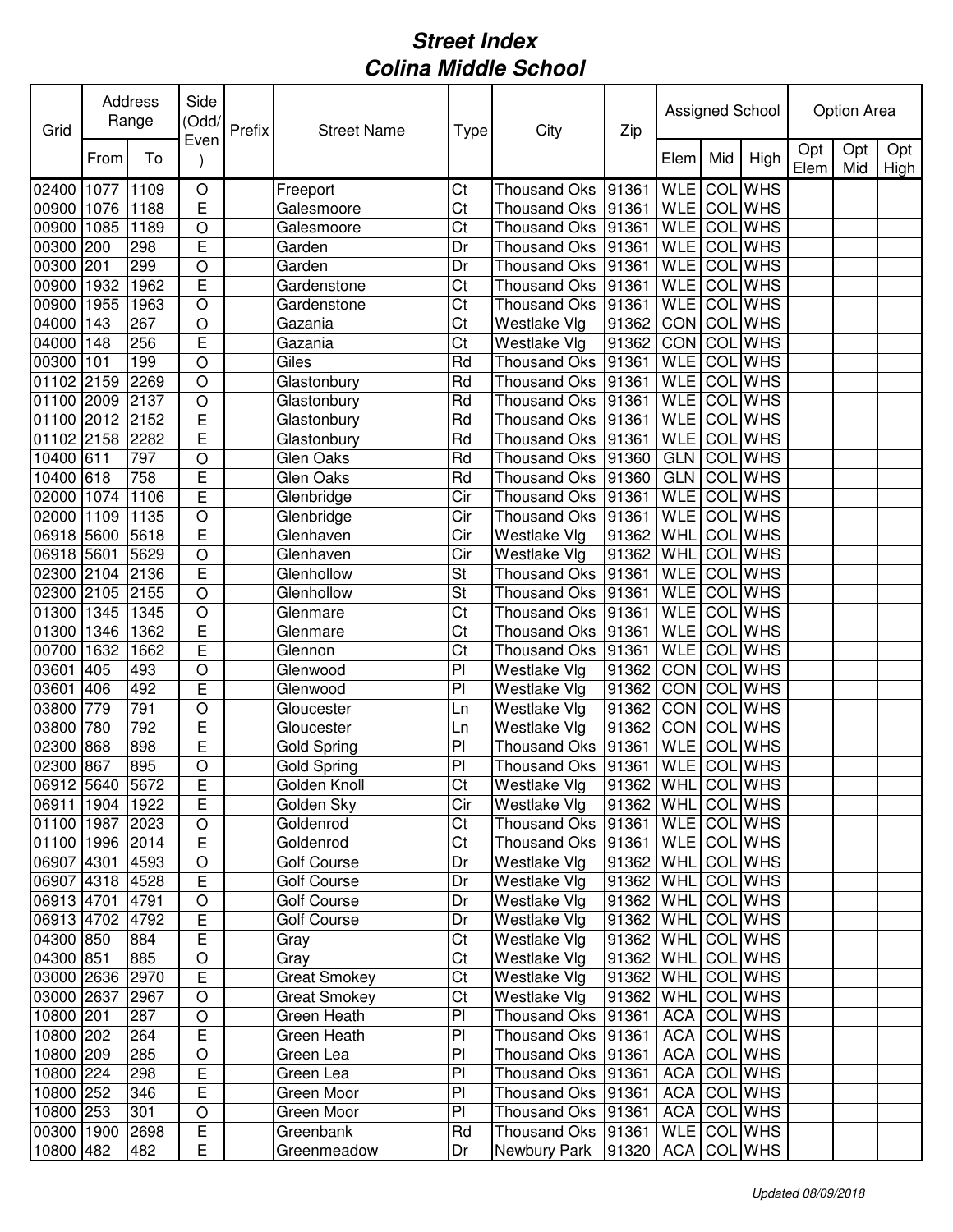# Street Index
# Colina Middle School

| Grid | Address Range | | Side (Odd/Even) | Prefix | Street Name | Type | City | Zip | Assigned School | | | Option Area | | |
|---|---|---|---|---|---|---|---|---|---|---|---|---|---|---|
| | From | To | | | | | | | Elem | Mid | High | Opt Elem | Opt Mid | Opt High |
| 02400 | 1077 | 1109 | O | | Freeport | Ct | Thousand Oks | 91361 | WLE | COL | WHS | | | |
| 00900 | 1076 | 1188 | E | | Galesmoore | Ct | Thousand Oks | 91361 | WLE | COL | WHS | | | |
| 00900 | 1085 | 1189 | O | | Galesmoore | Ct | Thousand Oks | 91361 | WLE | COL | WHS | | | |
| 00300 | 200 | 298 | E | | Garden | Dr | Thousand Oks | 91361 | WLE | COL | WHS | | | |
| 00300 | 201 | 299 | O | | Garden | Dr | Thousand Oks | 91361 | WLE | COL | WHS | | | |
| 00900 | 1932 | 1962 | E | | Gardenstone | Ct | Thousand Oks | 91361 | WLE | COL | WHS | | | |
| 00900 | 1955 | 1963 | O | | Gardenstone | Ct | Thousand Oks | 91361 | WLE | COL | WHS | | | |
| 04000 | 143 | 267 | O | | Gazania | Ct | Westlake Vlg | 91362 | CON | COL | WHS | | | |
| 04000 | 148 | 256 | E | | Gazania | Ct | Westlake Vlg | 91362 | CON | COL | WHS | | | |
| 00300 | 101 | 199 | O | | Giles | Rd | Thousand Oks | 91361 | WLE | COL | WHS | | | |
| 01102 | 2159 | 2269 | O | | Glastonbury | Rd | Thousand Oks | 91361 | WLE | COL | WHS | | | |
| 01100 | 2009 | 2137 | O | | Glastonbury | Rd | Thousand Oks | 91361 | WLE | COL | WHS | | | |
| 01100 | 2012 | 2152 | E | | Glastonbury | Rd | Thousand Oks | 91361 | WLE | COL | WHS | | | |
| 01102 | 2158 | 2282 | E | | Glastonbury | Rd | Thousand Oks | 91361 | WLE | COL | WHS | | | |
| 10400 | 611 | 797 | O | | Glen Oaks | Rd | Thousand Oks | 91360 | GLN | COL | WHS | | | |
| 10400 | 618 | 758 | E | | Glen Oaks | Rd | Thousand Oks | 91360 | GLN | COL | WHS | | | |
| 02000 | 1074 | 1106 | E | | Glenbridge | Cir | Thousand Oks | 91361 | WLE | COL | WHS | | | |
| 02000 | 1109 | 1135 | O | | Glenbridge | Cir | Thousand Oks | 91361 | WLE | COL | WHS | | | |
| 06918 | 5600 | 5618 | E | | Glenhaven | Cir | Westlake Vlg | 91362 | WHL | COL | WHS | | | |
| 06918 | 5601 | 5629 | O | | Glenhaven | Cir | Westlake Vlg | 91362 | WHL | COL | WHS | | | |
| 02300 | 2104 | 2136 | E | | Glenhollow | St | Thousand Oks | 91361 | WLE | COL | WHS | | | |
| 02300 | 2105 | 2155 | O | | Glenhollow | St | Thousand Oks | 91361 | WLE | COL | WHS | | | |
| 01300 | 1345 | 1345 | O | | Glenmare | Ct | Thousand Oks | 91361 | WLE | COL | WHS | | | |
| 01300 | 1346 | 1362 | E | | Glenmare | Ct | Thousand Oks | 91361 | WLE | COL | WHS | | | |
| 00700 | 1632 | 1662 | E | | Glennon | Ct | Thousand Oks | 91361 | WLE | COL | WHS | | | |
| 03601 | 405 | 493 | O | | Glenwood | Pl | Westlake Vlg | 91362 | CON | COL | WHS | | | |
| 03601 | 406 | 492 | E | | Glenwood | Pl | Westlake Vlg | 91362 | CON | COL | WHS | | | |
| 03800 | 779 | 791 | O | | Gloucester | Ln | Westlake Vlg | 91362 | CON | COL | WHS | | | |
| 03800 | 780 | 792 | E | | Gloucester | Ln | Westlake Vlg | 91362 | CON | COL | WHS | | | |
| 02300 | 868 | 898 | E | | Gold Spring | Pl | Thousand Oks | 91361 | WLE | COL | WHS | | | |
| 02300 | 867 | 895 | O | | Gold Spring | Pl | Thousand Oks | 91361 | WLE | COL | WHS | | | |
| 06912 | 5640 | 5672 | E | | Golden Knoll | Ct | Westlake Vlg | 91362 | WHL | COL | WHS | | | |
| 06911 | 1904 | 1922 | E | | Golden Sky | Cir | Westlake Vlg | 91362 | WHL | COL | WHS | | | |
| 01100 | 1987 | 2023 | O | | Goldenrod | Ct | Thousand Oks | 91361 | WLE | COL | WHS | | | |
| 01100 | 1996 | 2014 | E | | Goldenrod | Ct | Thousand Oks | 91361 | WLE | COL | WHS | | | |
| 06907 | 4301 | 4593 | O | | Golf Course | Dr | Westlake Vlg | 91362 | WHL | COL | WHS | | | |
| 06907 | 4318 | 4528 | E | | Golf Course | Dr | Westlake Vlg | 91362 | WHL | COL | WHS | | | |
| 06913 | 4701 | 4791 | O | | Golf Course | Dr | Westlake Vlg | 91362 | WHL | COL | WHS | | | |
| 06913 | 4702 | 4792 | E | | Golf Course | Dr | Westlake Vlg | 91362 | WHL | COL | WHS | | | |
| 04300 | 850 | 884 | E | | Gray | Ct | Westlake Vlg | 91362 | WHL | COL | WHS | | | |
| 04300 | 851 | 885 | O | | Gray | Ct | Westlake Vlg | 91362 | WHL | COL | WHS | | | |
| 03000 | 2636 | 2970 | E | | Great Smokey | Ct | Westlake Vlg | 91362 | WHL | COL | WHS | | | |
| 03000 | 2637 | 2967 | O | | Great Smokey | Ct | Westlake Vlg | 91362 | WHL | COL | WHS | | | |
| 10800 | 201 | 287 | O | | Green Heath | Pl | Thousand Oks | 91361 | ACA | COL | WHS | | | |
| 10800 | 202 | 264 | E | | Green Heath | Pl | Thousand Oks | 91361 | ACA | COL | WHS | | | |
| 10800 | 209 | 285 | O | | Green Lea | Pl | Thousand Oks | 91361 | ACA | COL | WHS | | | |
| 10800 | 224 | 298 | E | | Green Lea | Pl | Thousand Oks | 91361 | ACA | COL | WHS | | | |
| 10800 | 252 | 346 | E | | Green Moor | Pl | Thousand Oks | 91361 | ACA | COL | WHS | | | |
| 10800 | 253 | 301 | O | | Green Moor | Pl | Thousand Oks | 91361 | ACA | COL | WHS | | | |
| 00300 | 1900 | 2698 | E | | Greenbank | Rd | Thousand Oks | 91361 | WLE | COL | WHS | | | |
| 10800 | 482 | 482 | E | | Greenmeadow | Dr | Newbury Park | 91320 | ACA | COL | WHS | | | |

*Updated 08/09/2018*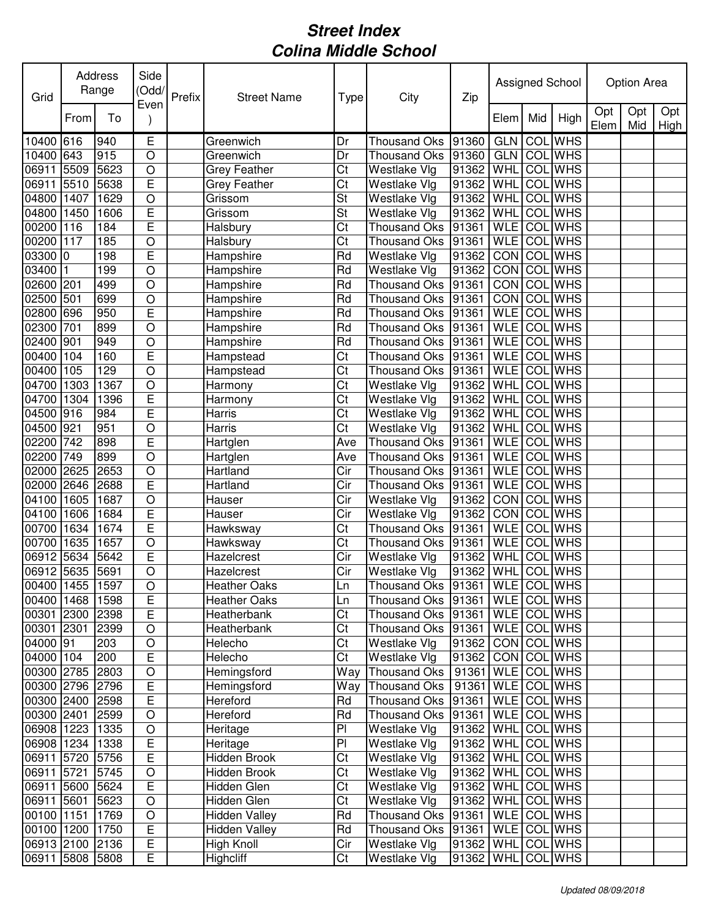# Street Index
# Colina Middle School

| Grid | Address Range | | Side (Odd/Even) | Prefix | Street Name | Type | City | Zip | Assigned School | | | Option Area | | |
|---|---|---|---|---|---|---|---|---|---|---|---|---|---|---|
| | From | To | | | | | | | Elem | Mid | High | Opt Elem | Opt Mid | Opt High |
| 10400 | 616 | 940 | E | | Greenwich | Dr | Thousand Oks | 91360 | GLN | COL | WHS | | | |
| 10400 | 643 | 915 | O | | Greenwich | Dr | Thousand Oks | 91360 | GLN | COL | WHS | | | |
| 06911 | 5509 | 5623 | O | | Grey Feather | Ct | Westlake Vlg | 91362 | WHL | COL | WHS | | | |
| 06911 | 5510 | 5638 | E | | Grey Feather | Ct | Westlake Vlg | 91362 | WHL | COL | WHS | | | |
| 04800 | 1407 | 1629 | O | | Grissom | St | Westlake Vlg | 91362 | WHL | COL | WHS | | | |
| 04800 | 1450 | 1606 | E | | Grissom | St | Westlake Vlg | 91362 | WHL | COL | WHS | | | |
| 00200 | 116 | 184 | E | | Halsbury | Ct | Thousand Oks | 91361 | WLE | COL | WHS | | | |
| 00200 | 117 | 185 | O | | Halsbury | Ct | Thousand Oks | 91361 | WLE | COL | WHS | | | |
| 03300 | 0 | 198 | E | | Hampshire | Rd | Westlake Vlg | 91362 | CON | COL | WHS | | | |
| 03400 | 1 | 199 | O | | Hampshire | Rd | Westlake Vlg | 91362 | CON | COL | WHS | | | |
| 02600 | 201 | 499 | O | | Hampshire | Rd | Thousand Oks | 91361 | CON | COL | WHS | | | |
| 02500 | 501 | 699 | O | | Hampshire | Rd | Thousand Oks | 91361 | CON | COL | WHS | | | |
| 02800 | 696 | 950 | E | | Hampshire | Rd | Thousand Oks | 91361 | WLE | COL | WHS | | | |
| 02300 | 701 | 899 | O | | Hampshire | Rd | Thousand Oks | 91361 | WLE | COL | WHS | | | |
| 02400 | 901 | 949 | O | | Hampshire | Rd | Thousand Oks | 91361 | WLE | COL | WHS | | | |
| 00400 | 104 | 160 | E | | Hampstead | Ct | Thousand Oks | 91361 | WLE | COL | WHS | | | |
| 00400 | 105 | 129 | O | | Hampstead | Ct | Thousand Oks | 91361 | WLE | COL | WHS | | | |
| 04700 | 1303 | 1367 | O | | Harmony | Ct | Westlake Vlg | 91362 | WHL | COL | WHS | | | |
| 04700 | 1304 | 1396 | E | | Harmony | Ct | Westlake Vlg | 91362 | WHL | COL | WHS | | | |
| 04500 | 916 | 984 | E | | Harris | Ct | Westlake Vlg | 91362 | WHL | COL | WHS | | | |
| 04500 | 921 | 951 | O | | Harris | Ct | Westlake Vlg | 91362 | WHL | COL | WHS | | | |
| 02200 | 742 | 898 | E | | Hartglen | Ave | Thousand Oks | 91361 | WLE | COL | WHS | | | |
| 02200 | 749 | 899 | O | | Hartglen | Ave | Thousand Oks | 91361 | WLE | COL | WHS | | | |
| 02000 | 2625 | 2653 | O | | Hartland | Cir | Thousand Oks | 91361 | WLE | COL | WHS | | | |
| 02000 | 2646 | 2688 | E | | Hartland | Cir | Thousand Oks | 91361 | WLE | COL | WHS | | | |
| 04100 | 1605 | 1687 | O | | Hauser | Cir | Westlake Vlg | 91362 | CON | COL | WHS | | | |
| 04100 | 1606 | 1684 | E | | Hauser | Cir | Westlake Vlg | 91362 | CON | COL | WHS | | | |
| 00700 | 1634 | 1674 | E | | Hawksway | Ct | Thousand Oks | 91361 | WLE | COL | WHS | | | |
| 00700 | 1635 | 1657 | O | | Hawksway | Ct | Thousand Oks | 91361 | WLE | COL | WHS | | | |
| 06912 | 5634 | 5642 | E | | Hazelcrest | Cir | Westlake Vlg | 91362 | WHL | COL | WHS | | | |
| 06912 | 5635 | 5691 | O | | Hazelcrest | Cir | Westlake Vlg | 91362 | WHL | COL | WHS | | | |
| 00400 | 1455 | 1597 | O | | Heather Oaks | Ln | Thousand Oks | 91361 | WLE | COL | WHS | | | |
| 00400 | 1468 | 1598 | E | | Heather Oaks | Ln | Thousand Oks | 91361 | WLE | COL | WHS | | | |
| 00301 | 2300 | 2398 | E | | Heatherbank | Ct | Thousand Oks | 91361 | WLE | COL | WHS | | | |
| 00301 | 2301 | 2399 | O | | Heatherbank | Ct | Thousand Oks | 91361 | WLE | COL | WHS | | | |
| 04000 | 91 | 203 | O | | Helecho | Ct | Westlake Vlg | 91362 | CON | COL | WHS | | | |
| 04000 | 104 | 200 | E | | Helecho | Ct | Westlake Vlg | 91362 | CON | COL | WHS | | | |
| 00300 | 2785 | 2803 | O | | Hemingsford | Way | Thousand Oks | 91361 | WLE | COL | WHS | | | |
| 00300 | 2796 | 2796 | E | | Hemingsford | Way | Thousand Oks | 91361 | WLE | COL | WHS | | | |
| 00300 | 2400 | 2598 | E | | Hereford | Rd | Thousand Oks | 91361 | WLE | COL | WHS | | | |
| 00300 | 2401 | 2599 | O | | Hereford | Rd | Thousand Oks | 91361 | WLE | COL | WHS | | | |
| 06908 | 1223 | 1335 | O | | Heritage | Pl | Westlake Vlg | 91362 | WHL | COL | WHS | | | |
| 06908 | 1234 | 1338 | E | | Heritage | Pl | Westlake Vlg | 91362 | WHL | COL | WHS | | | |
| 06911 | 5720 | 5756 | E | | Hidden Brook | Ct | Westlake Vlg | 91362 | WHL | COL | WHS | | | |
| 06911 | 5721 | 5745 | O | | Hidden Brook | Ct | Westlake Vlg | 91362 | WHL | COL | WHS | | | |
| 06911 | 5600 | 5624 | E | | Hidden Glen | Ct | Westlake Vlg | 91362 | WHL | COL | WHS | | | |
| 06911 | 5601 | 5623 | O | | Hidden Glen | Ct | Westlake Vlg | 91362 | WHL | COL | WHS | | | |
| 00100 | 1151 | 1769 | O | | Hidden Valley | Rd | Thousand Oks | 91361 | WLE | COL | WHS | | | |
| 00100 | 1200 | 1750 | E | | Hidden Valley | Rd | Thousand Oks | 91361 | WLE | COL | WHS | | | |
| 06913 | 2100 | 2136 | E | | High Knoll | Cir | Westlake Vlg | 91362 | WHL | COL | WHS | | | |
| 06911 | 5808 | 5808 | E | | Highcliff | Ct | Westlake Vlg | 91362 | WHL | COL | WHS | | | |

*Updated 08/09/2018*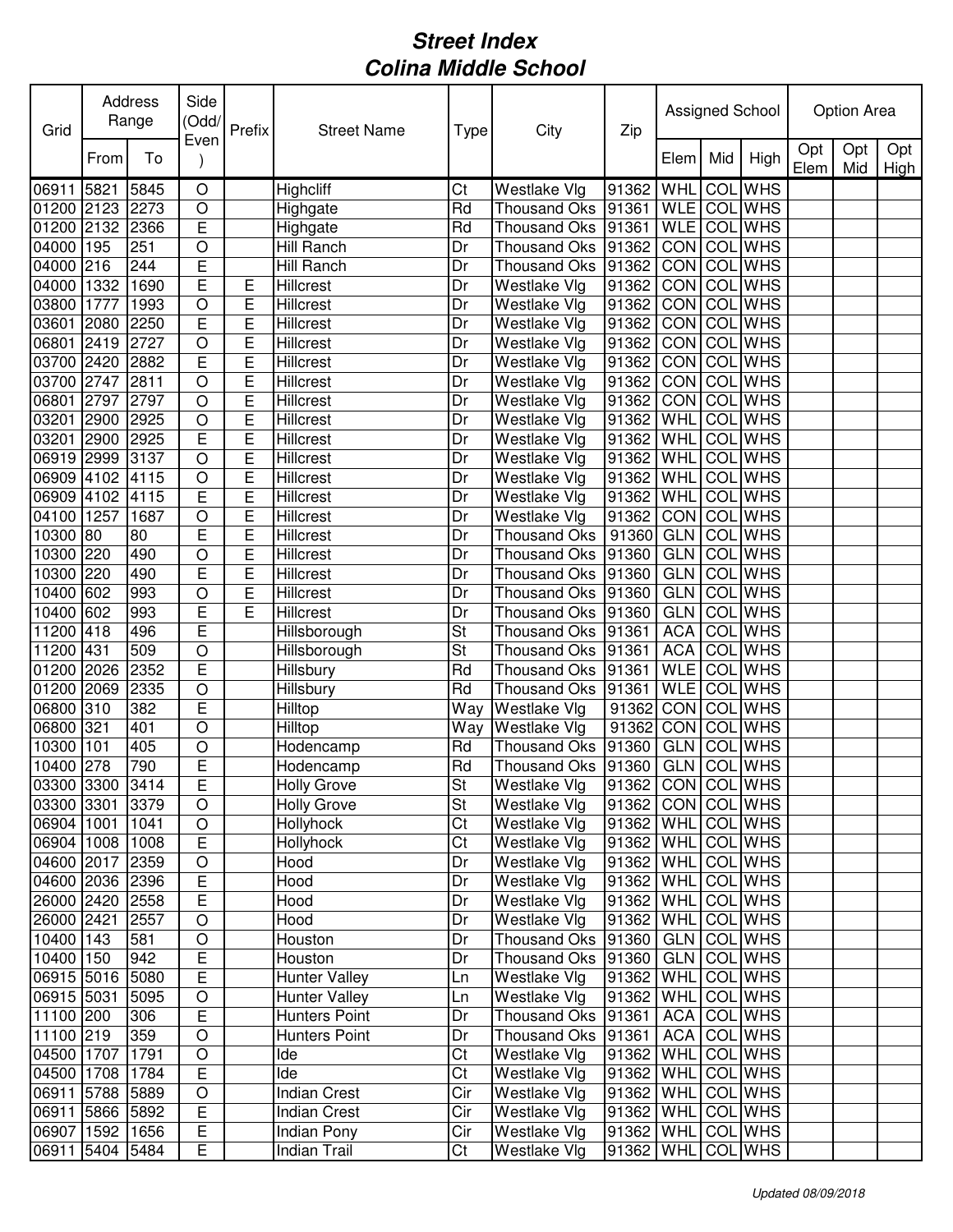# *Street Index*
# *Colina Middle School*

| Grid | Address Range | | Side (Odd/ Even) | Prefix | Street Name | Type | City | Zip | Assigned School | | | Option Area | | |
|---|---|---|---|---|---|---|---|---|---|---|---|---|---|---|
| | From | To | | | | | | | Elem | Mid | High | Opt Elem | Opt Mid | Opt High |
| 06911 | 5821 | 5845 | O | | Highcliff | Ct | Westlake Vlg | 91362 | WHL | COL | WHS | | | |
| 01200 | 2123 | 2273 | O | | Highgate | Rd | Thousand Oks | 91361 | WLE | COL | WHS | | | |
| 01200 | 2132 | 2366 | E | | Highgate | Rd | Thousand Oks | 91361 | WLE | COL | WHS | | | |
| 04000 | 195 | 251 | O | | Hill Ranch | Dr | Thousand Oks | 91362 | CON | COL | WHS | | | |
| 04000 | 216 | 244 | E | | Hill Ranch | Dr | Thousand Oks | 91362 | CON | COL | WHS | | | |
| 04000 | 1332 | 1690 | E | E | Hillcrest | Dr | Westlake Vlg | 91362 | CON | COL | WHS | | | |
| 03800 | 1777 | 1993 | O | E | Hillcrest | Dr | Westlake Vlg | 91362 | CON | COL | WHS | | | |
| 03601 | 2080 | 2250 | E | E | Hillcrest | Dr | Westlake Vlg | 91362 | CON | COL | WHS | | | |
| 06801 | 2419 | 2727 | O | E | Hillcrest | Dr | Westlake Vlg | 91362 | CON | COL | WHS | | | |
| 03700 | 2420 | 2882 | E | E | Hillcrest | Dr | Westlake Vlg | 91362 | CON | COL | WHS | | | |
| 03700 | 2747 | 2811 | O | E | Hillcrest | Dr | Westlake Vlg | 91362 | CON | COL | WHS | | | |
| 06801 | 2797 | 2797 | O | E | Hillcrest | Dr | Westlake Vlg | 91362 | CON | COL | WHS | | | |
| 03201 | 2900 | 2925 | O | E | Hillcrest | Dr | Westlake Vlg | 91362 | WHL | COL | WHS | | | |
| 03201 | 2900 | 2925 | E | E | Hillcrest | Dr | Westlake Vlg | 91362 | WHL | COL | WHS | | | |
| 06919 | 2999 | 3137 | O | E | Hillcrest | Dr | Westlake Vlg | 91362 | WHL | COL | WHS | | | |
| 06909 | 4102 | 4115 | O | E | Hillcrest | Dr | Westlake Vlg | 91362 | WHL | COL | WHS | | | |
| 06909 | 4102 | 4115 | E | E | Hillcrest | Dr | Westlake Vlg | 91362 | WHL | COL | WHS | | | |
| 04100 | 1257 | 1687 | O | E | Hillcrest | Dr | Westlake Vlg | 91362 | CON | COL | WHS | | | |
| 10300 | 80 | 80 | E | E | Hillcrest | Dr | Thousand Oks | 91360 | GLN | COL | WHS | | | |
| 10300 | 220 | 490 | O | E | Hillcrest | Dr | Thousand Oks | 91360 | GLN | COL | WHS | | | |
| 10300 | 220 | 490 | E | E | Hillcrest | Dr | Thousand Oks | 91360 | GLN | COL | WHS | | | |
| 10400 | 602 | 993 | O | E | Hillcrest | Dr | Thousand Oks | 91360 | GLN | COL | WHS | | | |
| 10400 | 602 | 993 | E | E | Hillcrest | Dr | Thousand Oks | 91360 | GLN | COL | WHS | | | |
| 11200 | 418 | 496 | E | | Hillsborough | St | Thousand Oks | 91361 | ACA | COL | WHS | | | |
| 11200 | 431 | 509 | O | | Hillsborough | St | Thousand Oks | 91361 | ACA | COL | WHS | | | |
| 01200 | 2026 | 2352 | E | | Hillsbury | Rd | Thousand Oks | 91361 | WLE | COL | WHS | | | |
| 01200 | 2069 | 2335 | O | | Hillsbury | Rd | Thousand Oks | 91361 | WLE | COL | WHS | | | |
| 06800 | 310 | 382 | E | | Hilltop | Way | Westlake Vlg | 91362 | CON | COL | WHS | | | |
| 06800 | 321 | 401 | O | | Hilltop | Way | Westlake Vlg | 91362 | CON | COL | WHS | | | |
| 10300 | 101 | 405 | O | | Hodencamp | Rd | Thousand Oks | 91360 | GLN | COL | WHS | | | |
| 10400 | 278 | 790 | E | | Hodencamp | Rd | Thousand Oks | 91360 | GLN | COL | WHS | | | |
| 03300 | 3300 | 3414 | E | | Holly Grove | St | Westlake Vlg | 91362 | CON | COL | WHS | | | |
| 03300 | 3301 | 3379 | O | | Holly Grove | St | Westlake Vlg | 91362 | CON | COL | WHS | | | |
| 06904 | 1001 | 1041 | O | | Hollyhock | Ct | Westlake Vlg | 91362 | WHL | COL | WHS | | | |
| 06904 | 1008 | 1008 | E | | Hollyhock | Ct | Westlake Vlg | 91362 | WHL | COL | WHS | | | |
| 04600 | 2017 | 2359 | O | | Hood | Dr | Westlake Vlg | 91362 | WHL | COL | WHS | | | |
| 04600 | 2036 | 2396 | E | | Hood | Dr | Westlake Vlg | 91362 | WHL | COL | WHS | | | |
| 26000 | 2420 | 2558 | E | | Hood | Dr | Westlake Vlg | 91362 | WHL | COL | WHS | | | |
| 26000 | 2421 | 2557 | O | | Hood | Dr | Westlake Vlg | 91362 | WHL | COL | WHS | | | |
| 10400 | 143 | 581 | O | | Houston | Dr | Thousand Oks | 91360 | GLN | COL | WHS | | | |
| 10400 | 150 | 942 | E | | Houston | Dr | Thousand Oks | 91360 | GLN | COL | WHS | | | |
| 06915 | 5016 | 5080 | E | | Hunter Valley | Ln | Westlake Vlg | 91362 | WHL | COL | WHS | | | |
| 06915 | 5031 | 5095 | O | | Hunter Valley | Ln | Westlake Vlg | 91362 | WHL | COL | WHS | | | |
| 11100 | 200 | 306 | E | | Hunters Point | Dr | Thousand Oks | 91361 | ACA | COL | WHS | | | |
| 11100 | 219 | 359 | O | | Hunters Point | Dr | Thousand Oks | 91361 | ACA | COL | WHS | | | |
| 04500 | 1707 | 1791 | O | | Ide | Ct | Westlake Vlg | 91362 | WHL | COL | WHS | | | |
| 04500 | 1708 | 1784 | E | | Ide | Ct | Westlake Vlg | 91362 | WHL | COL | WHS | | | |
| 06911 | 5788 | 5889 | O | | Indian Crest | Cir | Westlake Vlg | 91362 | WHL | COL | WHS | | | |
| 06911 | 5866 | 5892 | E | | Indian Crest | Cir | Westlake Vlg | 91362 | WHL | COL | WHS | | | |
| 06907 | 1592 | 1656 | E | | Indian Pony | Cir | Westlake Vlg | 91362 | WHL | COL | WHS | | | |
| 06911 | 5404 | 5484 | E | | Indian Trail | Ct | Westlake Vlg | 91362 | WHL | COL | WHS | | | |

*Updated 08/09/2018*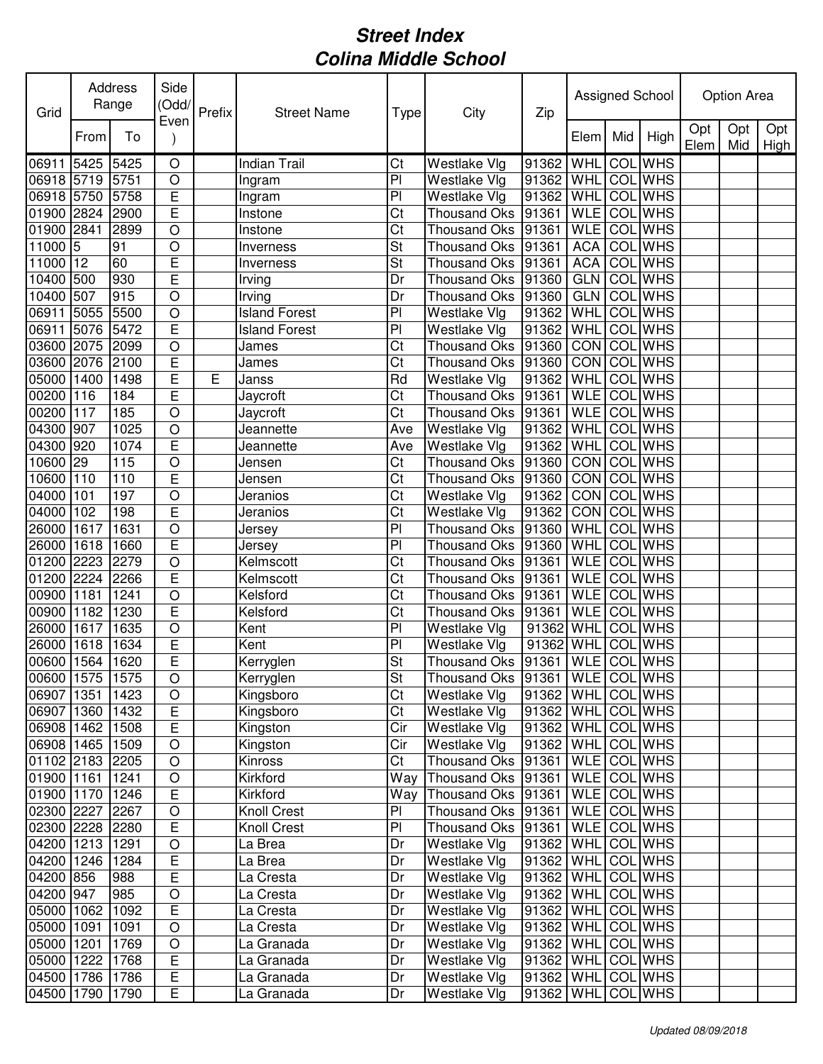# *Street Index*
# *Colina Middle School*

| Grid | Address Range | | Side (Odd/ Even) | Prefix | Street Name | Type | City | Zip | Assigned School | | | Option Area | | |
|---|---|---|---|---|---|---|---|---|---|---|---|---|---|---|
| | From | To | | | | | | | Elem | Mid | High | Opt Elem | Opt Mid | Opt High |
| 06911 | 5425 | 5425 | O | | Indian Trail | Ct | Westlake Vlg | 91362 | WHL | COL | WHS | | | |
| 06918 | 5719 | 5751 | O | | Ingram | Pl | Westlake Vlg | 91362 | WHL | COL | WHS | | | |
| 06918 | 5750 | 5758 | E | | Ingram | Pl | Westlake Vlg | 91362 | WHL | COL | WHS | | | |
| 01900 | 2824 | 2900 | E | | Instone | Ct | Thousand Oks | 91361 | WLE | COL | WHS | | | |
| 01900 | 2841 | 2899 | O | | Instone | Ct | Thousand Oks | 91361 | WLE | COL | WHS | | | |
| 11000 | 5 | 91 | O | | Inverness | St | Thousand Oks | 91361 | ACA | COL | WHS | | | |
| 11000 | 12 | 60 | E | | Inverness | St | Thousand Oks | 91361 | ACA | COL | WHS | | | |
| 10400 | 500 | 930 | E | | Irving | Dr | Thousand Oks | 91360 | GLN | COL | WHS | | | |
| 10400 | 507 | 915 | O | | Irving | Dr | Thousand Oks | 91360 | GLN | COL | WHS | | | |
| 06911 | 5055 | 5500 | O | | Island Forest | Pl | Westlake Vlg | 91362 | WHL | COL | WHS | | | |
| 06911 | 5076 | 5472 | E | | Island Forest | Pl | Westlake Vlg | 91362 | WHL | COL | WHS | | | |
| 03600 | 2075 | 2099 | O | | James | Ct | Thousand Oks | 91360 | CON | COL | WHS | | | |
| 03600 | 2076 | 2100 | E | | James | Ct | Thousand Oks | 91360 | CON | COL | WHS | | | |
| 05000 | 1400 | 1498 | E | E | Janss | Rd | Westlake Vlg | 91362 | WHL | COL | WHS | | | |
| 00200 | 116 | 184 | E | | Jaycroft | Ct | Thousand Oks | 91361 | WLE | COL | WHS | | | |
| 00200 | 117 | 185 | O | | Jaycroft | Ct | Thousand Oks | 91361 | WLE | COL | WHS | | | |
| 04300 | 907 | 1025 | O | | Jeannette | Ave | Westlake Vlg | 91362 | WHL | COL | WHS | | | |
| 04300 | 920 | 1074 | E | | Jeannette | Ave | Westlake Vlg | 91362 | WHL | COL | WHS | | | |
| 10600 | 29 | 115 | O | | Jensen | Ct | Thousand Oks | 91360 | CON | COL | WHS | | | |
| 10600 | 110 | 110 | E | | Jensen | Ct | Thousand Oks | 91360 | CON | COL | WHS | | | |
| 04000 | 101 | 197 | O | | Jeranios | Ct | Westlake Vlg | 91362 | CON | COL | WHS | | | |
| 04000 | 102 | 198 | E | | Jeranios | Ct | Westlake Vlg | 91362 | CON | COL | WHS | | | |
| 26000 | 1617 | 1631 | O | | Jersey | Pl | Thousand Oks | 91360 | WHL | COL | WHS | | | |
| 26000 | 1618 | 1660 | E | | Jersey | Pl | Thousand Oks | 91360 | WHL | COL | WHS | | | |
| 01200 | 2223 | 2279 | O | | Kelmscott | Ct | Thousand Oks | 91361 | WLE | COL | WHS | | | |
| 01200 | 2224 | 2266 | E | | Kelmscott | Ct | Thousand Oks | 91361 | WLE | COL | WHS | | | |
| 00900 | 1181 | 1241 | O | | Kelsford | Ct | Thousand Oks | 91361 | WLE | COL | WHS | | | |
| 00900 | 1182 | 1230 | E | | Kelsford | Ct | Thousand Oks | 91361 | WLE | COL | WHS | | | |
| 26000 | 1617 | 1635 | O | | Kent | Pl | Westlake Vlg | 91362 | WHL | COL | WHS | | | |
| 26000 | 1618 | 1634 | E | | Kent | Pl | Westlake Vlg | 91362 | WHL | COL | WHS | | | |
| 00600 | 1564 | 1620 | E | | Kerryglen | St | Thousand Oks | 91361 | WLE | COL | WHS | | | |
| 00600 | 1575 | 1575 | O | | Kerryglen | St | Thousand Oks | 91361 | WLE | COL | WHS | | | |
| 06907 | 1351 | 1423 | O | | Kingsboro | Ct | Westlake Vlg | 91362 | WHL | COL | WHS | | | |
| 06907 | 1360 | 1432 | E | | Kingsboro | Ct | Westlake Vlg | 91362 | WHL | COL | WHS | | | |
| 06908 | 1462 | 1508 | E | | Kingston | Cir | Westlake Vlg | 91362 | WHL | COL | WHS | | | |
| 06908 | 1465 | 1509 | O | | Kingston | Cir | Westlake Vlg | 91362 | WHL | COL | WHS | | | |
| 01102 | 2183 | 2205 | O | | Kinross | Ct | Thousand Oks | 91361 | WLE | COL | WHS | | | |
| 01900 | 1161 | 1241 | O | | Kirkford | Way | Thousand Oks | 91361 | WLE | COL | WHS | | | |
| 01900 | 1170 | 1246 | E | | Kirkford | Way | Thousand Oks | 91361 | WLE | COL | WHS | | | |
| 02300 | 2227 | 2267 | O | | Knoll Crest | Pl | Thousand Oks | 91361 | WLE | COL | WHS | | | |
| 02300 | 2228 | 2280 | E | | Knoll Crest | Pl | Thousand Oks | 91361 | WLE | COL | WHS | | | |
| 04200 | 1213 | 1291 | O | | La Brea | Dr | Westlake Vlg | 91362 | WHL | COL | WHS | | | |
| 04200 | 1246 | 1284 | E | | La Brea | Dr | Westlake Vlg | 91362 | WHL | COL | WHS | | | |
| 04200 | 856 | 988 | E | | La Cresta | Dr | Westlake Vlg | 91362 | WHL | COL | WHS | | | |
| 04200 | 947 | 985 | O | | La Cresta | Dr | Westlake Vlg | 91362 | WHL | COL | WHS | | | |
| 05000 | 1062 | 1092 | E | | La Cresta | Dr | Westlake Vlg | 91362 | WHL | COL | WHS | | | |
| 05000 | 1091 | 1091 | O | | La Cresta | Dr | Westlake Vlg | 91362 | WHL | COL | WHS | | | |
| 05000 | 1201 | 1769 | O | | La Granada | Dr | Westlake Vlg | 91362 | WHL | COL | WHS | | | |
| 05000 | 1222 | 1768 | E | | La Granada | Dr | Westlake Vlg | 91362 | WHL | COL | WHS | | | |
| 04500 | 1786 | 1786 | E | | La Granada | Dr | Westlake Vlg | 91362 | WHL | COL | WHS | | | |
| 04500 | 1790 | 1790 | E | | La Granada | Dr | Westlake Vlg | 91362 | WHL | COL | WHS | | | |

*Updated 08/09/2018*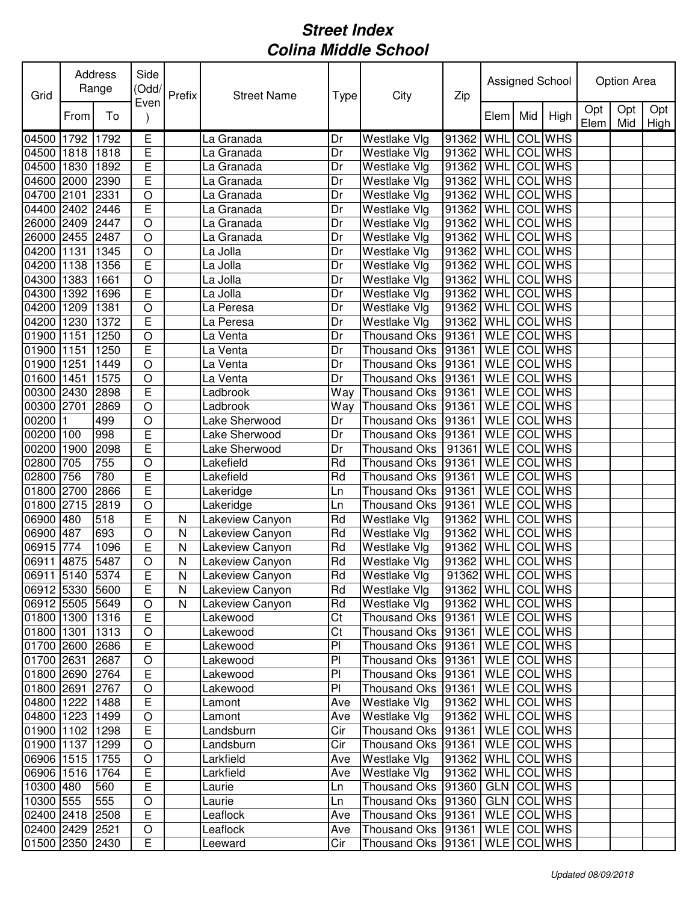# *Street Index*
# *Colina Middle School*

| Grid | Address Range | | Side (Odd/ Even) | Prefix | Street Name | Type | City | Zip | Assigned School | | | Option Area | | |
|---|---|---|---|---|---|---|---|---|---|---|---|---|---|---|
| | From | To | | | | | | | Elem | Mid | High | Opt Elem | Opt Mid | Opt High |
| 04500 | 1792 | 1792 | E | | La Granada | Dr | Westlake Vlg | 91362 | WHL | COL | WHS | | | |
| 04500 | 1818 | 1818 | E | | La Granada | Dr | Westlake Vlg | 91362 | WHL | COL | WHS | | | |
| 04500 | 1830 | 1892 | E | | La Granada | Dr | Westlake Vlg | 91362 | WHL | COL | WHS | | | |
| 04600 | 2000 | 2390 | E | | La Granada | Dr | Westlake Vlg | 91362 | WHL | COL | WHS | | | |
| 04700 | 2101 | 2331 | O | | La Granada | Dr | Westlake Vlg | 91362 | WHL | COL | WHS | | | |
| 04400 | 2402 | 2446 | E | | La Granada | Dr | Westlake Vlg | 91362 | WHL | COL | WHS | | | |
| 26000 | 2409 | 2447 | O | | La Granada | Dr | Westlake Vlg | 91362 | WHL | COL | WHS | | | |
| 26000 | 2455 | 2487 | O | | La Granada | Dr | Westlake Vlg | 91362 | WHL | COL | WHS | | | |
| 04200 | 1131 | 1345 | O | | La Jolla | Dr | Westlake Vlg | 91362 | WHL | COL | WHS | | | |
| 04200 | 1138 | 1356 | E | | La Jolla | Dr | Westlake Vlg | 91362 | WHL | COL | WHS | | | |
| 04300 | 1383 | 1661 | O | | La Jolla | Dr | Westlake Vlg | 91362 | WHL | COL | WHS | | | |
| 04300 | 1392 | 1696 | E | | La Jolla | Dr | Westlake Vlg | 91362 | WHL | COL | WHS | | | |
| 04200 | 1209 | 1381 | O | | La Peresa | Dr | Westlake Vlg | 91362 | WHL | COL | WHS | | | |
| 04200 | 1230 | 1372 | E | | La Peresa | Dr | Westlake Vlg | 91362 | WHL | COL | WHS | | | |
| 01900 | 1151 | 1250 | O | | La Venta | Dr | Thousand Oks | 91361 | WLE | COL | WHS | | | |
| 01900 | 1151 | 1250 | E | | La Venta | Dr | Thousand Oks | 91361 | WLE | COL | WHS | | | |
| 01900 | 1251 | 1449 | O | | La Venta | Dr | Thousand Oks | 91361 | WLE | COL | WHS | | | |
| 01600 | 1451 | 1575 | O | | La Venta | Dr | Thousand Oks | 91361 | WLE | COL | WHS | | | |
| 00300 | 2430 | 2898 | E | | Ladbrook | Way | Thousand Oks | 91361 | WLE | COL | WHS | | | |
| 00300 | 2701 | 2869 | O | | Ladbrook | Way | Thousand Oks | 91361 | WLE | COL | WHS | | | |
| 00200 | 1 | 499 | O | | Lake Sherwood | Dr | Thousand Oks | 91361 | WLE | COL | WHS | | | |
| 00200 | 100 | 998 | E | | Lake Sherwood | Dr | Thousand Oks | 91361 | WLE | COL | WHS | | | |
| 00200 | 1900 | 2098 | E | | Lake Sherwood | Dr | Thousand Oks | 91361 | WLE | COL | WHS | | | |
| 02800 | 705 | 755 | O | | Lakefield | Rd | Thousand Oks | 91361 | WLE | COL | WHS | | | |
| 02800 | 756 | 780 | E | | Lakefield | Rd | Thousand Oks | 91361 | WLE | COL | WHS | | | |
| 01800 | 2700 | 2866 | E | | Lakeridge | Ln | Thousand Oks | 91361 | WLE | COL | WHS | | | |
| 01800 | 2715 | 2819 | O | | Lakeridge | Ln | Thousand Oks | 91361 | WLE | COL | WHS | | | |
| 06900 | 480 | 518 | E | N | Lakeview Canyon | Rd | Westlake Vlg | 91362 | WHL | COL | WHS | | | |
| 06900 | 487 | 693 | O | N | Lakeview Canyon | Rd | Westlake Vlg | 91362 | WHL | COL | WHS | | | |
| 06915 | 774 | 1096 | E | N | Lakeview Canyon | Rd | Westlake Vlg | 91362 | WHL | COL | WHS | | | |
| 06911 | 4875 | 5487 | O | N | Lakeview Canyon | Rd | Westlake Vlg | 91362 | WHL | COL | WHS | | | |
| 06911 | 5140 | 5374 | E | N | Lakeview Canyon | Rd | Westlake Vlg | 91362 | WHL | COL | WHS | | | |
| 06912 | 5330 | 5600 | E | N | Lakeview Canyon | Rd | Westlake Vlg | 91362 | WHL | COL | WHS | | | |
| 06912 | 5505 | 5649 | O | N | Lakeview Canyon | Rd | Westlake Vlg | 91362 | WHL | COL | WHS | | | |
| 01800 | 1300 | 1316 | E | | Lakewood | Ct | Thousand Oks | 91361 | WLE | COL | WHS | | | |
| 01800 | 1301 | 1313 | O | | Lakewood | Ct | Thousand Oks | 91361 | WLE | COL | WHS | | | |
| 01700 | 2600 | 2686 | E | | Lakewood | Pl | Thousand Oks | 91361 | WLE | COL | WHS | | | |
| 01700 | 2631 | 2687 | O | | Lakewood | Pl | Thousand Oks | 91361 | WLE | COL | WHS | | | |
| 01800 | 2690 | 2764 | E | | Lakewood | Pl | Thousand Oks | 91361 | WLE | COL | WHS | | | |
| 01800 | 2691 | 2767 | O | | Lakewood | Pl | Thousand Oks | 91361 | WLE | COL | WHS | | | |
| 04800 | 1222 | 1488 | E | | Lamont | Ave | Westlake Vlg | 91362 | WHL | COL | WHS | | | |
| 04800 | 1223 | 1499 | O | | Lamont | Ave | Westlake Vlg | 91362 | WHL | COL | WHS | | | |
| 01900 | 1102 | 1298 | E | | Landsburn | Cir | Thousand Oks | 91361 | WLE | COL | WHS | | | |
| 01900 | 1137 | 1299 | O | | Landsburn | Cir | Thousand Oks | 91361 | WLE | COL | WHS | | | |
| 06906 | 1515 | 1755 | O | | Larkfield | Ave | Westlake Vlg | 91362 | WHL | COL | WHS | | | |
| 06906 | 1516 | 1764 | E | | Larkfield | Ave | Westlake Vlg | 91362 | WHL | COL | WHS | | | |
| 10300 | 480 | 560 | E | | Laurie | Ln | Thousand Oks | 91360 | GLN | COL | WHS | | | |
| 10300 | 555 | 555 | O | | Laurie | Ln | Thousand Oks | 91360 | GLN | COL | WHS | | | |
| 02400 | 2418 | 2508 | E | | Leaflock | Ave | Thousand Oks | 91361 | WLE | COL | WHS | | | |
| 02400 | 2429 | 2521 | O | | Leaflock | Ave | Thousand Oks | 91361 | WLE | COL | WHS | | | |
| 01500 | 2350 | 2430 | E | | Leeward | Cir | Thousand Oks | 91361 | WLE | COL | WHS | | | |

*Updated 08/09/2018*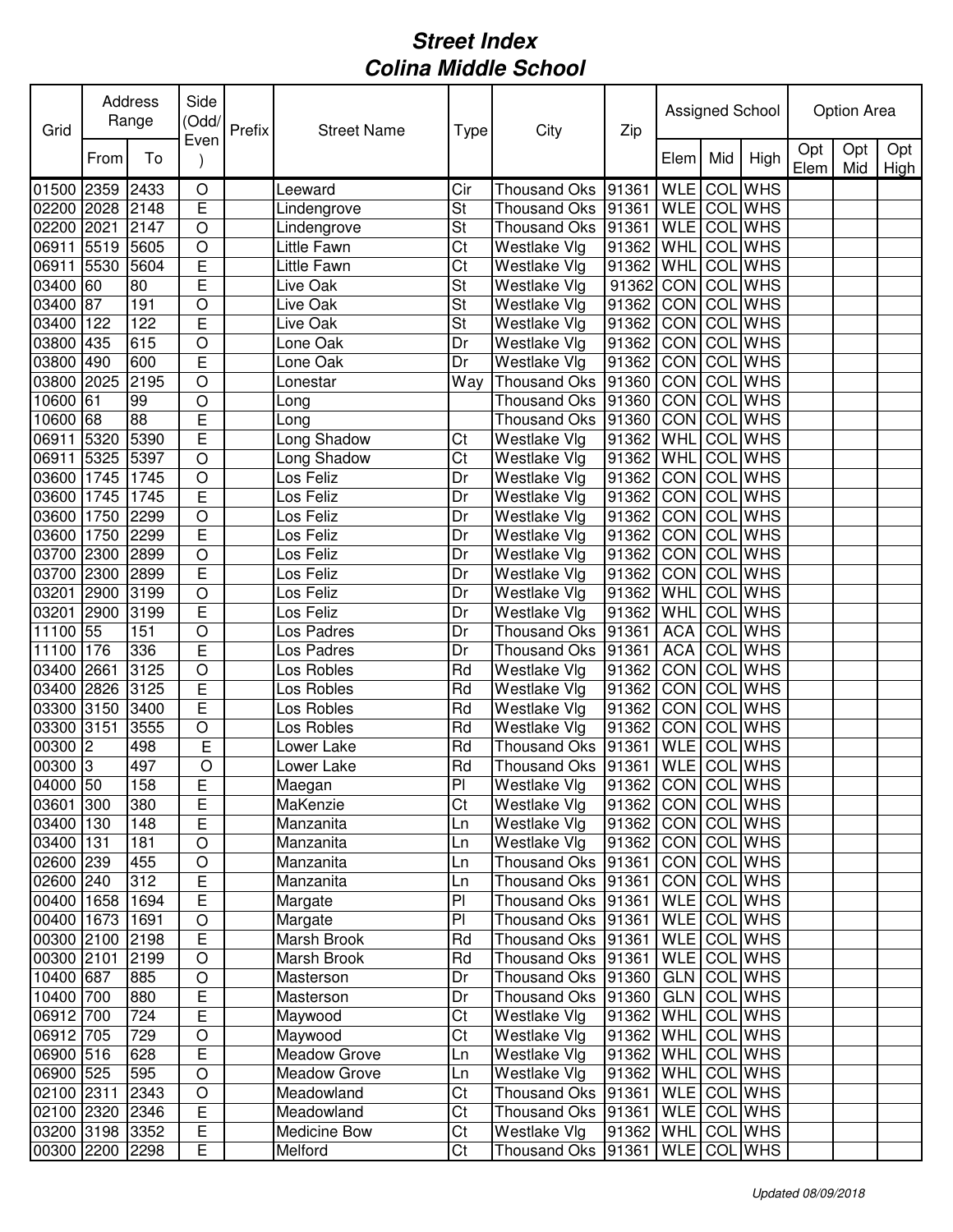# Street Index
## Colina Middle School

| Grid | Address Range | | Side (Odd/ Even) | Prefix | Street Name | Type | City | Zip | Assigned School | | | Option Area | | |
|---|---|---|---|---|---|---|---|---|---|---|---|---|---|---|
| | From | To | | | | | | | Elem | Mid | High | Opt Elem | Opt Mid | Opt High |
| 01500 | 2359 | 2433 | O | | Leeward | Cir | Thousand Oks | 91361 | WLE | COL | WHS | | | |
| 02200 | 2028 | 2148 | E | | Lindengrove | St | Thousand Oks | 91361 | WLE | COL | WHS | | | |
| 02200 | 2021 | 2147 | O | | Lindengrove | St | Thousand Oks | 91361 | WLE | COL | WHS | | | |
| 06911 | 5519 | 5605 | O | | Little Fawn | Ct | Westlake Vlg | 91362 | WHL | COL | WHS | | | |
| 06911 | 5530 | 5604 | E | | Little Fawn | Ct | Westlake Vlg | 91362 | WHL | COL | WHS | | | |
| 03400 | 60 | 80 | E | | Live Oak | St | Westlake Vlg | 91362 | CON | COL | WHS | | | |
| 03400 | 87 | 191 | O | | Live Oak | St | Westlake Vlg | 91362 | CON | COL | WHS | | | |
| 03400 | 122 | 122 | E | | Live Oak | St | Westlake Vlg | 91362 | CON | COL | WHS | | | |
| 03800 | 435 | 615 | O | | Lone Oak | Dr | Westlake Vlg | 91362 | CON | COL | WHS | | | |
| 03800 | 490 | 600 | E | | Lone Oak | Dr | Westlake Vlg | 91362 | CON | COL | WHS | | | |
| 03800 | 2025 | 2195 | O | | Lonestar | Way | Thousand Oks | 91360 | CON | COL | WHS | | | |
| 10600 | 61 | 99 | O | | Long | | Thousand Oks | 91360 | CON | COL | WHS | | | |
| 10600 | 68 | 88 | E | | Long | | Thousand Oks | 91360 | CON | COL | WHS | | | |
| 06911 | 5320 | 5390 | E | | Long Shadow | Ct | Westlake Vlg | 91362 | WHL | COL | WHS | | | |
| 06911 | 5325 | 5397 | O | | Long Shadow | Ct | Westlake Vlg | 91362 | WHL | COL | WHS | | | |
| 03600 | 1745 | 1745 | O | | Los Feliz | Dr | Westlake Vlg | 91362 | CON | COL | WHS | | | |
| 03600 | 1745 | 1745 | E | | Los Feliz | Dr | Westlake Vlg | 91362 | CON | COL | WHS | | | |
| 03600 | 1750 | 2299 | O | | Los Feliz | Dr | Westlake Vlg | 91362 | CON | COL | WHS | | | |
| 03600 | 1750 | 2299 | E | | Los Feliz | Dr | Westlake Vlg | 91362 | CON | COL | WHS | | | |
| 03700 | 2300 | 2899 | O | | Los Feliz | Dr | Westlake Vlg | 91362 | CON | COL | WHS | | | |
| 03700 | 2300 | 2899 | E | | Los Feliz | Dr | Westlake Vlg | 91362 | CON | COL | WHS | | | |
| 03201 | 2900 | 3199 | O | | Los Feliz | Dr | Westlake Vlg | 91362 | WHL | COL | WHS | | | |
| 03201 | 2900 | 3199 | E | | Los Feliz | Dr | Westlake Vlg | 91362 | WHL | COL | WHS | | | |
| 11100 | 55 | 151 | O | | Los Padres | Dr | Thousand Oks | 91361 | ACA | COL | WHS | | | |
| 11100 | 176 | 336 | E | | Los Padres | Dr | Thousand Oks | 91361 | ACA | COL | WHS | | | |
| 03400 | 2661 | 3125 | O | | Los Robles | Rd | Westlake Vlg | 91362 | CON | COL | WHS | | | |
| 03400 | 2826 | 3125 | E | | Los Robles | Rd | Westlake Vlg | 91362 | CON | COL | WHS | | | |
| 03300 | 3150 | 3400 | E | | Los Robles | Rd | Westlake Vlg | 91362 | CON | COL | WHS | | | |
| 03300 | 3151 | 3555 | O | | Los Robles | Rd | Westlake Vlg | 91362 | CON | COL | WHS | | | |
| 00300 | 2 | 498 | E | | Lower Lake | Rd | Thousand Oks | 91361 | WLE | COL | WHS | | | |
| 00300 | 3 | 497 | O | | Lower Lake | Rd | Thousand Oks | 91361 | WLE | COL | WHS | | | |
| 04000 | 50 | 158 | E | | Maegan | Pl | Westlake Vlg | 91362 | CON | COL | WHS | | | |
| 03601 | 300 | 380 | E | | MaKenzie | Ct | Westlake Vlg | 91362 | CON | COL | WHS | | | |
| 03400 | 130 | 148 | E | | Manzanita | Ln | Westlake Vlg | 91362 | CON | COL | WHS | | | |
| 03400 | 131 | 181 | O | | Manzanita | Ln | Westlake Vlg | 91362 | CON | COL | WHS | | | |
| 02600 | 239 | 455 | O | | Manzanita | Ln | Thousand Oks | 91361 | CON | COL | WHS | | | |
| 02600 | 240 | 312 | E | | Manzanita | Ln | Thousand Oks | 91361 | CON | COL | WHS | | | |
| 00400 | 1658 | 1694 | E | | Margate | Pl | Thousand Oks | 91361 | WLE | COL | WHS | | | |
| 00400 | 1673 | 1691 | O | | Margate | Pl | Thousand Oks | 91361 | WLE | COL | WHS | | | |
| 00300 | 2100 | 2198 | E | | Marsh Brook | Rd | Thousand Oks | 91361 | WLE | COL | WHS | | | |
| 00300 | 2101 | 2199 | O | | Marsh Brook | Rd | Thousand Oks | 91361 | WLE | COL | WHS | | | |
| 10400 | 687 | 885 | O | | Masterson | Dr | Thousand Oks | 91360 | GLN | COL | WHS | | | |
| 10400 | 700 | 880 | E | | Masterson | Dr | Thousand Oks | 91360 | GLN | COL | WHS | | | |
| 06912 | 700 | 724 | E | | Maywood | Ct | Westlake Vlg | 91362 | WHL | COL | WHS | | | |
| 06912 | 705 | 729 | O | | Maywood | Ct | Westlake Vlg | 91362 | WHL | COL | WHS | | | |
| 06900 | 516 | 628 | E | | Meadow Grove | Ln | Westlake Vlg | 91362 | WHL | COL | WHS | | | |
| 06900 | 525 | 595 | O | | Meadow Grove | Ln | Westlake Vlg | 91362 | WHL | COL | WHS | | | |
| 02100 | 2311 | 2343 | O | | Meadowland | Ct | Thousand Oks | 91361 | WLE | COL | WHS | | | |
| 02100 | 2320 | 2346 | E | | Meadowland | Ct | Thousand Oks | 91361 | WLE | COL | WHS | | | |
| 03200 | 3198 | 3352 | E | | Medicine Bow | Ct | Westlake Vlg | 91362 | WHL | COL | WHS | | | |
| 00300 | 2200 | 2298 | E | | Melford | Ct | Thousand Oks | 91361 | WLE | COL | WHS | | | |

*Updated 08/09/2018*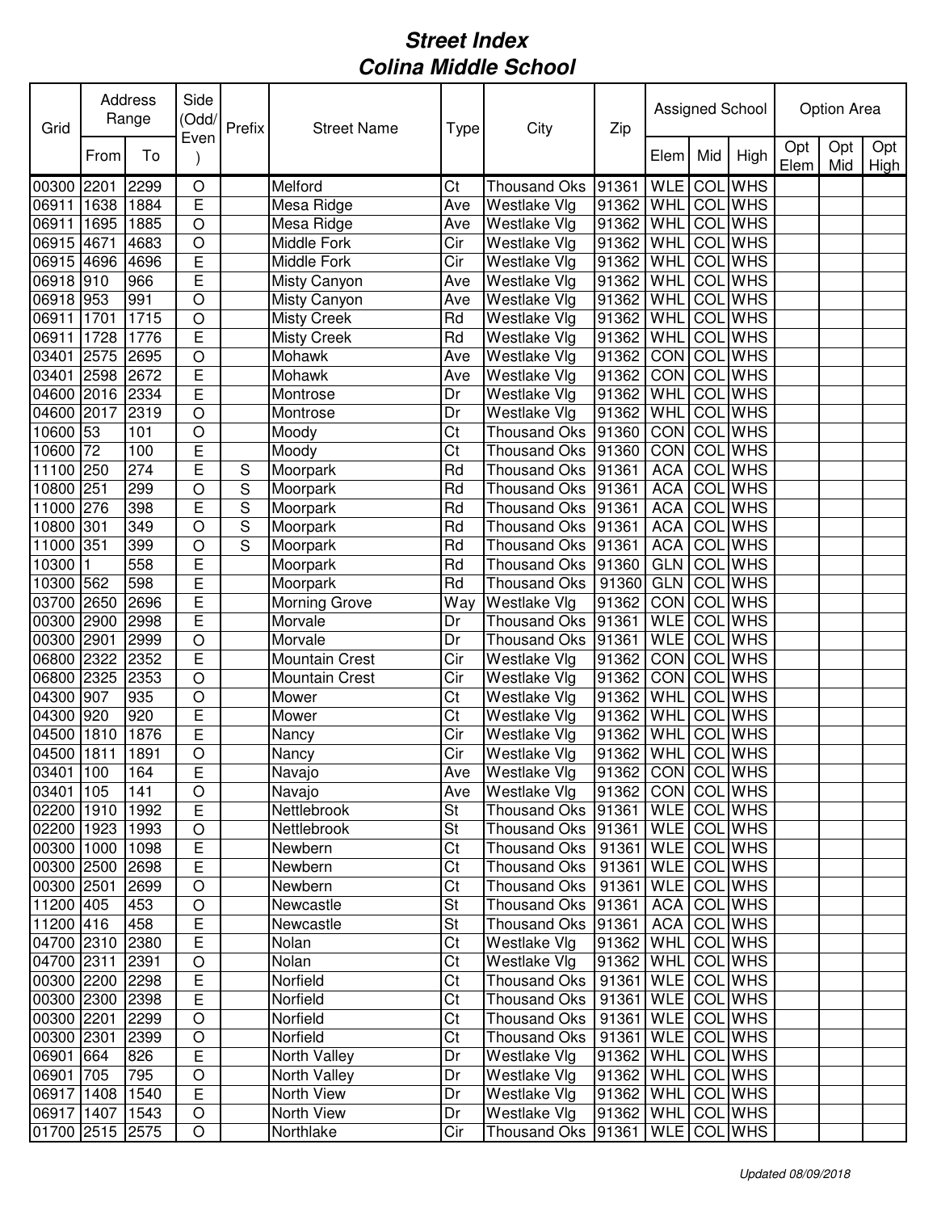# *Street Index*
# *Colina Middle School*

| Grid | Address Range | | Side (Odd/Even) | Prefix | Street Name | Type | City | Zip | Assigned School | | | Option Area | | |
|---|---|---|---|---|---|---|---|---|---|---|---|---|---|---|
| | From | To | | | | | | | Elem | Mid | High | Opt Elem | Opt Mid | Opt High |
| 00300 | 2201 | 2299 | O | | Melford | Ct | Thousand Oks | 91361 | WLE | COL | WHS | | | |
| 06911 | 1638 | 1884 | E | | Mesa Ridge | Ave | Westlake Vlg | 91362 | WHL | COL | WHS | | | |
| 06911 | 1695 | 1885 | O | | Mesa Ridge | Ave | Westlake Vlg | 91362 | WHL | COL | WHS | | | |
| 06915 | 4671 | 4683 | O | | Middle Fork | Cir | Westlake Vlg | 91362 | WHL | COL | WHS | | | |
| 06915 | 4696 | 4696 | E | | Middle Fork | Cir | Westlake Vlg | 91362 | WHL | COL | WHS | | | |
| 06918 | 910 | 966 | E | | Misty Canyon | Ave | Westlake Vlg | 91362 | WHL | COL | WHS | | | |
| 06918 | 953 | 991 | O | | Misty Canyon | Ave | Westlake Vlg | 91362 | WHL | COL | WHS | | | |
| 06911 | 1701 | 1715 | O | | Misty Creek | Rd | Westlake Vlg | 91362 | WHL | COL | WHS | | | |
| 06911 | 1728 | 1776 | E | | Misty Creek | Rd | Westlake Vlg | 91362 | WHL | COL | WHS | | | |
| 03401 | 2575 | 2695 | O | | Mohawk | Ave | Westlake Vlg | 91362 | CON | COL | WHS | | | |
| 03401 | 2598 | 2672 | E | | Mohawk | Ave | Westlake Vlg | 91362 | CON | COL | WHS | | | |
| 04600 | 2016 | 2334 | E | | Montrose | Dr | Westlake Vlg | 91362 | WHL | COL | WHS | | | |
| 04600 | 2017 | 2319 | O | | Montrose | Dr | Westlake Vlg | 91362 | WHL | COL | WHS | | | |
| 10600 | 53 | 101 | O | | Moody | Ct | Thousand Oks | 91360 | CON | COL | WHS | | | |
| 10600 | 72 | 100 | E | | Moody | Ct | Thousand Oks | 91360 | CON | COL | WHS | | | |
| 11100 | 250 | 274 | E | S | Moorpark | Rd | Thousand Oks | 91361 | ACA | COL | WHS | | | |
| 10800 | 251 | 299 | O | S | Moorpark | Rd | Thousand Oks | 91361 | ACA | COL | WHS | | | |
| 11000 | 276 | 398 | E | S | Moorpark | Rd | Thousand Oks | 91361 | ACA | COL | WHS | | | |
| 10800 | 301 | 349 | O | S | Moorpark | Rd | Thousand Oks | 91361 | ACA | COL | WHS | | | |
| 11000 | 351 | 399 | O | S | Moorpark | Rd | Thousand Oks | 91361 | ACA | COL | WHS | | | |
| 10300 | 1 | 558 | E | | Moorpark | Rd | Thousand Oks | 91360 | GLN | COL | WHS | | | |
| 10300 | 562 | 598 | E | | Moorpark | Rd | Thousand Oks | 91360 | GLN | COL | WHS | | | |
| 03700 | 2650 | 2696 | E | | Morning Grove | Way | Westlake Vlg | 91362 | CON | COL | WHS | | | |
| 00300 | 2900 | 2998 | E | | Morvale | Dr | Thousand Oks | 91361 | WLE | COL | WHS | | | |
| 00300 | 2901 | 2999 | O | | Morvale | Dr | Thousand Oks | 91361 | WLE | COL | WHS | | | |
| 06800 | 2322 | 2352 | E | | Mountain Crest | Cir | Westlake Vlg | 91362 | CON | COL | WHS | | | |
| 06800 | 2325 | 2353 | O | | Mountain Crest | Cir | Westlake Vlg | 91362 | CON | COL | WHS | | | |
| 04300 | 907 | 935 | O | | Mower | Ct | Westlake Vlg | 91362 | WHL | COL | WHS | | | |
| 04300 | 920 | 920 | E | | Mower | Ct | Westlake Vlg | 91362 | WHL | COL | WHS | | | |
| 04500 | 1810 | 1876 | E | | Nancy | Cir | Westlake Vlg | 91362 | WHL | COL | WHS | | | |
| 04500 | 1811 | 1891 | O | | Nancy | Cir | Westlake Vlg | 91362 | WHL | COL | WHS | | | |
| 03401 | 100 | 164 | E | | Navajo | Ave | Westlake Vlg | 91362 | CON | COL | WHS | | | |
| 03401 | 105 | 141 | O | | Navajo | Ave | Westlake Vlg | 91362 | CON | COL | WHS | | | |
| 02200 | 1910 | 1992 | E | | Nettlebrook | St | Thousand Oks | 91361 | WLE | COL | WHS | | | |
| 02200 | 1923 | 1993 | O | | Nettlebrook | St | Thousand Oks | 91361 | WLE | COL | WHS | | | |
| 00300 | 1000 | 1098 | E | | Newbern | Ct | Thousand Oks | 91361 | WLE | COL | WHS | | | |
| 00300 | 2500 | 2698 | E | | Newbern | Ct | Thousand Oks | 91361 | WLE | COL | WHS | | | |
| 00300 | 2501 | 2699 | O | | Newbern | Ct | Thousand Oks | 91361 | WLE | COL | WHS | | | |
| 11200 | 405 | 453 | O | | Newcastle | St | Thousand Oks | 91361 | ACA | COL | WHS | | | |
| 11200 | 416 | 458 | E | | Newcastle | St | Thousand Oks | 91361 | ACA | COL | WHS | | | |
| 04700 | 2310 | 2380 | E | | Nolan | Ct | Westlake Vlg | 91362 | WHL | COL | WHS | | | |
| 04700 | 2311 | 2391 | O | | Nolan | Ct | Westlake Vlg | 91362 | WHL | COL | WHS | | | |
| 00300 | 2200 | 2298 | E | | Norfield | Ct | Thousand Oks | 91361 | WLE | COL | WHS | | | |
| 00300 | 2300 | 2398 | E | | Norfield | Ct | Thousand Oks | 91361 | WLE | COL | WHS | | | |
| 00300 | 2201 | 2299 | O | | Norfield | Ct | Thousand Oks | 91361 | WLE | COL | WHS | | | |
| 00300 | 2301 | 2399 | O | | Norfield | Ct | Thousand Oks | 91361 | WLE | COL | WHS | | | |
| 06901 | 664 | 826 | E | | North Valley | Dr | Westlake Vlg | 91362 | WHL | COL | WHS | | | |
| 06901 | 705 | 795 | O | | North Valley | Dr | Westlake Vlg | 91362 | WHL | COL | WHS | | | |
| 06917 | 1408 | 1540 | E | | North View | Dr | Westlake Vlg | 91362 | WHL | COL | WHS | | | |
| 06917 | 1407 | 1543 | O | | North View | Dr | Westlake Vlg | 91362 | WHL | COL | WHS | | | |
| 01700 | 2515 | 2575 | O | | Northlake | Cir | Thousand Oks | 91361 | WLE | COL | WHS | | | |

*Updated 08/09/2018*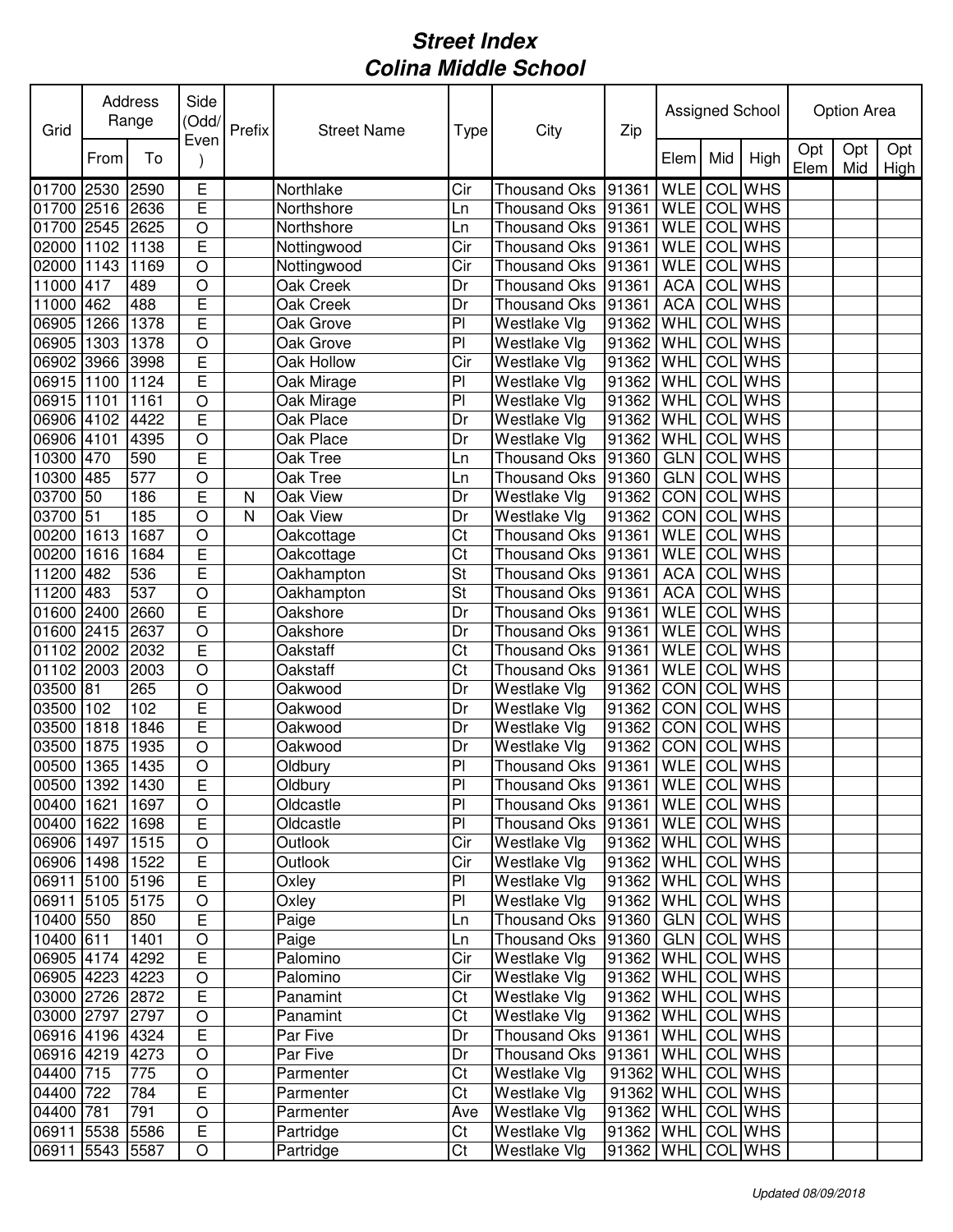# *Street Index*
# *Colina Middle School*

| Grid | Address Range | | Side (Odd/ Even ) | Prefix | Street Name | Type | City | Zip | Assigned School | | | Option Area | | |
|---|---|---|---|---|---|---|---|---|---|---|---|---|---|---|
| | From | To | | | | | | | Elem | Mid | High | Opt Elem | Opt Mid | Opt High |
| 01700 | 2530 | 2590 | E | | Northlake | Cir | Thousand Oks | 91361 | WLE | COL | WHS | | | |
| 01700 | 2516 | 2636 | E | | Northshore | Ln | Thousand Oks | 91361 | WLE | COL | WHS | | | |
| 01700 | 2545 | 2625 | O | | Northshore | Ln | Thousand Oks | 91361 | WLE | COL | WHS | | | |
| 02000 | 1102 | 1138 | E | | Nottingwood | Cir | Thousand Oks | 91361 | WLE | COL | WHS | | | |
| 02000 | 1143 | 1169 | O | | Nottingwood | Cir | Thousand Oks | 91361 | WLE | COL | WHS | | | |
| 11000 | 417 | 489 | O | | Oak Creek | Dr | Thousand Oks | 91361 | ACA | COL | WHS | | | |
| 11000 | 462 | 488 | E | | Oak Creek | Dr | Thousand Oks | 91361 | ACA | COL | WHS | | | |
| 06905 | 1266 | 1378 | E | | Oak Grove | Pl | Westlake Vlg | 91362 | WHL | COL | WHS | | | |
| 06905 | 1303 | 1378 | O | | Oak Grove | Pl | Westlake Vlg | 91362 | WHL | COL | WHS | | | |
| 06902 | 3966 | 3998 | E | | Oak Hollow | Cir | Westlake Vlg | 91362 | WHL | COL | WHS | | | |
| 06915 | 1100 | 1124 | E | | Oak Mirage | Pl | Westlake Vlg | 91362 | WHL | COL | WHS | | | |
| 06915 | 1101 | 1161 | O | | Oak Mirage | Pl | Westlake Vlg | 91362 | WHL | COL | WHS | | | |
| 06906 | 4102 | 4422 | E | | Oak Place | Dr | Westlake Vlg | 91362 | WHL | COL | WHS | | | |
| 06906 | 4101 | 4395 | O | | Oak Place | Dr | Westlake Vlg | 91362 | WHL | COL | WHS | | | |
| 10300 | 470 | 590 | E | | Oak Tree | Ln | Thousand Oks | 91360 | GLN | COL | WHS | | | |
| 10300 | 485 | 577 | O | | Oak Tree | Ln | Thousand Oks | 91360 | GLN | COL | WHS | | | |
| 03700 | 50 | 186 | E | N | Oak View | Dr | Westlake Vlg | 91362 | CON | COL | WHS | | | |
| 03700 | 51 | 185 | O | N | Oak View | Dr | Westlake Vlg | 91362 | CON | COL | WHS | | | |
| 00200 | 1613 | 1687 | O | | Oakcottage | Ct | Thousand Oks | 91361 | WLE | COL | WHS | | | |
| 00200 | 1616 | 1684 | E | | Oakcottage | Ct | Thousand Oks | 91361 | WLE | COL | WHS | | | |
| 11200 | 482 | 536 | E | | Oakhampton | St | Thousand Oks | 91361 | ACA | COL | WHS | | | |
| 11200 | 483 | 537 | O | | Oakhampton | St | Thousand Oks | 91361 | ACA | COL | WHS | | | |
| 01600 | 2400 | 2660 | E | | Oakshore | Dr | Thousand Oks | 91361 | WLE | COL | WHS | | | |
| 01600 | 2415 | 2637 | O | | Oakshore | Dr | Thousand Oks | 91361 | WLE | COL | WHS | | | |
| 01102 | 2002 | 2032 | E | | Oakstaff | Ct | Thousand Oks | 91361 | WLE | COL | WHS | | | |
| 01102 | 2003 | 2003 | O | | Oakstaff | Ct | Thousand Oks | 91361 | WLE | COL | WHS | | | |
| 03500 | 81 | 265 | O | | Oakwood | Dr | Westlake Vlg | 91362 | CON | COL | WHS | | | |
| 03500 | 102 | 102 | E | | Oakwood | Dr | Westlake Vlg | 91362 | CON | COL | WHS | | | |
| 03500 | 1818 | 1846 | E | | Oakwood | Dr | Westlake Vlg | 91362 | CON | COL | WHS | | | |
| 03500 | 1875 | 1935 | O | | Oakwood | Dr | Westlake Vlg | 91362 | CON | COL | WHS | | | |
| 00500 | 1365 | 1435 | O | | Oldbury | Pl | Thousand Oks | 91361 | WLE | COL | WHS | | | |
| 00500 | 1392 | 1430 | E | | Oldbury | Pl | Thousand Oks | 91361 | WLE | COL | WHS | | | |
| 00400 | 1621 | 1697 | O | | Oldcastle | Pl | Thousand Oks | 91361 | WLE | COL | WHS | | | |
| 00400 | 1622 | 1698 | E | | Oldcastle | Pl | Thousand Oks | 91361 | WLE | COL | WHS | | | |
| 06906 | 1497 | 1515 | O | | Outlook | Cir | Westlake Vlg | 91362 | WHL | COL | WHS | | | |
| 06906 | 1498 | 1522 | E | | Outlook | Cir | Westlake Vlg | 91362 | WHL | COL | WHS | | | |
| 06911 | 5100 | 5196 | E | | Oxley | Pl | Westlake Vlg | 91362 | WHL | COL | WHS | | | |
| 06911 | 5105 | 5175 | O | | Oxley | Pl | Westlake Vlg | 91362 | WHL | COL | WHS | | | |
| 10400 | 550 | 850 | E | | Paige | Ln | Thousand Oks | 91360 | GLN | COL | WHS | | | |
| 10400 | 611 | 1401 | O | | Paige | Ln | Thousand Oks | 91360 | GLN | COL | WHS | | | |
| 06905 | 4174 | 4292 | E | | Palomino | Cir | Westlake Vlg | 91362 | WHL | COL | WHS | | | |
| 06905 | 4223 | 4223 | O | | Palomino | Cir | Westlake Vlg | 91362 | WHL | COL | WHS | | | |
| 03000 | 2726 | 2872 | E | | Panamint | Ct | Westlake Vlg | 91362 | WHL | COL | WHS | | | |
| 03000 | 2797 | 2797 | O | | Panamint | Ct | Westlake Vlg | 91362 | WHL | COL | WHS | | | |
| 06916 | 4196 | 4324 | E | | Par Five | Dr | Thousand Oks | 91361 | WHL | COL | WHS | | | |
| 06916 | 4219 | 4273 | O | | Par Five | Dr | Thousand Oks | 91361 | WHL | COL | WHS | | | |
| 04400 | 715 | 775 | O | | Parmenter | Ct | Westlake Vlg | 91362 | WHL | COL | WHS | | | |
| 04400 | 722 | 784 | E | | Parmenter | Ct | Westlake Vlg | 91362 | WHL | COL | WHS | | | |
| 04400 | 781 | 791 | O | | Parmenter | Ave | Westlake Vlg | 91362 | WHL | COL | WHS | | | |
| 06911 | 5538 | 5586 | E | | Partridge | Ct | Westlake Vlg | 91362 | WHL | COL | WHS | | | |
| 06911 | 5543 | 5587 | O | | Partridge | Ct | Westlake Vlg | 91362 | WHL | COL | WHS | | | |

*Updated 08/09/2018*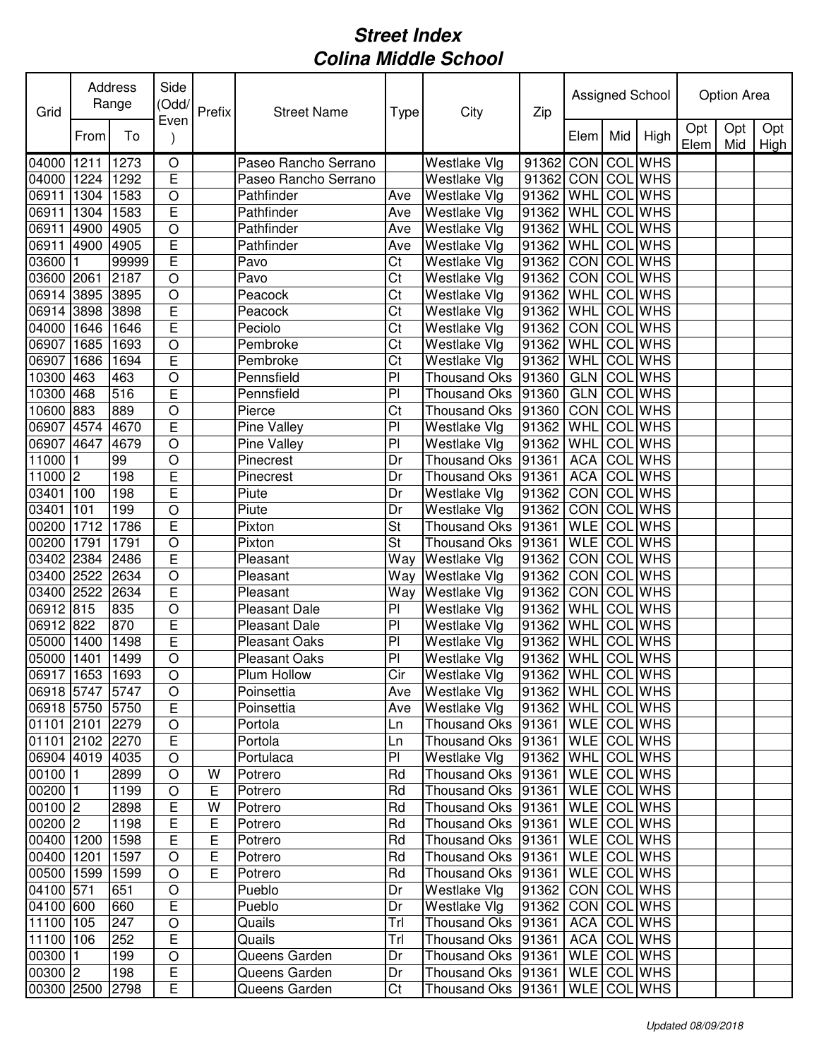# Street Index
# Colina Middle School

| Grid | Address Range | | Side (Odd/Even) | Prefix | Street Name | Type | City | Zip | Assigned School | | | Option Area | | |
|---|---|---|---|---|---|---|---|---|---|---|---|---|---|---|
| | From | To | | | | | | | Elem | Mid | High | Opt Elem | Opt Mid | Opt High |
| 04000 | 1211 | 1273 | O | | Paseo Rancho Serrano | | Westlake Vlg | 91362 | CON | COL | WHS | | | |
| 04000 | 1224 | 1292 | E | | Paseo Rancho Serrano | | Westlake Vlg | 91362 | CON | COL | WHS | | | |
| 06911 | 1304 | 1583 | O | | Pathfinder | Ave | Westlake Vlg | 91362 | WHL | COL | WHS | | | |
| 06911 | 1304 | 1583 | E | | Pathfinder | Ave | Westlake Vlg | 91362 | WHL | COL | WHS | | | |
| 06911 | 4900 | 4905 | O | | Pathfinder | Ave | Westlake Vlg | 91362 | WHL | COL | WHS | | | |
| 06911 | 4900 | 4905 | E | | Pathfinder | Ave | Westlake Vlg | 91362 | WHL | COL | WHS | | | |
| 03600 | 1 | 99999 | E | | Pavo | Ct | Westlake Vlg | 91362 | CON | COL | WHS | | | |
| 03600 | 2061 | 2187 | O | | Pavo | Ct | Westlake Vlg | 91362 | CON | COL | WHS | | | |
| 06914 | 3895 | 3895 | O | | Peacock | Ct | Westlake Vlg | 91362 | WHL | COL | WHS | | | |
| 06914 | 3898 | 3898 | E | | Peacock | Ct | Westlake Vlg | 91362 | WHL | COL | WHS | | | |
| 04000 | 1646 | 1646 | E | | Peciolo | Ct | Westlake Vlg | 91362 | CON | COL | WHS | | | |
| 06907 | 1685 | 1693 | O | | Pembroke | Ct | Westlake Vlg | 91362 | WHL | COL | WHS | | | |
| 06907 | 1686 | 1694 | E | | Pembroke | Ct | Westlake Vlg | 91362 | WHL | COL | WHS | | | |
| 10300 | 463 | 463 | O | | Pennsfield | Pl | Thousand Oks | 91360 | GLN | COL | WHS | | | |
| 10300 | 468 | 516 | E | | Pennsfield | Pl | Thousand Oks | 91360 | GLN | COL | WHS | | | |
| 10600 | 883 | 889 | O | | Pierce | Ct | Thousand Oks | 91360 | CON | COL | WHS | | | |
| 06907 | 4574 | 4670 | E | | Pine Valley | Pl | Westlake Vlg | 91362 | WHL | COL | WHS | | | |
| 06907 | 4647 | 4679 | O | | Pine Valley | Pl | Westlake Vlg | 91362 | WHL | COL | WHS | | | |
| 11000 | 1 | 99 | O | | Pinecrest | Dr | Thousand Oks | 91361 | ACA | COL | WHS | | | |
| 11000 | 2 | 198 | E | | Pinecrest | Dr | Thousand Oks | 91361 | ACA | COL | WHS | | | |
| 03401 | 100 | 198 | E | | Piute | Dr | Westlake Vlg | 91362 | CON | COL | WHS | | | |
| 03401 | 101 | 199 | O | | Piute | Dr | Westlake Vlg | 91362 | CON | COL | WHS | | | |
| 00200 | 1712 | 1786 | E | | Pixton | St | Thousand Oks | 91361 | WLE | COL | WHS | | | |
| 00200 | 1791 | 1791 | O | | Pixton | St | Thousand Oks | 91361 | WLE | COL | WHS | | | |
| 03402 | 2384 | 2486 | E | | Pleasant | Way | Westlake Vlg | 91362 | CON | COL | WHS | | | |
| 03400 | 2522 | 2634 | O | | Pleasant | Way | Westlake Vlg | 91362 | CON | COL | WHS | | | |
| 03400 | 2522 | 2634 | E | | Pleasant | Way | Westlake Vlg | 91362 | CON | COL | WHS | | | |
| 06912 | 815 | 835 | O | | Pleasant Dale | Pl | Westlake Vlg | 91362 | WHL | COL | WHS | | | |
| 06912 | 822 | 870 | E | | Pleasant Dale | Pl | Westlake Vlg | 91362 | WHL | COL | WHS | | | |
| 05000 | 1400 | 1498 | E | | Pleasant Oaks | Pl | Westlake Vlg | 91362 | WHL | COL | WHS | | | |
| 05000 | 1401 | 1499 | O | | Pleasant Oaks | Pl | Westlake Vlg | 91362 | WHL | COL | WHS | | | |
| 06917 | 1653 | 1693 | O | | Plum Hollow | Cir | Westlake Vlg | 91362 | WHL | COL | WHS | | | |
| 06918 | 5747 | 5747 | O | | Poinsettia | Ave | Westlake Vlg | 91362 | WHL | COL | WHS | | | |
| 06918 | 5750 | 5750 | E | | Poinsettia | Ave | Westlake Vlg | 91362 | WHL | COL | WHS | | | |
| 01101 | 2101 | 2279 | O | | Portola | Ln | Thousand Oks | 91361 | WLE | COL | WHS | | | |
| 01101 | 2102 | 2270 | E | | Portola | Ln | Thousand Oks | 91361 | WLE | COL | WHS | | | |
| 06904 | 4019 | 4035 | O | | Portulaca | Pl | Westlake Vlg | 91362 | WHL | COL | WHS | | | |
| 00100 | 1 | 2899 | O | W | Potrero | Rd | Thousand Oks | 91361 | WLE | COL | WHS | | | |
| 00200 | 1 | 1199 | O | E | Potrero | Rd | Thousand Oks | 91361 | WLE | COL | WHS | | | |
| 00100 | 2 | 2898 | E | W | Potrero | Rd | Thousand Oks | 91361 | WLE | COL | WHS | | | |
| 00200 | 2 | 1198 | E | E | Potrero | Rd | Thousand Oks | 91361 | WLE | COL | WHS | | | |
| 00400 | 1200 | 1598 | E | E | Potrero | Rd | Thousand Oks | 91361 | WLE | COL | WHS | | | |
| 00400 | 1201 | 1597 | O | E | Potrero | Rd | Thousand Oks | 91361 | WLE | COL | WHS | | | |
| 00500 | 1599 | 1599 | O | E | Potrero | Rd | Thousand Oks | 91361 | WLE | COL | WHS | | | |
| 04100 | 571 | 651 | O | | Pueblo | Dr | Westlake Vlg | 91362 | CON | COL | WHS | | | |
| 04100 | 600 | 660 | E | | Pueblo | Dr | Westlake Vlg | 91362 | CON | COL | WHS | | | |
| 11100 | 105 | 247 | O | | Quails | Trl | Thousand Oks | 91361 | ACA | COL | WHS | | | |
| 11100 | 106 | 252 | E | | Quails | Trl | Thousand Oks | 91361 | ACA | COL | WHS | | | |
| 00300 | 1 | 199 | O | | Queens Garden | Dr | Thousand Oks | 91361 | WLE | COL | WHS | | | |
| 00300 | 2 | 198 | E | | Queens Garden | Dr | Thousand Oks | 91361 | WLE | COL | WHS | | | |
| 00300 | 2500 | 2798 | E | | Queens Garden | Ct | Thousand Oks | 91361 | WLE | COL | WHS | | | |

*Updated 08/09/2018*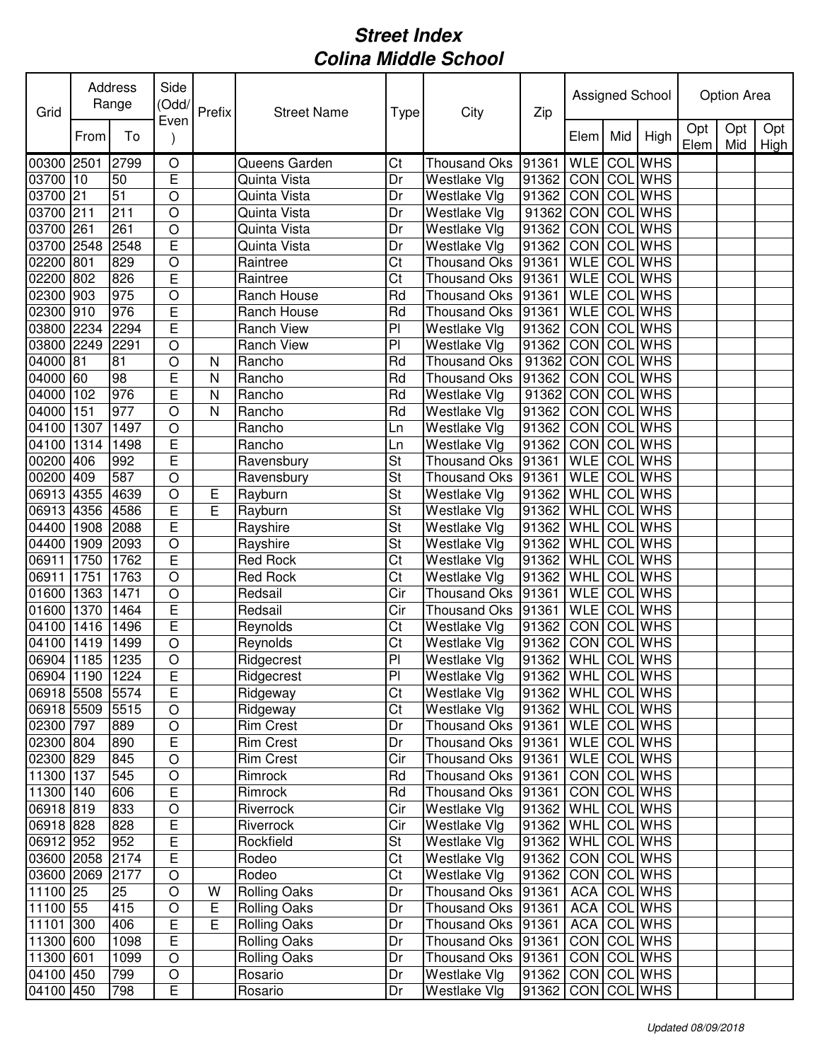# *Street Index*
# *Colina Middle School*

| Grid | Address Range | | Side (Odd/Even) | Prefix | Street Name | Type | City | Zip | Assigned School | | | Option Area | | |
|---|---|---|---|---|---|---|---|---|---|---|---|---|---|---|
| | From | To | | | | | | | Elem | Mid | High | Opt Elem | Opt Mid | Opt High |
| 00300 | 2501 | 2799 | O | | Queens Garden | Ct | Thousand Oks | 91361 | WLE | COL | WHS | | | |
| 03700 | 10 | 50 | E | | Quinta Vista | Dr | Westlake Vlg | 91362 | CON | COL | WHS | | | |
| 03700 | 21 | 51 | O | | Quinta Vista | Dr | Westlake Vlg | 91362 | CON | COL | WHS | | | |
| 03700 | 211 | 211 | O | | Quinta Vista | Dr | Westlake Vlg | 91362 | CON | COL | WHS | | | |
| 03700 | 261 | 261 | O | | Quinta Vista | Dr | Westlake Vlg | 91362 | CON | COL | WHS | | | |
| 03700 | 2548 | 2548 | E | | Quinta Vista | Dr | Westlake Vlg | 91362 | CON | COL | WHS | | | |
| 02200 | 801 | 829 | O | | Raintree | Ct | Thousand Oks | 91361 | WLE | COL | WHS | | | |
| 02200 | 802 | 826 | E | | Raintree | Ct | Thousand Oks | 91361 | WLE | COL | WHS | | | |
| 02300 | 903 | 975 | O | | Ranch House | Rd | Thousand Oks | 91361 | WLE | COL | WHS | | | |
| 02300 | 910 | 976 | E | | Ranch House | Rd | Thousand Oks | 91361 | WLE | COL | WHS | | | |
| 03800 | 2234 | 2294 | E | | Ranch View | Pl | Westlake Vlg | 91362 | CON | COL | WHS | | | |
| 03800 | 2249 | 2291 | O | | Ranch View | Pl | Westlake Vlg | 91362 | CON | COL | WHS | | | |
| 04000 | 81 | 81 | O | N | Rancho | Rd | Thousand Oks | 91362 | CON | COL | WHS | | | |
| 04000 | 60 | 98 | E | N | Rancho | Rd | Thousand Oks | 91362 | CON | COL | WHS | | | |
| 04000 | 102 | 976 | E | N | Rancho | Rd | Westlake Vlg | 91362 | CON | COL | WHS | | | |
| 04000 | 151 | 977 | O | N | Rancho | Rd | Westlake Vlg | 91362 | CON | COL | WHS | | | |
| 04100 | 1307 | 1497 | O | | Rancho | Ln | Westlake Vlg | 91362 | CON | COL | WHS | | | |
| 04100 | 1314 | 1498 | E | | Rancho | Ln | Westlake Vlg | 91362 | CON | COL | WHS | | | |
| 00200 | 406 | 992 | E | | Ravensbury | St | Thousand Oks | 91361 | WLE | COL | WHS | | | |
| 00200 | 409 | 587 | O | | Ravensbury | St | Thousand Oks | 91361 | WLE | COL | WHS | | | |
| 06913 | 4355 | 4639 | O | E | Rayburn | St | Westlake Vlg | 91362 | WHL | COL | WHS | | | |
| 06913 | 4356 | 4586 | E | E | Rayburn | St | Westlake Vlg | 91362 | WHL | COL | WHS | | | |
| 04400 | 1908 | 2088 | E | | Rayshire | St | Westlake Vlg | 91362 | WHL | COL | WHS | | | |
| 04400 | 1909 | 2093 | O | | Rayshire | St | Westlake Vlg | 91362 | WHL | COL | WHS | | | |
| 06911 | 1750 | 1762 | E | | Red Rock | Ct | Westlake Vlg | 91362 | WHL | COL | WHS | | | |
| 06911 | 1751 | 1763 | O | | Red Rock | Ct | Westlake Vlg | 91362 | WHL | COL | WHS | | | |
| 01600 | 1363 | 1471 | O | | Redsail | Cir | Thousand Oks | 91361 | WLE | COL | WHS | | | |
| 01600 | 1370 | 1464 | E | | Redsail | Cir | Thousand Oks | 91361 | WLE | COL | WHS | | | |
| 04100 | 1416 | 1496 | E | | Reynolds | Ct | Westlake Vlg | 91362 | CON | COL | WHS | | | |
| 04100 | 1419 | 1499 | O | | Reynolds | Ct | Westlake Vlg | 91362 | CON | COL | WHS | | | |
| 06904 | 1185 | 1235 | O | | Ridgecrest | Pl | Westlake Vlg | 91362 | WHL | COL | WHS | | | |
| 06904 | 1190 | 1224 | E | | Ridgecrest | Pl | Westlake Vlg | 91362 | WHL | COL | WHS | | | |
| 06918 | 5508 | 5574 | E | | Ridgeway | Ct | Westlake Vlg | 91362 | WHL | COL | WHS | | | |
| 06918 | 5509 | 5515 | O | | Ridgeway | Ct | Westlake Vlg | 91362 | WHL | COL | WHS | | | |
| 02300 | 797 | 889 | O | | Rim Crest | Dr | Thousand Oks | 91361 | WLE | COL | WHS | | | |
| 02300 | 804 | 890 | E | | Rim Crest | Dr | Thousand Oks | 91361 | WLE | COL | WHS | | | |
| 02300 | 829 | 845 | O | | Rim Crest | Cir | Thousand Oks | 91361 | WLE | COL | WHS | | | |
| 11300 | 137 | 545 | O | | Rimrock | Rd | Thousand Oks | 91361 | CON | COL | WHS | | | |
| 11300 | 140 | 606 | E | | Rimrock | Rd | Thousand Oks | 91361 | CON | COL | WHS | | | |
| 06918 | 819 | 833 | O | | Riverrock | Cir | Westlake Vlg | 91362 | WHL | COL | WHS | | | |
| 06918 | 828 | 828 | E | | Riverrock | Cir | Westlake Vlg | 91362 | WHL | COL | WHS | | | |
| 06912 | 952 | 952 | E | | Rockfield | St | Westlake Vlg | 91362 | WHL | COL | WHS | | | |
| 03600 | 2058 | 2174 | E | | Rodeo | Ct | Westlake Vlg | 91362 | CON | COL | WHS | | | |
| 03600 | 2069 | 2177 | O | | Rodeo | Ct | Westlake Vlg | 91362 | CON | COL | WHS | | | |
| 11100 | 25 | 25 | O | W | Rolling Oaks | Dr | Thousand Oks | 91361 | ACA | COL | WHS | | | |
| 11100 | 55 | 415 | O | E | Rolling Oaks | Dr | Thousand Oks | 91361 | ACA | COL | WHS | | | |
| 11101 | 300 | 406 | E | E | Rolling Oaks | Dr | Thousand Oks | 91361 | ACA | COL | WHS | | | |
| 11300 | 600 | 1098 | E | | Rolling Oaks | Dr | Thousand Oks | 91361 | CON | COL | WHS | | | |
| 11300 | 601 | 1099 | O | | Rolling Oaks | Dr | Thousand Oks | 91361 | CON | COL | WHS | | | |
| 04100 | 450 | 799 | O | | Rosario | Dr | Westlake Vlg | 91362 | CON | COL | WHS | | | |
| 04100 | 450 | 798 | E | | Rosario | Dr | Westlake Vlg | 91362 | CON | COL | WHS | | | |

*Updated 08/09/2018*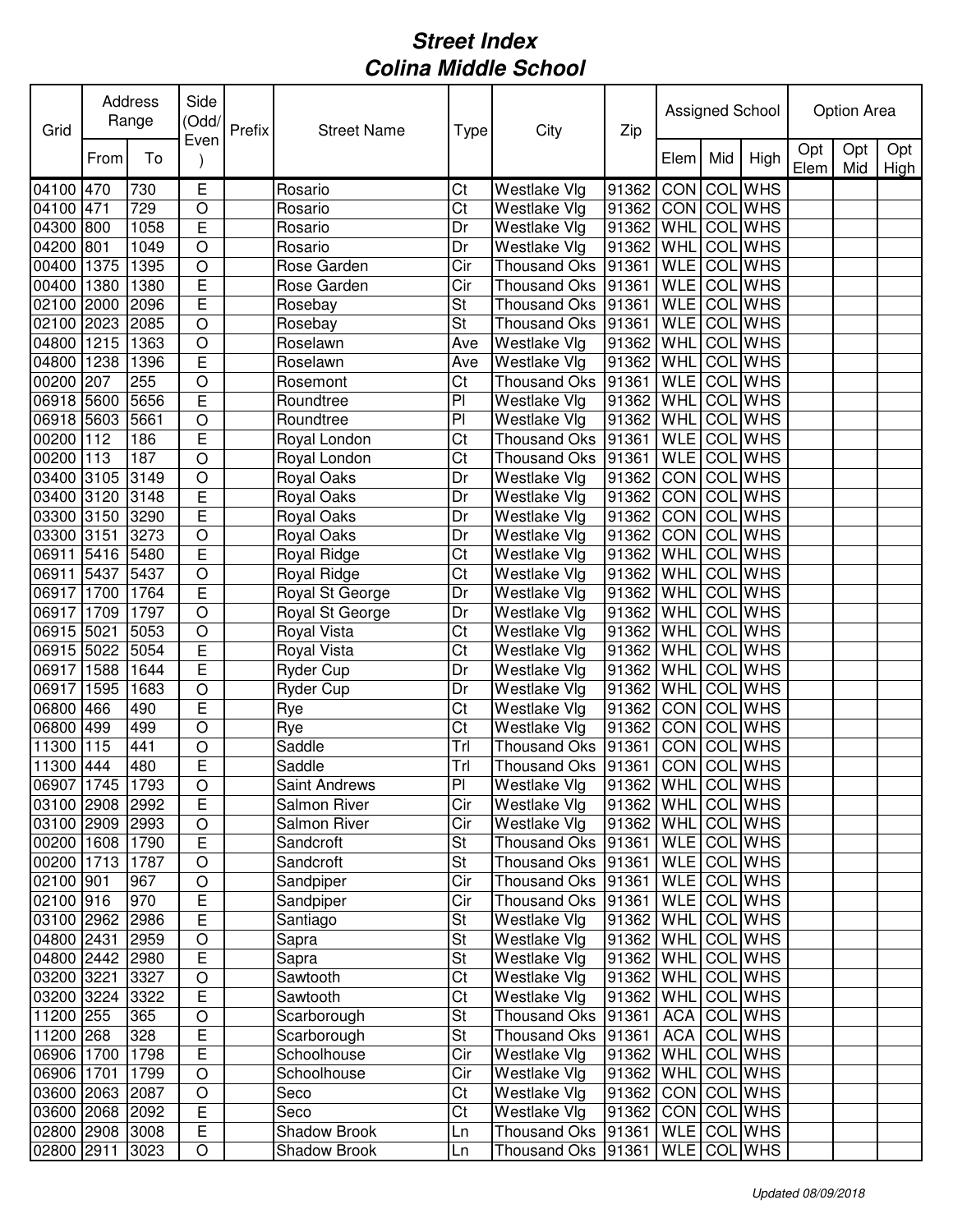# Street Index
## Colina Middle School

| Grid | Address Range | | Side (Odd/Even) | Prefix | Street Name | Type | City | Zip | Assigned School | | | Option Area | | |
|---|---|---|---|---|---|---|---|---|---|---|---|---|---|---|
| | From | To | | | | | | | Elem | Mid | High | Opt Elem | Opt Mid | Opt High |
| 04100 | 470 | 730 | E | | Rosario | Ct | Westlake Vlg | 91362 | CON | COL | WHS | | | |
| 04100 | 471 | 729 | O | | Rosario | Ct | Westlake Vlg | 91362 | CON | COL | WHS | | | |
| 04300 | 800 | 1058 | E | | Rosario | Dr | Westlake Vlg | 91362 | WHL | COL | WHS | | | |
| 04200 | 801 | 1049 | O | | Rosario | Dr | Westlake Vlg | 91362 | WHL | COL | WHS | | | |
| 00400 | 1375 | 1395 | O | | Rose Garden | Cir | Thousand Oks | 91361 | WLE | COL | WHS | | | |
| 00400 | 1380 | 1380 | E | | Rose Garden | Cir | Thousand Oks | 91361 | WLE | COL | WHS | | | |
| 02100 | 2000 | 2096 | E | | Rosebay | St | Thousand Oks | 91361 | WLE | COL | WHS | | | |
| 02100 | 2023 | 2085 | O | | Rosebay | St | Thousand Oks | 91361 | WLE | COL | WHS | | | |
| 04800 | 1215 | 1363 | O | | Roselawn | Ave | Westlake Vlg | 91362 | WHL | COL | WHS | | | |
| 04800 | 1238 | 1396 | E | | Roselawn | Ave | Westlake Vlg | 91362 | WHL | COL | WHS | | | |
| 00200 | 207 | 255 | O | | Rosemont | Ct | Thousand Oks | 91361 | WLE | COL | WHS | | | |
| 06918 | 5600 | 5656 | E | | Roundtree | Pl | Westlake Vlg | 91362 | WHL | COL | WHS | | | |
| 06918 | 5603 | 5661 | O | | Roundtree | Pl | Westlake Vlg | 91362 | WHL | COL | WHS | | | |
| 00200 | 112 | 186 | E | | Royal London | Ct | Thousand Oks | 91361 | WLE | COL | WHS | | | |
| 00200 | 113 | 187 | O | | Royal London | Ct | Thousand Oks | 91361 | WLE | COL | WHS | | | |
| 03400 | 3105 | 3149 | O | | Royal Oaks | Dr | Westlake Vlg | 91362 | CON | COL | WHS | | | |
| 03400 | 3120 | 3148 | E | | Royal Oaks | Dr | Westlake Vlg | 91362 | CON | COL | WHS | | | |
| 03300 | 3150 | 3290 | E | | Royal Oaks | Dr | Westlake Vlg | 91362 | CON | COL | WHS | | | |
| 03300 | 3151 | 3273 | O | | Royal Oaks | Dr | Westlake Vlg | 91362 | CON | COL | WHS | | | |
| 06911 | 5416 | 5480 | E | | Royal Ridge | Ct | Westlake Vlg | 91362 | WHL | COL | WHS | | | |
| 06911 | 5437 | 5437 | O | | Royal Ridge | Ct | Westlake Vlg | 91362 | WHL | COL | WHS | | | |
| 06917 | 1700 | 1764 | E | | Royal St George | Dr | Westlake Vlg | 91362 | WHL | COL | WHS | | | |
| 06917 | 1709 | 1797 | O | | Royal St George | Dr | Westlake Vlg | 91362 | WHL | COL | WHS | | | |
| 06915 | 5021 | 5053 | O | | Royal Vista | Ct | Westlake Vlg | 91362 | WHL | COL | WHS | | | |
| 06915 | 5022 | 5054 | E | | Royal Vista | Ct | Westlake Vlg | 91362 | WHL | COL | WHS | | | |
| 06917 | 1588 | 1644 | E | | Ryder Cup | Dr | Westlake Vlg | 91362 | WHL | COL | WHS | | | |
| 06917 | 1595 | 1683 | O | | Ryder Cup | Dr | Westlake Vlg | 91362 | WHL | COL | WHS | | | |
| 06800 | 466 | 490 | E | | Rye | Ct | Westlake Vlg | 91362 | CON | COL | WHS | | | |
| 06800 | 499 | 499 | O | | Rye | Ct | Westlake Vlg | 91362 | CON | COL | WHS | | | |
| 11300 | 115 | 441 | O | | Saddle | Trl | Thousand Oks | 91361 | CON | COL | WHS | | | |
| 11300 | 444 | 480 | E | | Saddle | Trl | Thousand Oks | 91361 | CON | COL | WHS | | | |
| 06907 | 1745 | 1793 | O | | Saint Andrews | Pl | Westlake Vlg | 91362 | WHL | COL | WHS | | | |
| 03100 | 2908 | 2992 | E | | Salmon River | Cir | Westlake Vlg | 91362 | WHL | COL | WHS | | | |
| 03100 | 2909 | 2993 | O | | Salmon River | Cir | Westlake Vlg | 91362 | WHL | COL | WHS | | | |
| 00200 | 1608 | 1790 | E | | Sandcroft | St | Thousand Oks | 91361 | WLE | COL | WHS | | | |
| 00200 | 1713 | 1787 | O | | Sandcroft | St | Thousand Oks | 91361 | WLE | COL | WHS | | | |
| 02100 | 901 | 967 | O | | Sandpiper | Cir | Thousand Oks | 91361 | WLE | COL | WHS | | | |
| 02100 | 916 | 970 | E | | Sandpiper | Cir | Thousand Oks | 91361 | WLE | COL | WHS | | | |
| 03100 | 2962 | 2986 | E | | Santiago | St | Westlake Vlg | 91362 | WHL | COL | WHS | | | |
| 04800 | 2431 | 2959 | O | | Sapra | St | Westlake Vlg | 91362 | WHL | COL | WHS | | | |
| 04800 | 2442 | 2980 | E | | Sapra | St | Westlake Vlg | 91362 | WHL | COL | WHS | | | |
| 03200 | 3221 | 3327 | O | | Sawtooth | Ct | Westlake Vlg | 91362 | WHL | COL | WHS | | | |
| 03200 | 3224 | 3322 | E | | Sawtooth | Ct | Westlake Vlg | 91362 | WHL | COL | WHS | | | |
| 11200 | 255 | 365 | O | | Scarborough | St | Thousand Oks | 91361 | ACA | COL | WHS | | | |
| 11200 | 268 | 328 | E | | Scarborough | St | Thousand Oks | 91361 | ACA | COL | WHS | | | |
| 06906 | 1700 | 1798 | E | | Schoolhouse | Cir | Westlake Vlg | 91362 | WHL | COL | WHS | | | |
| 06906 | 1701 | 1799 | O | | Schoolhouse | Cir | Westlake Vlg | 91362 | WHL | COL | WHS | | | |
| 03600 | 2063 | 2087 | O | | Seco | Ct | Westlake Vlg | 91362 | CON | COL | WHS | | | |
| 03600 | 2068 | 2092 | E | | Seco | Ct | Westlake Vlg | 91362 | CON | COL | WHS | | | |
| 02800 | 2908 | 3008 | E | | Shadow Brook | Ln | Thousand Oks | 91361 | WLE | COL | WHS | | | |
| 02800 | 2911 | 3023 | O | | Shadow Brook | Ln | Thousand Oks | 91361 | WLE | COL | WHS | | | |

*Updated 08/09/2018*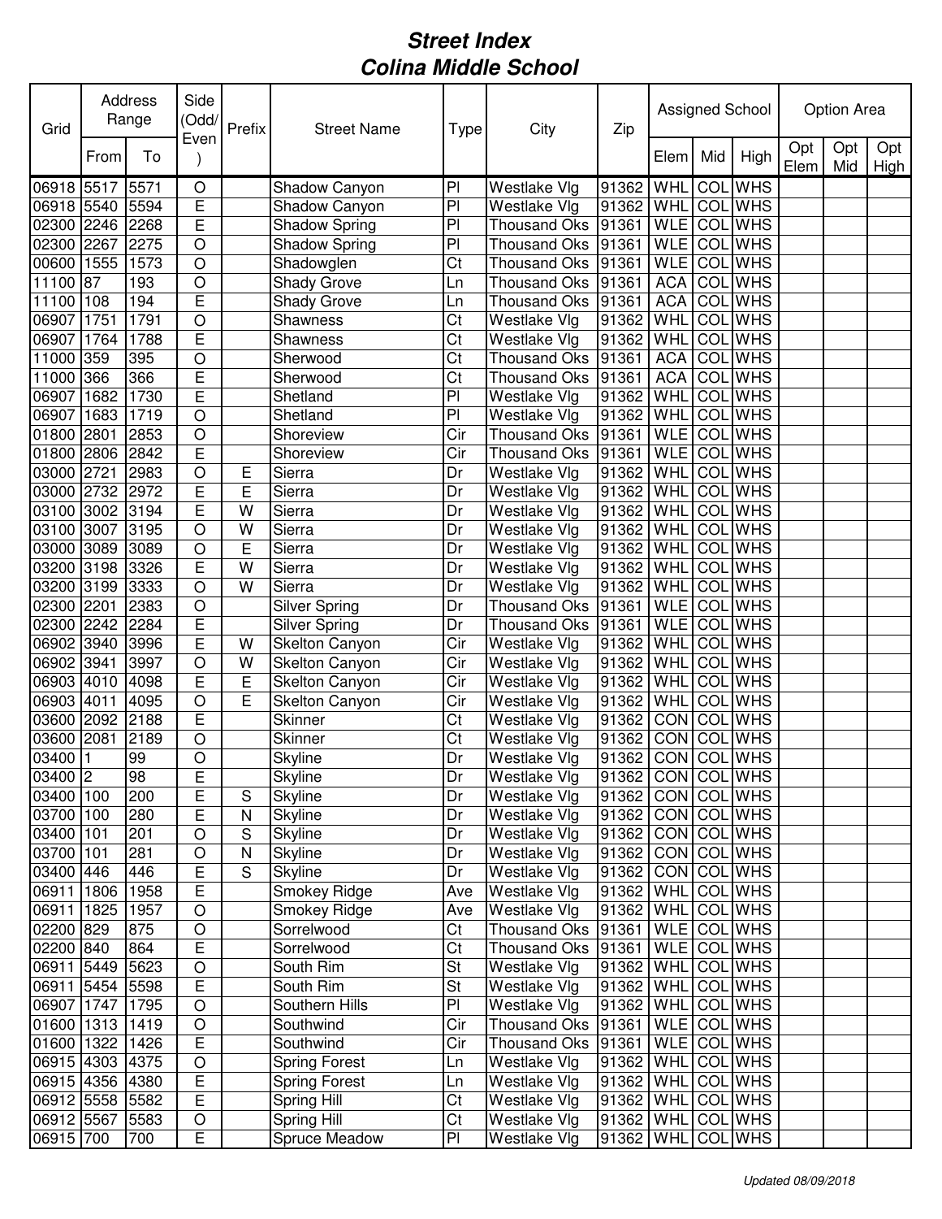# *Street Index*
# *Colina Middle School*

| Grid | Address Range | | Side (Odd/Even) | Prefix | Street Name | Type | City | Zip | Assigned School | | | Option Area | | |
|---|---|---|---|---|---|---|---|---|---|---|---|---|---|---|
| | From | To | | | | | | | Elem | Mid | High | Opt Elem | Opt Mid | Opt High |
| 06918 | 5517 | 5571 | O | | Shadow Canyon | Pl | Westlake Vlg | 91362 | WHL | COL | WHS | | | |
| 06918 | 5540 | 5594 | E | | Shadow Canyon | Pl | Westlake Vlg | 91362 | WHL | COL | WHS | | | |
| 02300 | 2246 | 2268 | E | | Shadow Spring | Pl | Thousand Oks | 91361 | WLE | COL | WHS | | | |
| 02300 | 2267 | 2275 | O | | Shadow Spring | Pl | Thousand Oks | 91361 | WLE | COL | WHS | | | |
| 00600 | 1555 | 1573 | O | | Shadowglen | Ct | Thousand Oks | 91361 | WLE | COL | WHS | | | |
| 11100 | 87 | 193 | O | | Shady Grove | Ln | Thousand Oks | 91361 | ACA | COL | WHS | | | |
| 11100 | 108 | 194 | E | | Shady Grove | Ln | Thousand Oks | 91361 | ACA | COL | WHS | | | |
| 06907 | 1751 | 1791 | O | | Shawness | Ct | Westlake Vlg | 91362 | WHL | COL | WHS | | | |
| 06907 | 1764 | 1788 | E | | Shawness | Ct | Westlake Vlg | 91362 | WHL | COL | WHS | | | |
| 11000 | 359 | 395 | O | | Sherwood | Ct | Thousand Oks | 91361 | ACA | COL | WHS | | | |
| 11000 | 366 | 366 | E | | Sherwood | Ct | Thousand Oks | 91361 | ACA | COL | WHS | | | |
| 06907 | 1682 | 1730 | E | | Shetland | Pl | Westlake Vlg | 91362 | WHL | COL | WHS | | | |
| 06907 | 1683 | 1719 | O | | Shetland | Pl | Westlake Vlg | 91362 | WHL | COL | WHS | | | |
| 01800 | 2801 | 2853 | O | | Shoreview | Cir | Thousand Oks | 91361 | WLE | COL | WHS | | | |
| 01800 | 2806 | 2842 | E | | Shoreview | Cir | Thousand Oks | 91361 | WLE | COL | WHS | | | |
| 03000 | 2721 | 2983 | O | E | Sierra | Dr | Westlake Vlg | 91362 | WHL | COL | WHS | | | |
| 03000 | 2732 | 2972 | E | E | Sierra | Dr | Westlake Vlg | 91362 | WHL | COL | WHS | | | |
| 03100 | 3002 | 3194 | E | W | Sierra | Dr | Westlake Vlg | 91362 | WHL | COL | WHS | | | |
| 03100 | 3007 | 3195 | O | W | Sierra | Dr | Westlake Vlg | 91362 | WHL | COL | WHS | | | |
| 03000 | 3089 | 3089 | O | E | Sierra | Dr | Westlake Vlg | 91362 | WHL | COL | WHS | | | |
| 03200 | 3198 | 3326 | E | W | Sierra | Dr | Westlake Vlg | 91362 | WHL | COL | WHS | | | |
| 03200 | 3199 | 3333 | O | W | Sierra | Dr | Westlake Vlg | 91362 | WHL | COL | WHS | | | |
| 02300 | 2201 | 2383 | O | | Silver Spring | Dr | Thousand Oks | 91361 | WLE | COL | WHS | | | |
| 02300 | 2242 | 2284 | E | | Silver Spring | Dr | Thousand Oks | 91361 | WLE | COL | WHS | | | |
| 06902 | 3940 | 3996 | E | W | Skelton Canyon | Cir | Westlake Vlg | 91362 | WHL | COL | WHS | | | |
| 06902 | 3941 | 3997 | O | W | Skelton Canyon | Cir | Westlake Vlg | 91362 | WHL | COL | WHS | | | |
| 06903 | 4010 | 4098 | E | E | Skelton Canyon | Cir | Westlake Vlg | 91362 | WHL | COL | WHS | | | |
| 06903 | 4011 | 4095 | O | E | Skelton Canyon | Cir | Westlake Vlg | 91362 | WHL | COL | WHS | | | |
| 03600 | 2092 | 2188 | E | | Skinner | Ct | Westlake Vlg | 91362 | CON | COL | WHS | | | |
| 03600 | 2081 | 2189 | O | | Skinner | Ct | Westlake Vlg | 91362 | CON | COL | WHS | | | |
| 03400 | 1 | 99 | O | | Skyline | Dr | Westlake Vlg | 91362 | CON | COL | WHS | | | |
| 03400 | 2 | 98 | E | | Skyline | Dr | Westlake Vlg | 91362 | CON | COL | WHS | | | |
| 03400 | 100 | 200 | E | S | Skyline | Dr | Westlake Vlg | 91362 | CON | COL | WHS | | | |
| 03700 | 100 | 280 | E | N | Skyline | Dr | Westlake Vlg | 91362 | CON | COL | WHS | | | |
| 03400 | 101 | 201 | O | S | Skyline | Dr | Westlake Vlg | 91362 | CON | COL | WHS | | | |
| 03700 | 101 | 281 | O | N | Skyline | Dr | Westlake Vlg | 91362 | CON | COL | WHS | | | |
| 03400 | 446 | 446 | E | S | Skyline | Dr | Westlake Vlg | 91362 | CON | COL | WHS | | | |
| 06911 | 1806 | 1958 | E | | Smokey Ridge | Ave | Westlake Vlg | 91362 | WHL | COL | WHS | | | |
| 06911 | 1825 | 1957 | O | | Smokey Ridge | Ave | Westlake Vlg | 91362 | WHL | COL | WHS | | | |
| 02200 | 829 | 875 | O | | Sorrelwood | Ct | Thousand Oks | 91361 | WLE | COL | WHS | | | |
| 02200 | 840 | 864 | E | | Sorrelwood | Ct | Thousand Oks | 91361 | WLE | COL | WHS | | | |
| 06911 | 5449 | 5623 | O | | South Rim | St | Westlake Vlg | 91362 | WHL | COL | WHS | | | |
| 06911 | 5454 | 5598 | E | | South Rim | St | Westlake Vlg | 91362 | WHL | COL | WHS | | | |
| 06907 | 1747 | 1795 | O | | Southern Hills | Pl | Westlake Vlg | 91362 | WHL | COL | WHS | | | |
| 01600 | 1313 | 1419 | O | | Southwind | Cir | Thousand Oks | 91361 | WLE | COL | WHS | | | |
| 01600 | 1322 | 1426 | E | | Southwind | Cir | Thousand Oks | 91361 | WLE | COL | WHS | | | |
| 06915 | 4303 | 4375 | O | | Spring Forest | Ln | Westlake Vlg | 91362 | WHL | COL | WHS | | | |
| 06915 | 4356 | 4380 | E | | Spring Forest | Ln | Westlake Vlg | 91362 | WHL | COL | WHS | | | |
| 06912 | 5558 | 5582 | E | | Spring Hill | Ct | Westlake Vlg | 91362 | WHL | COL | WHS | | | |
| 06912 | 5567 | 5583 | O | | Spring Hill | Ct | Westlake Vlg | 91362 | WHL | COL | WHS | | | |
| 06915 | 700 | 700 | E | | Spruce Meadow | Pl | Westlake Vlg | 91362 | WHL | COL | WHS | | | |

*Updated 08/09/2018*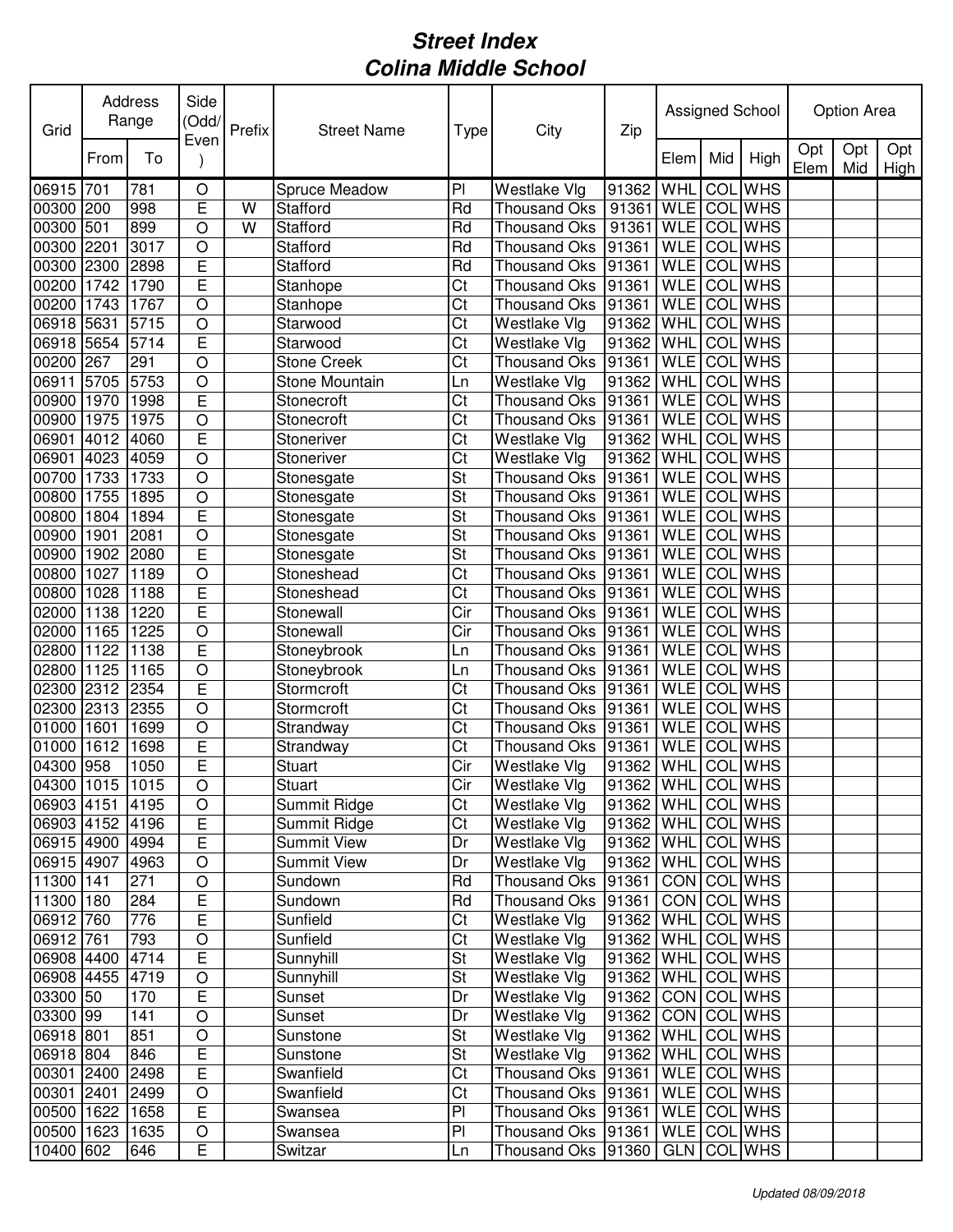# Street Index
# Colina Middle School

| Grid | Address Range | | Side (Odd/ Even) | Prefix | Street Name | Type | City | Zip | Assigned School | | | Option Area | | |
|---|---|---|---|---|---|---|---|---|---|---|---|---|---|---|
| | From | To | | | | | | | Elem | Mid | High | Opt Elem | Opt Mid | Opt High |
| 06915 | 701 | 781 | O | | Spruce Meadow | Pl | Westlake Vlg | 91362 | WHL | COL | WHS | | | |
| 00300 | 200 | 998 | E | W | Stafford | Rd | Thousand Oks | 91361 | WLE | COL | WHS | | | |
| 00300 | 501 | 899 | O | W | Stafford | Rd | Thousand Oks | 91361 | WLE | COL | WHS | | | |
| 00300 | 2201 | 3017 | O | | Stafford | Rd | Thousand Oks | 91361 | WLE | COL | WHS | | | |
| 00300 | 2300 | 2898 | E | | Stafford | Rd | Thousand Oks | 91361 | WLE | COL | WHS | | | |
| 00200 | 1742 | 1790 | E | | Stanhope | Ct | Thousand Oks | 91361 | WLE | COL | WHS | | | |
| 00200 | 1743 | 1767 | O | | Stanhope | Ct | Thousand Oks | 91361 | WLE | COL | WHS | | | |
| 06918 | 5631 | 5715 | O | | Starwood | Ct | Westlake Vlg | 91362 | WHL | COL | WHS | | | |
| 06918 | 5654 | 5714 | E | | Starwood | Ct | Westlake Vlg | 91362 | WHL | COL | WHS | | | |
| 00200 | 267 | 291 | O | | Stone Creek | Ct | Thousand Oks | 91361 | WLE | COL | WHS | | | |
| 06911 | 5705 | 5753 | O | | Stone Mountain | Ln | Westlake Vlg | 91362 | WHL | COL | WHS | | | |
| 00900 | 1970 | 1998 | E | | Stonecroft | Ct | Thousand Oks | 91361 | WLE | COL | WHS | | | |
| 00900 | 1975 | 1975 | O | | Stonecroft | Ct | Thousand Oks | 91361 | WLE | COL | WHS | | | |
| 06901 | 4012 | 4060 | E | | Stoneriver | Ct | Westlake Vlg | 91362 | WHL | COL | WHS | | | |
| 06901 | 4023 | 4059 | O | | Stoneriver | Ct | Westlake Vlg | 91362 | WHL | COL | WHS | | | |
| 00700 | 1733 | 1733 | O | | Stonesgate | St | Thousand Oks | 91361 | WLE | COL | WHS | | | |
| 00800 | 1755 | 1895 | O | | Stonesgate | St | Thousand Oks | 91361 | WLE | COL | WHS | | | |
| 00800 | 1804 | 1894 | E | | Stonesgate | St | Thousand Oks | 91361 | WLE | COL | WHS | | | |
| 00900 | 1901 | 2081 | O | | Stonesgate | St | Thousand Oks | 91361 | WLE | COL | WHS | | | |
| 00900 | 1902 | 2080 | E | | Stonesgate | St | Thousand Oks | 91361 | WLE | COL | WHS | | | |
| 00800 | 1027 | 1189 | O | | Stoneshead | Ct | Thousand Oks | 91361 | WLE | COL | WHS | | | |
| 00800 | 1028 | 1188 | E | | Stoneshead | Ct | Thousand Oks | 91361 | WLE | COL | WHS | | | |
| 02000 | 1138 | 1220 | E | | Stonewall | Cir | Thousand Oks | 91361 | WLE | COL | WHS | | | |
| 02000 | 1165 | 1225 | O | | Stonewall | Cir | Thousand Oks | 91361 | WLE | COL | WHS | | | |
| 02800 | 1122 | 1138 | E | | Stoneybrook | Ln | Thousand Oks | 91361 | WLE | COL | WHS | | | |
| 02800 | 1125 | 1165 | O | | Stoneybrook | Ln | Thousand Oks | 91361 | WLE | COL | WHS | | | |
| 02300 | 2312 | 2354 | E | | Stormcroft | Ct | Thousand Oks | 91361 | WLE | COL | WHS | | | |
| 02300 | 2313 | 2355 | O | | Stormcroft | Ct | Thousand Oks | 91361 | WLE | COL | WHS | | | |
| 01000 | 1601 | 1699 | O | | Strandway | Ct | Thousand Oks | 91361 | WLE | COL | WHS | | | |
| 01000 | 1612 | 1698 | E | | Strandway | Ct | Thousand Oks | 91361 | WLE | COL | WHS | | | |
| 04300 | 958 | 1050 | E | | Stuart | Cir | Westlake Vlg | 91362 | WHL | COL | WHS | | | |
| 04300 | 1015 | 1015 | O | | Stuart | Cir | Westlake Vlg | 91362 | WHL | COL | WHS | | | |
| 06903 | 4151 | 4195 | O | | Summit Ridge | Ct | Westlake Vlg | 91362 | WHL | COL | WHS | | | |
| 06903 | 4152 | 4196 | E | | Summit Ridge | Ct | Westlake Vlg | 91362 | WHL | COL | WHS | | | |
| 06915 | 4900 | 4994 | E | | Summit View | Dr | Westlake Vlg | 91362 | WHL | COL | WHS | | | |
| 06915 | 4907 | 4963 | O | | Summit View | Dr | Westlake Vlg | 91362 | WHL | COL | WHS | | | |
| 11300 | 141 | 271 | O | | Sundown | Rd | Thousand Oks | 91361 | CON | COL | WHS | | | |
| 11300 | 180 | 284 | E | | Sundown | Rd | Thousand Oks | 91361 | CON | COL | WHS | | | |
| 06912 | 760 | 776 | E | | Sunfield | Ct | Westlake Vlg | 91362 | WHL | COL | WHS | | | |
| 06912 | 761 | 793 | O | | Sunfield | Ct | Westlake Vlg | 91362 | WHL | COL | WHS | | | |
| 06908 | 4400 | 4714 | E | | Sunnyhill | St | Westlake Vlg | 91362 | WHL | COL | WHS | | | |
| 06908 | 4455 | 4719 | O | | Sunnyhill | St | Westlake Vlg | 91362 | WHL | COL | WHS | | | |
| 03300 | 50 | 170 | E | | Sunset | Dr | Westlake Vlg | 91362 | CON | COL | WHS | | | |
| 03300 | 99 | 141 | O | | Sunset | Dr | Westlake Vlg | 91362 | CON | COL | WHS | | | |
| 06918 | 801 | 851 | O | | Sunstone | St | Westlake Vlg | 91362 | WHL | COL | WHS | | | |
| 06918 | 804 | 846 | E | | Sunstone | St | Westlake Vlg | 91362 | WHL | COL | WHS | | | |
| 00301 | 2400 | 2498 | E | | Swanfield | Ct | Thousand Oks | 91361 | WLE | COL | WHS | | | |
| 00301 | 2401 | 2499 | O | | Swanfield | Ct | Thousand Oks | 91361 | WLE | COL | WHS | | | |
| 00500 | 1622 | 1658 | E | | Swansea | Pl | Thousand Oks | 91361 | WLE | COL | WHS | | | |
| 00500 | 1623 | 1635 | O | | Swansea | Pl | Thousand Oks | 91361 | WLE | COL | WHS | | | |
| 10400 | 602 | 646 | E | | Switzar | Ln | Thousand Oks | 91360 | GLN | COL | WHS | | | |

*Updated 08/09/2018*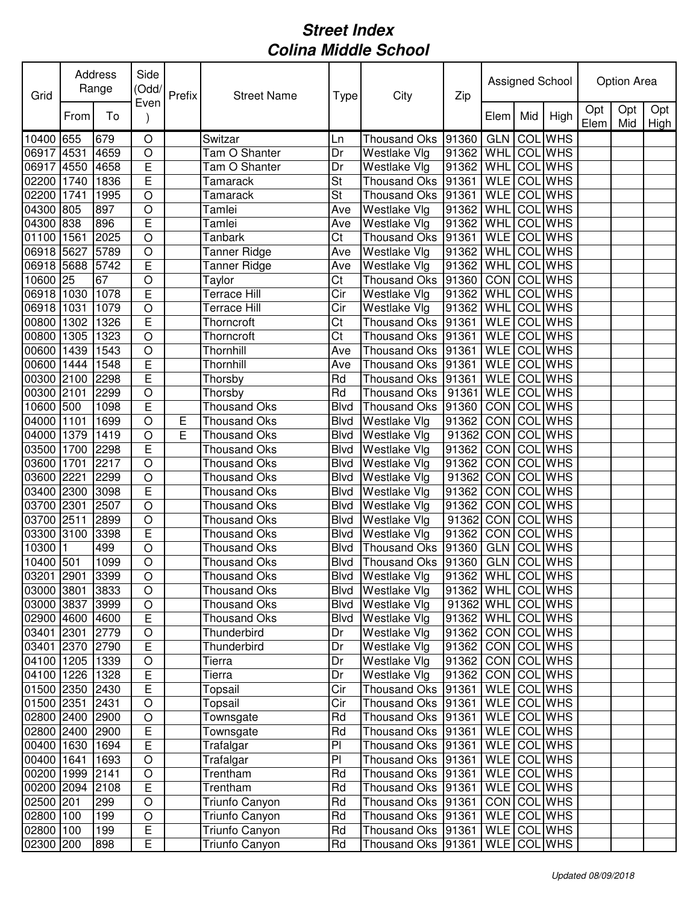# Street Index
# Colina Middle School

| Grid | Address Range | | Side (Odd/ Even) | Prefix | Street Name | Type | City | Zip | Assigned School | | | Option Area | | |
|---|---|---|---|---|---|---|---|---|---|---|---|---|---|---|
| | From | To | | | | | | | Elem | Mid | High | Opt Elem | Opt Mid | Opt High |
| 10400 | 655 | 679 | O | | Switzar | Ln | Thousand Oks | 91360 | GLN | COL | WHS | | | |
| 06917 | 4531 | 4659 | O | | Tam O Shanter | Dr | Westlake Vlg | 91362 | WHL | COL | WHS | | | |
| 06917 | 4550 | 4658 | E | | Tam O Shanter | Dr | Westlake Vlg | 91362 | WHL | COL | WHS | | | |
| 02200 | 1740 | 1836 | E | | Tamarack | St | Thousand Oks | 91361 | WLE | COL | WHS | | | |
| 02200 | 1741 | 1995 | O | | Tamarack | St | Thousand Oks | 91361 | WLE | COL | WHS | | | |
| 04300 | 805 | 897 | O | | Tamlei | Ave | Westlake Vlg | 91362 | WHL | COL | WHS | | | |
| 04300 | 838 | 896 | E | | Tamlei | Ave | Westlake Vlg | 91362 | WHL | COL | WHS | | | |
| 01100 | 1561 | 2025 | O | | Tanbark | Ct | Thousand Oks | 91361 | WLE | COL | WHS | | | |
| 06918 | 5627 | 5789 | O | | Tanner Ridge | Ave | Westlake Vlg | 91362 | WHL | COL | WHS | | | |
| 06918 | 5688 | 5742 | E | | Tanner Ridge | Ave | Westlake Vlg | 91362 | WHL | COL | WHS | | | |
| 10600 | 25 | 67 | O | | Taylor | Ct | Thousand Oks | 91360 | CON | COL | WHS | | | |
| 06918 | 1030 | 1078 | E | | Terrace Hill | Cir | Westlake Vlg | 91362 | WHL | COL | WHS | | | |
| 06918 | 1031 | 1079 | O | | Terrace Hill | Cir | Westlake Vlg | 91362 | WHL | COL | WHS | | | |
| 00800 | 1302 | 1326 | E | | Thorncroft | Ct | Thousand Oks | 91361 | WLE | COL | WHS | | | |
| 00800 | 1305 | 1323 | O | | Thorncroft | Ct | Thousand Oks | 91361 | WLE | COL | WHS | | | |
| 00600 | 1439 | 1543 | O | | Thornhill | Ave | Thousand Oks | 91361 | WLE | COL | WHS | | | |
| 00600 | 1444 | 1548 | E | | Thornhill | Ave | Thousand Oks | 91361 | WLE | COL | WHS | | | |
| 00300 | 2100 | 2298 | E | | Thorsby | Rd | Thousand Oks | 91361 | WLE | COL | WHS | | | |
| 00300 | 2101 | 2299 | O | | Thorsby | Rd | Thousand Oks | 91361 | WLE | COL | WHS | | | |
| 10600 | 500 | 1098 | E | | Thousand Oks | Blvd | Thousand Oks | 91360 | CON | COL | WHS | | | |
| 04000 | 1101 | 1699 | O | E | Thousand Oks | Blvd | Westlake Vlg | 91362 | CON | COL | WHS | | | |
| 04000 | 1379 | 1419 | O | E | Thousand Oks | Blvd | Westlake Vlg | 91362 | CON | COL | WHS | | | |
| 03500 | 1700 | 2298 | E | | Thousand Oks | Blvd | Westlake Vlg | 91362 | CON | COL | WHS | | | |
| 03600 | 1701 | 2217 | O | | Thousand Oks | Blvd | Westlake Vlg | 91362 | CON | COL | WHS | | | |
| 03600 | 2221 | 2299 | O | | Thousand Oks | Blvd | Westlake Vlg | 91362 | CON | COL | WHS | | | |
| 03400 | 2300 | 3098 | E | | Thousand Oks | Blvd | Westlake Vlg | 91362 | CON | COL | WHS | | | |
| 03700 | 2301 | 2507 | O | | Thousand Oks | Blvd | Westlake Vlg | 91362 | CON | COL | WHS | | | |
| 03700 | 2511 | 2899 | O | | Thousand Oks | Blvd | Westlake Vlg | 91362 | CON | COL | WHS | | | |
| 03300 | 3100 | 3398 | E | | Thousand Oks | Blvd | Westlake Vlg | 91362 | CON | COL | WHS | | | |
| 10300 | 1 | 499 | O | | Thousand Oks | Blvd | Thousand Oks | 91360 | GLN | COL | WHS | | | |
| 10400 | 501 | 1099 | O | | Thousand Oks | Blvd | Thousand Oks | 91360 | GLN | COL | WHS | | | |
| 03201 | 2901 | 3399 | O | | Thousand Oks | Blvd | Westlake Vlg | 91362 | WHL | COL | WHS | | | |
| 03000 | 3801 | 3833 | O | | Thousand Oks | Blvd | Westlake Vlg | 91362 | WHL | COL | WHS | | | |
| 03000 | 3837 | 3999 | O | | Thousand Oks | Blvd | Westlake Vlg | 91362 | WHL | COL | WHS | | | |
| 02900 | 4600 | 4600 | E | | Thousand Oks | Blvd | Westlake Vlg | 91362 | WHL | COL | WHS | | | |
| 03401 | 2301 | 2779 | O | | Thunderbird | Dr | Westlake Vlg | 91362 | CON | COL | WHS | | | |
| 03401 | 2370 | 2790 | E | | Thunderbird | Dr | Westlake Vlg | 91362 | CON | COL | WHS | | | |
| 04100 | 1205 | 1339 | O | | Tierra | Dr | Westlake Vlg | 91362 | CON | COL | WHS | | | |
| 04100 | 1226 | 1328 | E | | Tierra | Dr | Westlake Vlg | 91362 | CON | COL | WHS | | | |
| 01500 | 2350 | 2430 | E | | Topsail | Cir | Thousand Oks | 91361 | WLE | COL | WHS | | | |
| 01500 | 2351 | 2431 | O | | Topsail | Cir | Thousand Oks | 91361 | WLE | COL | WHS | | | |
| 02800 | 2400 | 2900 | O | | Townsgate | Rd | Thousand Oks | 91361 | WLE | COL | WHS | | | |
| 02800 | 2400 | 2900 | E | | Townsgate | Rd | Thousand Oks | 91361 | WLE | COL | WHS | | | |
| 00400 | 1630 | 1694 | E | | Trafalgar | Pl | Thousand Oks | 91361 | WLE | COL | WHS | | | |
| 00400 | 1641 | 1693 | O | | Trafalgar | Pl | Thousand Oks | 91361 | WLE | COL | WHS | | | |
| 00200 | 1999 | 2141 | O | | Trentham | Rd | Thousand Oks | 91361 | WLE | COL | WHS | | | |
| 00200 | 2094 | 2108 | E | | Trentham | Rd | Thousand Oks | 91361 | WLE | COL | WHS | | | |
| 02500 | 201 | 299 | O | | Triunfo Canyon | Rd | Thousand Oks | 91361 | CON | COL | WHS | | | |
| 02800 | 100 | 199 | O | | Triunfo Canyon | Rd | Thousand Oks | 91361 | WLE | COL | WHS | | | |
| 02800 | 100 | 199 | E | | Triunfo Canyon | Rd | Thousand Oks | 91361 | WLE | COL | WHS | | | |
| 02300 | 200 | 898 | E | | Triunfo Canyon | Rd | Thousand Oks | 91361 | WLE | COL | WHS | | | |

*Updated 08/09/2018*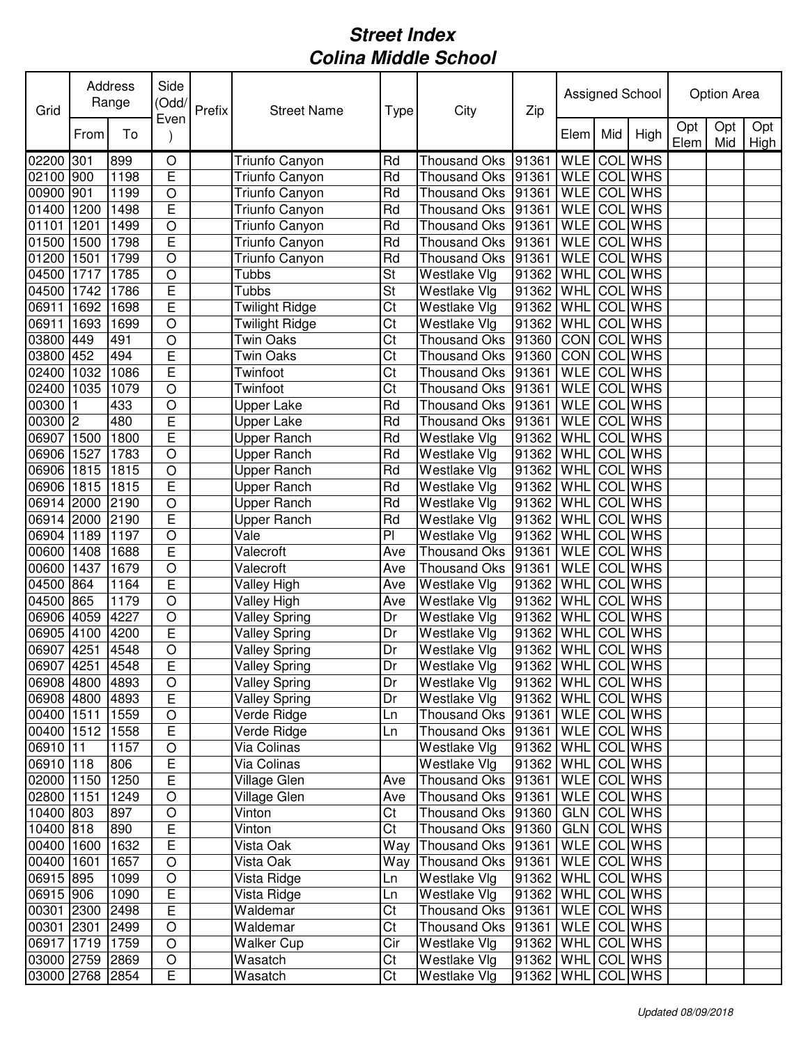# Street Index
# Colina Middle School

| Grid | Address Range | | Side (Odd/ Even) | Prefix | Street Name | Type | City | Zip | Assigned School | | | Option Area | | |
|---|---|---|---|---|---|---|---|---|---|---|---|---|---|---|
| | From | To | | | | | | | Elem | Mid | High | Opt Elem | Opt Mid | Opt High |
| 02200 | 301 | 899 | O | | Triunfo Canyon | Rd | Thousand Oks | 91361 | WLE | COL | WHS | | | |
| 02100 | 900 | 1198 | E | | Triunfo Canyon | Rd | Thousand Oks | 91361 | WLE | COL | WHS | | | |
| 00900 | 901 | 1199 | O | | Triunfo Canyon | Rd | Thousand Oks | 91361 | WLE | COL | WHS | | | |
| 01400 | 1200 | 1498 | E | | Triunfo Canyon | Rd | Thousand Oks | 91361 | WLE | COL | WHS | | | |
| 01101 | 1201 | 1499 | O | | Triunfo Canyon | Rd | Thousand Oks | 91361 | WLE | COL | WHS | | | |
| 01500 | 1500 | 1798 | E | | Triunfo Canyon | Rd | Thousand Oks | 91361 | WLE | COL | WHS | | | |
| 01200 | 1501 | 1799 | O | | Triunfo Canyon | Rd | Thousand Oks | 91361 | WLE | COL | WHS | | | |
| 04500 | 1717 | 1785 | O | | Tubbs | St | Westlake Vlg | 91362 | WHL | COL | WHS | | | |
| 04500 | 1742 | 1786 | E | | Tubbs | St | Westlake Vlg | 91362 | WHL | COL | WHS | | | |
| 06911 | 1692 | 1698 | E | | Twilight Ridge | Ct | Westlake Vlg | 91362 | WHL | COL | WHS | | | |
| 06911 | 1693 | 1699 | O | | Twilight Ridge | Ct | Westlake Vlg | 91362 | WHL | COL | WHS | | | |
| 03800 | 449 | 491 | O | | Twin Oaks | Ct | Thousand Oks | 91360 | CON | COL | WHS | | | |
| 03800 | 452 | 494 | E | | Twin Oaks | Ct | Thousand Oks | 91360 | CON | COL | WHS | | | |
| 02400 | 1032 | 1086 | E | | Twinfoot | Ct | Thousand Oks | 91361 | WLE | COL | WHS | | | |
| 02400 | 1035 | 1079 | O | | Twinfoot | Ct | Thousand Oks | 91361 | WLE | COL | WHS | | | |
| 00300 | 1 | 433 | O | | Upper Lake | Rd | Thousand Oks | 91361 | WLE | COL | WHS | | | |
| 00300 | 2 | 480 | E | | Upper Lake | Rd | Thousand Oks | 91361 | WLE | COL | WHS | | | |
| 06907 | 1500 | 1800 | E | | Upper Ranch | Rd | Westlake Vlg | 91362 | WHL | COL | WHS | | | |
| 06906 | 1527 | 1783 | O | | Upper Ranch | Rd | Westlake Vlg | 91362 | WHL | COL | WHS | | | |
| 06906 | 1815 | 1815 | O | | Upper Ranch | Rd | Westlake Vlg | 91362 | WHL | COL | WHS | | | |
| 06906 | 1815 | 1815 | E | | Upper Ranch | Rd | Westlake Vlg | 91362 | WHL | COL | WHS | | | |
| 06914 | 2000 | 2190 | O | | Upper Ranch | Rd | Westlake Vlg | 91362 | WHL | COL | WHS | | | |
| 06914 | 2000 | 2190 | E | | Upper Ranch | Rd | Westlake Vlg | 91362 | WHL | COL | WHS | | | |
| 06904 | 1189 | 1197 | O | | Vale | Pl | Westlake Vlg | 91362 | WHL | COL | WHS | | | |
| 00600 | 1408 | 1688 | E | | Valecroft | Ave | Thousand Oks | 91361 | WLE | COL | WHS | | | |
| 00600 | 1437 | 1679 | O | | Valecroft | Ave | Thousand Oks | 91361 | WLE | COL | WHS | | | |
| 04500 | 864 | 1164 | E | | Valley High | Ave | Westlake Vlg | 91362 | WHL | COL | WHS | | | |
| 04500 | 865 | 1179 | O | | Valley High | Ave | Westlake Vlg | 91362 | WHL | COL | WHS | | | |
| 06906 | 4059 | 4227 | O | | Valley Spring | Dr | Westlake Vlg | 91362 | WHL | COL | WHS | | | |
| 06905 | 4100 | 4200 | E | | Valley Spring | Dr | Westlake Vlg | 91362 | WHL | COL | WHS | | | |
| 06907 | 4251 | 4548 | O | | Valley Spring | Dr | Westlake Vlg | 91362 | WHL | COL | WHS | | | |
| 06907 | 4251 | 4548 | E | | Valley Spring | Dr | Westlake Vlg | 91362 | WHL | COL | WHS | | | |
| 06908 | 4800 | 4893 | O | | Valley Spring | Dr | Westlake Vlg | 91362 | WHL | COL | WHS | | | |
| 06908 | 4800 | 4893 | E | | Valley Spring | Dr | Westlake Vlg | 91362 | WHL | COL | WHS | | | |
| 00400 | 1511 | 1559 | O | | Verde Ridge | Ln | Thousand Oks | 91361 | WLE | COL | WHS | | | |
| 00400 | 1512 | 1558 | E | | Verde Ridge | Ln | Thousand Oks | 91361 | WLE | COL | WHS | | | |
| 06910 | 11 | 1157 | O | | Via Colinas | | Westlake Vlg | 91362 | WHL | COL | WHS | | | |
| 06910 | 118 | 806 | E | | Via Colinas | | Westlake Vlg | 91362 | WHL | COL | WHS | | | |
| 02000 | 1150 | 1250 | E | | Village Glen | Ave | Thousand Oks | 91361 | WLE | COL | WHS | | | |
| 02800 | 1151 | 1249 | O | | Village Glen | Ave | Thousand Oks | 91361 | WLE | COL | WHS | | | |
| 10400 | 803 | 897 | O | | Vinton | Ct | Thousand Oks | 91360 | GLN | COL | WHS | | | |
| 10400 | 818 | 890 | E | | Vinton | Ct | Thousand Oks | 91360 | GLN | COL | WHS | | | |
| 00400 | 1600 | 1632 | E | | Vista Oak | Way | Thousand Oks | 91361 | WLE | COL | WHS | | | |
| 00400 | 1601 | 1657 | O | | Vista Oak | Way | Thousand Oks | 91361 | WLE | COL | WHS | | | |
| 06915 | 895 | 1099 | O | | Vista Ridge | Ln | Westlake Vlg | 91362 | WHL | COL | WHS | | | |
| 06915 | 906 | 1090 | E | | Vista Ridge | Ln | Westlake Vlg | 91362 | WHL | COL | WHS | | | |
| 00301 | 2300 | 2498 | E | | Waldemar | Ct | Thousand Oks | 91361 | WLE | COL | WHS | | | |
| 00301 | 2301 | 2499 | O | | Waldemar | Ct | Thousand Oks | 91361 | WLE | COL | WHS | | | |
| 06917 | 1719 | 1759 | O | | Walker Cup | Cir | Westlake Vlg | 91362 | WHL | COL | WHS | | | |
| 03000 | 2759 | 2869 | O | | Wasatch | Ct | Westlake Vlg | 91362 | WHL | COL | WHS | | | |
| 03000 | 2768 | 2854 | E | | Wasatch | Ct | Westlake Vlg | 91362 | WHL | COL | WHS | | | |

*Updated 08/09/2018*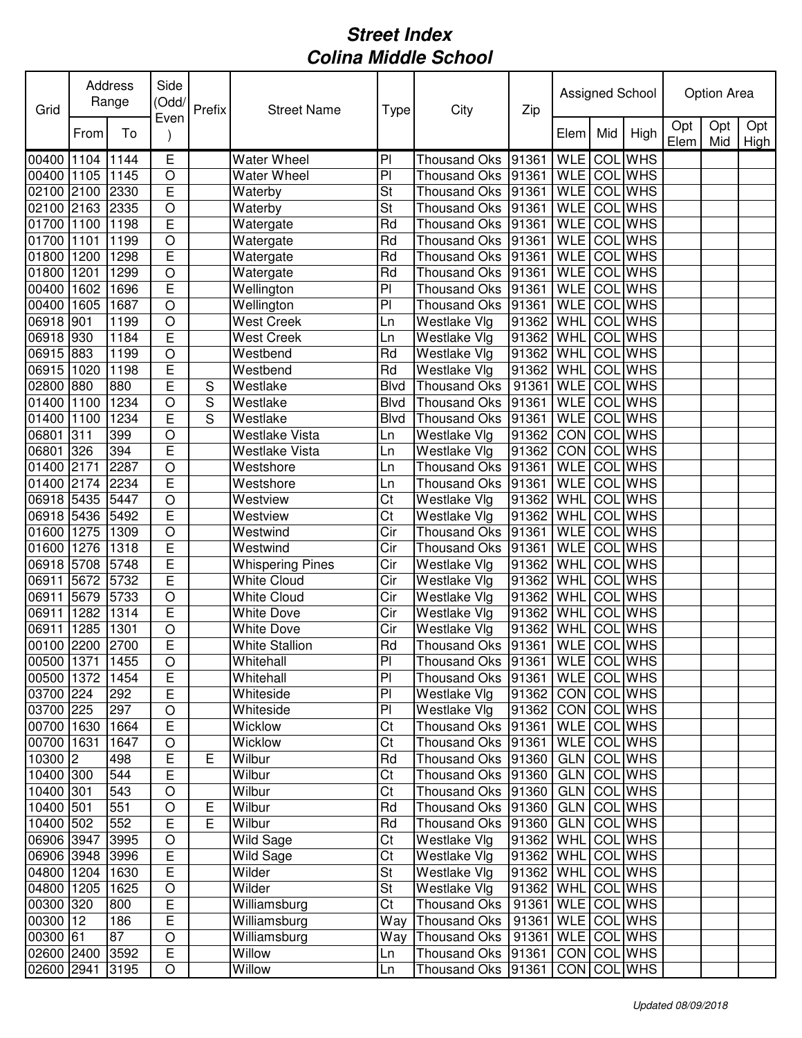# Street Index
# Colina Middle School

| Grid | Address Range | | Side (Odd/ Even) | Prefix | Street Name | Type | City | Zip | Assigned School | | | Option Area | | |
|---|---|---|---|---|---|---|---|---|---|---|---|---|---|---|
| | From | To | | | | | | | Elem | Mid | High | Opt Elem | Opt Mid | Opt High |
| 00400 | 1104 | 1144 | E | | Water Wheel | Pl | Thousand Oks | 91361 | WLE | COL | WHS | | | |
| 00400 | 1105 | 1145 | O | | Water Wheel | Pl | Thousand Oks | 91361 | WLE | COL | WHS | | | |
| 02100 | 2100 | 2330 | E | | Waterby | St | Thousand Oks | 91361 | WLE | COL | WHS | | | |
| 02100 | 2163 | 2335 | O | | Waterby | St | Thousand Oks | 91361 | WLE | COL | WHS | | | |
| 01700 | 1100 | 1198 | E | | Watergate | Rd | Thousand Oks | 91361 | WLE | COL | WHS | | | |
| 01700 | 1101 | 1199 | O | | Watergate | Rd | Thousand Oks | 91361 | WLE | COL | WHS | | | |
| 01800 | 1200 | 1298 | E | | Watergate | Rd | Thousand Oks | 91361 | WLE | COL | WHS | | | |
| 01800 | 1201 | 1299 | O | | Watergate | Rd | Thousand Oks | 91361 | WLE | COL | WHS | | | |
| 00400 | 1602 | 1696 | E | | Wellington | Pl | Thousand Oks | 91361 | WLE | COL | WHS | | | |
| 00400 | 1605 | 1687 | O | | Wellington | Pl | Thousand Oks | 91361 | WLE | COL | WHS | | | |
| 06918 | 901 | 1199 | O | | West Creek | Ln | Westlake Vlg | 91362 | WHL | COL | WHS | | | |
| 06918 | 930 | 1184 | E | | West Creek | Ln | Westlake Vlg | 91362 | WHL | COL | WHS | | | |
| 06915 | 883 | 1199 | O | | Westbend | Rd | Westlake Vlg | 91362 | WHL | COL | WHS | | | |
| 06915 | 1020 | 1198 | E | | Westbend | Rd | Westlake Vlg | 91362 | WHL | COL | WHS | | | |
| 02800 | 880 | 880 | E | S | Westlake | Blvd | Thousand Oks | 91361 | WLE | COL | WHS | | | |
| 01400 | 1100 | 1234 | O | S | Westlake | Blvd | Thousand Oks | 91361 | WLE | COL | WHS | | | |
| 01400 | 1100 | 1234 | E | S | Westlake | Blvd | Thousand Oks | 91361 | WLE | COL | WHS | | | |
| 06801 | 311 | 399 | O | | Westlake Vista | Ln | Westlake Vlg | 91362 | CON | COL | WHS | | | |
| 06801 | 326 | 394 | E | | Westlake Vista | Ln | Westlake Vlg | 91362 | CON | COL | WHS | | | |
| 01400 | 2171 | 2287 | O | | Westshore | Ln | Thousand Oks | 91361 | WLE | COL | WHS | | | |
| 01400 | 2174 | 2234 | E | | Westshore | Ln | Thousand Oks | 91361 | WLE | COL | WHS | | | |
| 06918 | 5435 | 5447 | O | | Westview | Ct | Westlake Vlg | 91362 | WHL | COL | WHS | | | |
| 06918 | 5436 | 5492 | E | | Westview | Ct | Westlake Vlg | 91362 | WHL | COL | WHS | | | |
| 01600 | 1275 | 1309 | O | | Westwind | Cir | Thousand Oks | 91361 | WLE | COL | WHS | | | |
| 01600 | 1276 | 1318 | E | | Westwind | Cir | Thousand Oks | 91361 | WLE | COL | WHS | | | |
| 06918 | 5708 | 5748 | E | | Whispering Pines | Cir | Westlake Vlg | 91362 | WHL | COL | WHS | | | |
| 06911 | 5672 | 5732 | E | | White Cloud | Cir | Westlake Vlg | 91362 | WHL | COL | WHS | | | |
| 06911 | 5679 | 5733 | O | | White Cloud | Cir | Westlake Vlg | 91362 | WHL | COL | WHS | | | |
| 06911 | 1282 | 1314 | E | | White Dove | Cir | Westlake Vlg | 91362 | WHL | COL | WHS | | | |
| 06911 | 1285 | 1301 | O | | White Dove | Cir | Westlake Vlg | 91362 | WHL | COL | WHS | | | |
| 00100 | 2200 | 2700 | E | | White Stallion | Rd | Thousand Oks | 91361 | WLE | COL | WHS | | | |
| 00500 | 1371 | 1455 | O | | Whitehall | Pl | Thousand Oks | 91361 | WLE | COL | WHS | | | |
| 00500 | 1372 | 1454 | E | | Whitehall | Pl | Thousand Oks | 91361 | WLE | COL | WHS | | | |
| 03700 | 224 | 292 | E | | Whiteside | Pl | Westlake Vlg | 91362 | CON | COL | WHS | | | |
| 03700 | 225 | 297 | O | | Whiteside | Pl | Westlake Vlg | 91362 | CON | COL | WHS | | | |
| 00700 | 1630 | 1664 | E | | Wicklow | Ct | Thousand Oks | 91361 | WLE | COL | WHS | | | |
| 00700 | 1631 | 1647 | O | | Wicklow | Ct | Thousand Oks | 91361 | WLE | COL | WHS | | | |
| 10300 | 2 | 498 | E | E | Wilbur | Rd | Thousand Oks | 91360 | GLN | COL | WHS | | | |
| 10400 | 300 | 544 | E | | Wilbur | Ct | Thousand Oks | 91360 | GLN | COL | WHS | | | |
| 10400 | 301 | 543 | O | | Wilbur | Ct | Thousand Oks | 91360 | GLN | COL | WHS | | | |
| 10400 | 501 | 551 | O | E | Wilbur | Rd | Thousand Oks | 91360 | GLN | COL | WHS | | | |
| 10400 | 502 | 552 | E | E | Wilbur | Rd | Thousand Oks | 91360 | GLN | COL | WHS | | | |
| 06906 | 3947 | 3995 | O | | Wild Sage | Ct | Westlake Vlg | 91362 | WHL | COL | WHS | | | |
| 06906 | 3948 | 3996 | E | | Wild Sage | Ct | Westlake Vlg | 91362 | WHL | COL | WHS | | | |
| 04800 | 1204 | 1630 | E | | Wilder | St | Westlake Vlg | 91362 | WHL | COL | WHS | | | |
| 04800 | 1205 | 1625 | O | | Wilder | St | Westlake Vlg | 91362 | WHL | COL | WHS | | | |
| 00300 | 320 | 800 | E | | Williamsburg | Ct | Thousand Oks | 91361 | WLE | COL | WHS | | | |
| 00300 | 12 | 186 | E | | Williamsburg | Way | Thousand Oks | 91361 | WLE | COL | WHS | | | |
| 00300 | 61 | 87 | O | | Williamsburg | Way | Thousand Oks | 91361 | WLE | COL | WHS | | | |
| 02600 | 2400 | 3592 | E | | Willow | Ln | Thousand Oks | 91361 | CON | COL | WHS | | | |
| 02600 | 2941 | 3195 | O | | Willow | Ln | Thousand Oks | 91361 | CON | COL | WHS | | | |

*Updated 08/09/2018*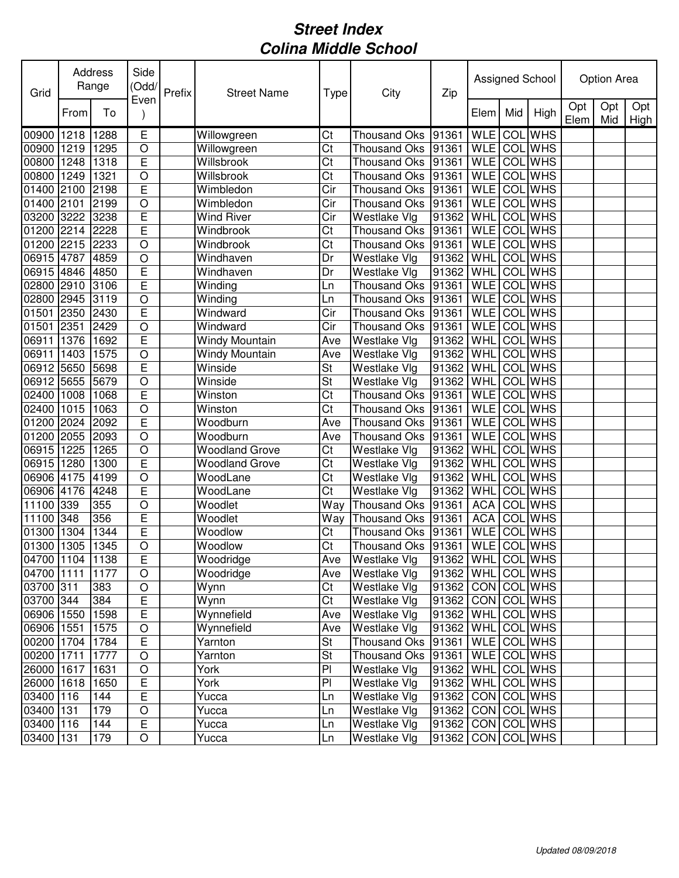# Street Index
# Colina Middle School

| Grid | Address Range | | Side (Odd/Even) | Prefix | Street Name | Type | City | Zip | Assigned School | | | Option Area | | |
|---|---|---|---|---|---|---|---|---|---|---|---|---|---|---|
| | From | To | | | | | | | Elem | Mid | High | Opt Elem | Opt Mid | Opt High |
| 00900 | 1218 | 1288 | E | | Willowgreen | Ct | Thousand Oks | 91361 | WLE | COL | WHS | | | |
| 00900 | 1219 | 1295 | O | | Willowgreen | Ct | Thousand Oks | 91361 | WLE | COL | WHS | | | |
| 00800 | 1248 | 1318 | E | | Willsbrook | Ct | Thousand Oks | 91361 | WLE | COL | WHS | | | |
| 00800 | 1249 | 1321 | O | | Willsbrook | Ct | Thousand Oks | 91361 | WLE | COL | WHS | | | |
| 01400 | 2100 | 2198 | E | | Wimbledon | Cir | Thousand Oks | 91361 | WLE | COL | WHS | | | |
| 01400 | 2101 | 2199 | O | | Wimbledon | Cir | Thousand Oks | 91361 | WLE | COL | WHS | | | |
| 03200 | 3222 | 3238 | E | | Wind River | Cir | Westlake Vlg | 91362 | WHL | COL | WHS | | | |
| 01200 | 2214 | 2228 | E | | Windbrook | Ct | Thousand Oks | 91361 | WLE | COL | WHS | | | |
| 01200 | 2215 | 2233 | O | | Windbrook | Ct | Thousand Oks | 91361 | WLE | COL | WHS | | | |
| 06915 | 4787 | 4859 | O | | Windhaven | Dr | Westlake Vlg | 91362 | WHL | COL | WHS | | | |
| 06915 | 4846 | 4850 | E | | Windhaven | Dr | Westlake Vlg | 91362 | WHL | COL | WHS | | | |
| 02800 | 2910 | 3106 | E | | Winding | Ln | Thousand Oks | 91361 | WLE | COL | WHS | | | |
| 02800 | 2945 | 3119 | O | | Winding | Ln | Thousand Oks | 91361 | WLE | COL | WHS | | | |
| 01501 | 2350 | 2430 | E | | Windward | Cir | Thousand Oks | 91361 | WLE | COL | WHS | | | |
| 01501 | 2351 | 2429 | O | | Windward | Cir | Thousand Oks | 91361 | WLE | COL | WHS | | | |
| 06911 | 1376 | 1692 | E | | Windy Mountain | Ave | Westlake Vlg | 91362 | WHL | COL | WHS | | | |
| 06911 | 1403 | 1575 | O | | Windy Mountain | Ave | Westlake Vlg | 91362 | WHL | COL | WHS | | | |
| 06912 | 5650 | 5698 | E | | Winside | St | Westlake Vlg | 91362 | WHL | COL | WHS | | | |
| 06912 | 5655 | 5679 | O | | Winside | St | Westlake Vlg | 91362 | WHL | COL | WHS | | | |
| 02400 | 1008 | 1068 | E | | Winston | Ct | Thousand Oks | 91361 | WLE | COL | WHS | | | |
| 02400 | 1015 | 1063 | O | | Winston | Ct | Thousand Oks | 91361 | WLE | COL | WHS | | | |
| 01200 | 2024 | 2092 | E | | Woodburn | Ave | Thousand Oks | 91361 | WLE | COL | WHS | | | |
| 01200 | 2055 | 2093 | O | | Woodburn | Ave | Thousand Oks | 91361 | WLE | COL | WHS | | | |
| 06915 | 1225 | 1265 | O | | Woodland Grove | Ct | Westlake Vlg | 91362 | WHL | COL | WHS | | | |
| 06915 | 1280 | 1300 | E | | Woodland Grove | Ct | Westlake Vlg | 91362 | WHL | COL | WHS | | | |
| 06906 | 4175 | 4199 | O | | WoodLane | Ct | Westlake Vlg | 91362 | WHL | COL | WHS | | | |
| 06906 | 4176 | 4248 | E | | WoodLane | Ct | Westlake Vlg | 91362 | WHL | COL | WHS | | | |
| 11100 | 339 | 355 | O | | Woodlet | Way | Thousand Oks | 91361 | ACA | COL | WHS | | | |
| 11100 | 348 | 356 | E | | Woodlet | Way | Thousand Oks | 91361 | ACA | COL | WHS | | | |
| 01300 | 1304 | 1344 | E | | Woodlow | Ct | Thousand Oks | 91361 | WLE | COL | WHS | | | |
| 01300 | 1305 | 1345 | O | | Woodlow | Ct | Thousand Oks | 91361 | WLE | COL | WHS | | | |
| 04700 | 1104 | 1138 | E | | Woodridge | Ave | Westlake Vlg | 91362 | WHL | COL | WHS | | | |
| 04700 | 1111 | 1177 | O | | Woodridge | Ave | Westlake Vlg | 91362 | WHL | COL | WHS | | | |
| 03700 | 311 | 383 | O | | Wynn | Ct | Westlake Vlg | 91362 | CON | COL | WHS | | | |
| 03700 | 344 | 384 | E | | Wynn | Ct | Westlake Vlg | 91362 | CON | COL | WHS | | | |
| 06906 | 1550 | 1598 | E | | Wynnefield | Ave | Westlake Vlg | 91362 | WHL | COL | WHS | | | |
| 06906 | 1551 | 1575 | O | | Wynnefield | Ave | Westlake Vlg | 91362 | WHL | COL | WHS | | | |
| 00200 | 1704 | 1784 | E | | Yarnton | St | Thousand Oks | 91361 | WLE | COL | WHS | | | |
| 00200 | 1711 | 1777 | O | | Yarnton | St | Thousand Oks | 91361 | WLE | COL | WHS | | | |
| 26000 | 1617 | 1631 | O | | York | Pl | Westlake Vlg | 91362 | WHL | COL | WHS | | | |
| 26000 | 1618 | 1650 | E | | York | Pl | Westlake Vlg | 91362 | WHL | COL | WHS | | | |
| 03400 | 116 | 144 | E | | Yucca | Ln | Westlake Vlg | 91362 | CON | COL | WHS | | | |
| 03400 | 131 | 179 | O | | Yucca | Ln | Westlake Vlg | 91362 | CON | COL | WHS | | | |
| 03400 | 116 | 144 | E | | Yucca | Ln | Westlake Vlg | 91362 | CON | COL | WHS | | | |
| 03400 | 131 | 179 | O | | Yucca | Ln | Westlake Vlg | 91362 | CON | COL | WHS | | | |

*Updated 08/09/2018*